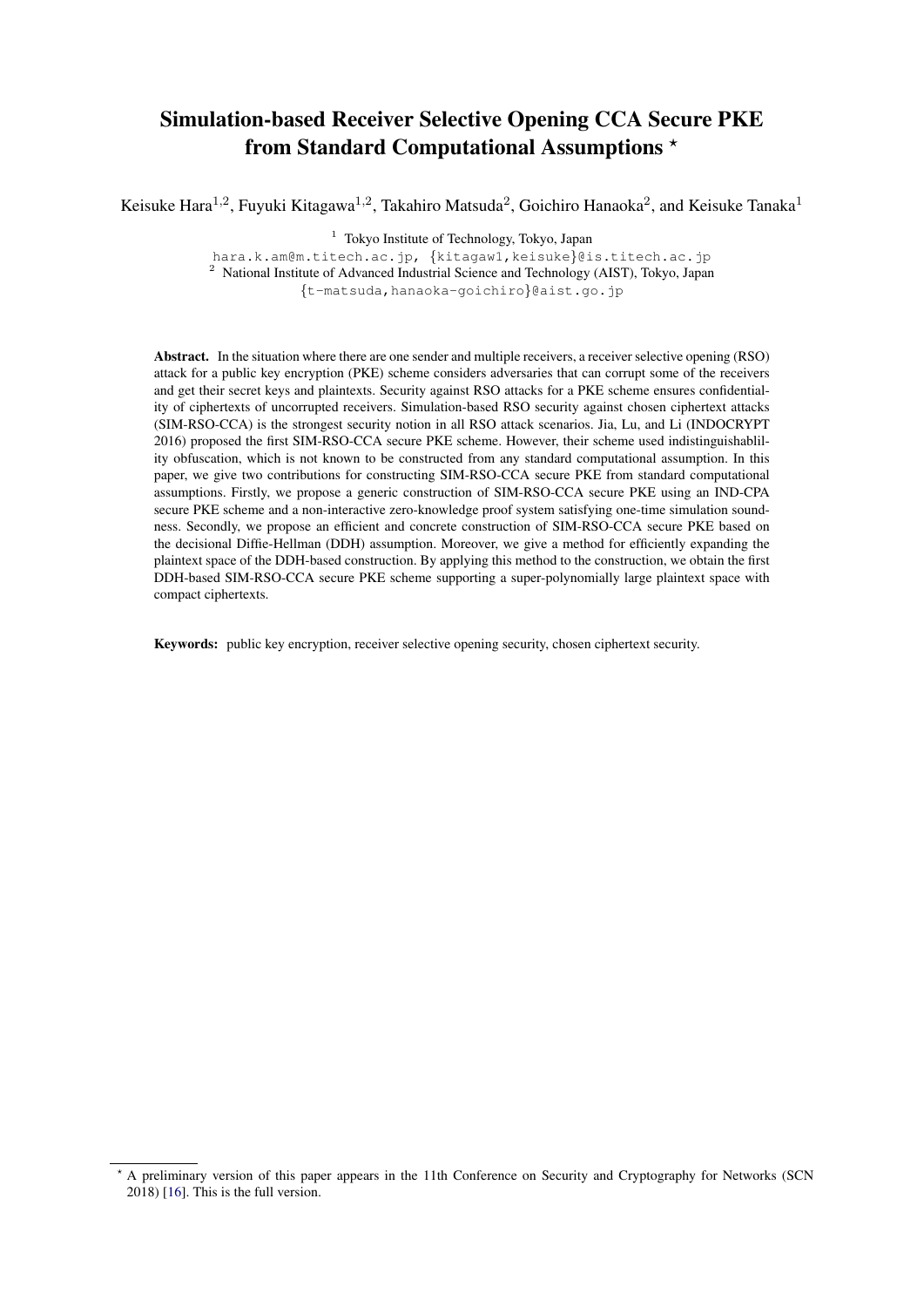# Simulation-based Receiver Selective Opening CCA Secure PKE from Standard Computational Assumptions *

Keisuke Hara[1,2], Fuyuki Kitagawa[1,2], Takahiro Matsuda[2], Goichiro Hanaoka[2], and Keisuke Tanaka[1]

[1] Tokyo Institute of Technology, Tokyo, Japan
hara.k.am@m.titech.ac.jp, {kitagaw1,keisuke}@is.titech.ac.jp
[2] National Institute of Advanced Industrial Science and Technology (AIST), Tokyo, Japan
{t-matsuda,hanaoka-goichiro}@aist.go.jp

**Abstract.** In the situation where there are one sender and multiple receivers, a receiver selective opening (RSO) attack for a public key encryption (PKE) scheme considers adversaries that can corrupt some of the receivers and get their secret keys and plaintexts. Security against RSO attacks for a PKE scheme ensures confidentiality of ciphertexts of uncorrupted receivers. Simulation-based RSO security against chosen ciphertext attacks (SIM-RSO-CCA) is the strongest security notion in all RSO attack scenarios. Jia, Lu, and Li (INDOCRYPT 2016) proposed the first SIM-RSO-CCA secure PKE scheme. However, their scheme used indistinguishablility obfuscation, which is not known to be constructed from any standard computational assumption. In this paper, we give two contributions for constructing SIM-RSO-CCA secure PKE from standard computational assumptions. Firstly, we propose a generic construction of SIM-RSO-CCA secure PKE using an IND-CPA secure PKE scheme and a non-interactive zero-knowledge proof system satisfying one-time simulation soundness. Secondly, we propose an efficient and concrete construction of SIM-RSO-CCA secure PKE based on the decisional Diffie-Hellman (DDH) assumption. Moreover, we give a method for efficiently expanding the plaintext space of the DDH-based construction. By applying this method to the construction, we obtain the first DDH-based SIM-RSO-CCA secure PKE scheme supporting a super-polynomially large plaintext space with compact ciphertexts.

**Keywords:** public key encryption, receiver selective opening security, chosen ciphertext security.

---

* A preliminary version of this paper appears in the 11th Conference on Security and Cryptography for Networks (SCN 2018) [16]. This is the full version.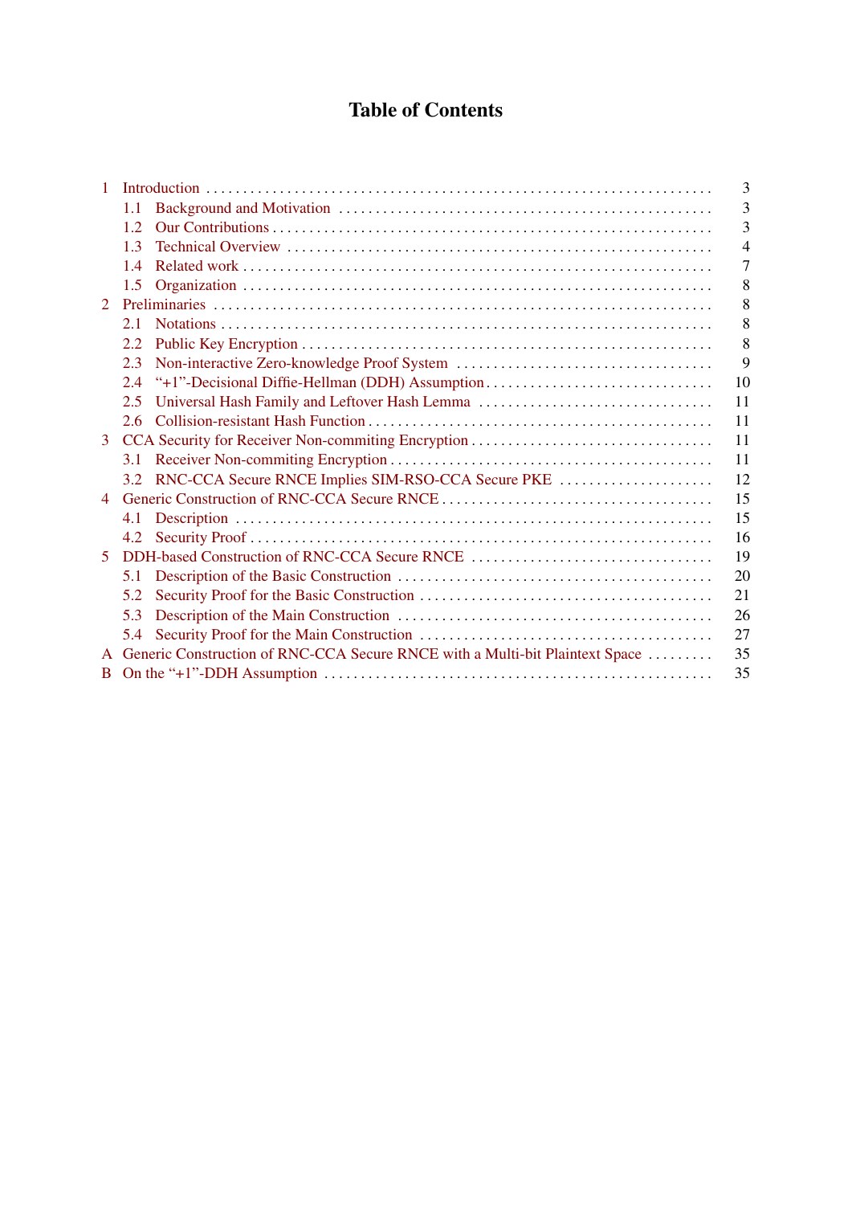# Table of Contents

- 1 Introduction ... 3
  - 1.1 Background and Motivation ... 3
  - 1.2 Our Contributions ... 3
  - 1.3 Technical Overview ... 4
  - 1.4 Related work ... 7
  - 1.5 Organization ... 8
- 2 Preliminaries ... 8
  - 2.1 Notations ... 8
  - 2.2 Public Key Encryption ... 8
  - 2.3 Non-interactive Zero-knowledge Proof System ... 9
  - 2.4 “+1”-Decisional Diffie-Hellman (DDH) Assumption ... 10
  - 2.5 Universal Hash Family and Leftover Hash Lemma ... 11
  - 2.6 Collision-resistant Hash Function ... 11
- 3 CCA Security for Receiver Non-commiting Encryption ... 11
  - 3.1 Receiver Non-commiting Encryption ... 11
  - 3.2 RNC-CCA Secure RNCE Implies SIM-RSO-CCA Secure PKE ... 12
- 4 Generic Construction of RNC-CCA Secure RNCE ... 15
  - 4.1 Description ... 15
  - 4.2 Security Proof ... 16
- 5 DDH-based Construction of RNC-CCA Secure RNCE ... 19
  - 5.1 Description of the Basic Construction ... 20
  - 5.2 Security Proof for the Basic Construction ... 21
  - 5.3 Description of the Main Construction ... 26
  - 5.4 Security Proof for the Main Construction ... 27
- A Generic Construction of RNC-CCA Secure RNCE with a Multi-bit Plaintext Space ... 35
- B On the “+1”-DDH Assumption ... 35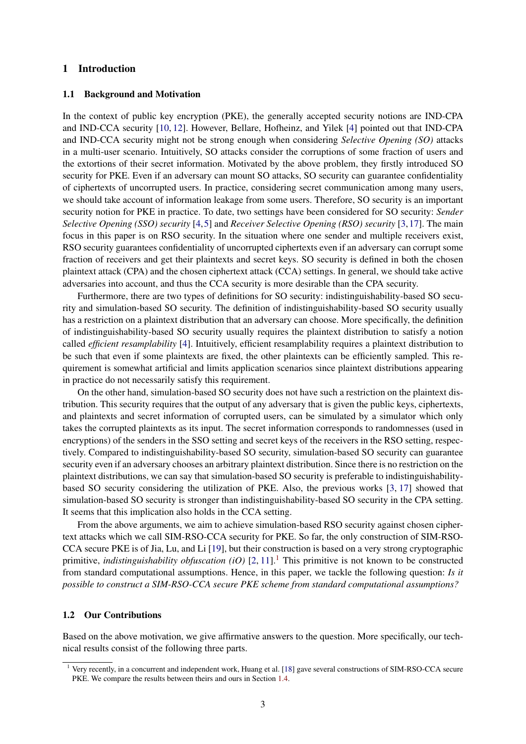# 1 Introduction

## 1.1 Background and Motivation

In the context of public key encryption (PKE), the generally accepted security notions are IND-CPA and IND-CCA security [10, 12]. However, Bellare, Hofheinz, and Yilek [4] pointed out that IND-CPA and IND-CCA security might not be strong enough when considering *Selective Opening (SO)* attacks in a multi-user scenario. Intuitively, SO attacks consider the corruptions of some fraction of users and the extortions of their secret information. Motivated by the above problem, they firstly introduced SO security for PKE. Even if an adversary can mount SO attacks, SO security can guarantee confidentiality of ciphertexts of uncorrupted users. In practice, considering secret communication among many users, we should take account of information leakage from some users. Therefore, SO security is an important security notion for PKE in practice. To date, two settings have been considered for SO security: *Sender Selective Opening (SSO) security* [4, 5] and *Receiver Selective Opening (RSO) security* [3, 17]. The main focus in this paper is on RSO security. In the situation where one sender and multiple receivers exist, RSO security guarantees confidentiality of uncorrupted ciphertexts even if an adversary can corrupt some fraction of receivers and get their plaintexts and secret keys. SO security is defined in both the chosen plaintext attack (CPA) and the chosen ciphertext attack (CCA) settings. In general, we should take active adversaries into account, and thus the CCA security is more desirable than the CPA security.

Furthermore, there are two types of definitions for SO security: indistinguishability-based SO security and simulation-based SO security. The definition of indistinguishability-based SO security usually has a restriction on a plaintext distribution that an adversary can choose. More specifically, the definition of indistinguishability-based SO security usually requires the plaintext distribution to satisfy a notion called *efficient resamplability* [4]. Intuitively, efficient resamplability requires a plaintext distribution to be such that even if some plaintexts are fixed, the other plaintexts can be efficiently sampled. This requirement is somewhat artificial and limits application scenarios since plaintext distributions appearing in practice do not necessarily satisfy this requirement.

On the other hand, simulation-based SO security does not have such a restriction on the plaintext distribution. This security requires that the output of any adversary that is given the public keys, ciphertexts, and plaintexts and secret information of corrupted users, can be simulated by a simulator which only takes the corrupted plaintexts as its input. The secret information corresponds to randomnesses (used in encryptions) of the senders in the SSO setting and secret keys of the receivers in the RSO setting, respectively. Compared to indistinguishability-based SO security, simulation-based SO security can guarantee security even if an adversary chooses an arbitrary plaintext distribution. Since there is no restriction on the plaintext distributions, we can say that simulation-based SO security is preferable to indistinguishability-based SO security considering the utilization of PKE. Also, the previous works [3, 17] showed that simulation-based SO security is stronger than indistinguishability-based SO security in the CPA setting. It seems that this implication also holds in the CCA setting.

From the above arguments, we aim to achieve simulation-based RSO security against chosen ciphertext attacks which we call SIM-RSO-CCA security for PKE. So far, the only construction of SIM-RSO-CCA secure PKE is of Jia, Lu, and Li [19], but their construction is based on a very strong cryptographic primitive, *indistinguishability obfuscation (iO)* [2, 11].[1] This primitive is not known to be constructed from standard computational assumptions. Hence, in this paper, we tackle the following question: *Is it possible to construct a SIM-RSO-CCA secure PKE scheme from standard computational assumptions?*

## 1.2 Our Contributions

Based on the above motivation, we give affirmative answers to the question. More specifically, our technical results consist of the following three parts.

---

[1] Very recently, in a concurrent and independent work, Huang et al. [18] gave several constructions of SIM-RSO-CCA secure PKE. We compare the results between theirs and ours in Section 1.4.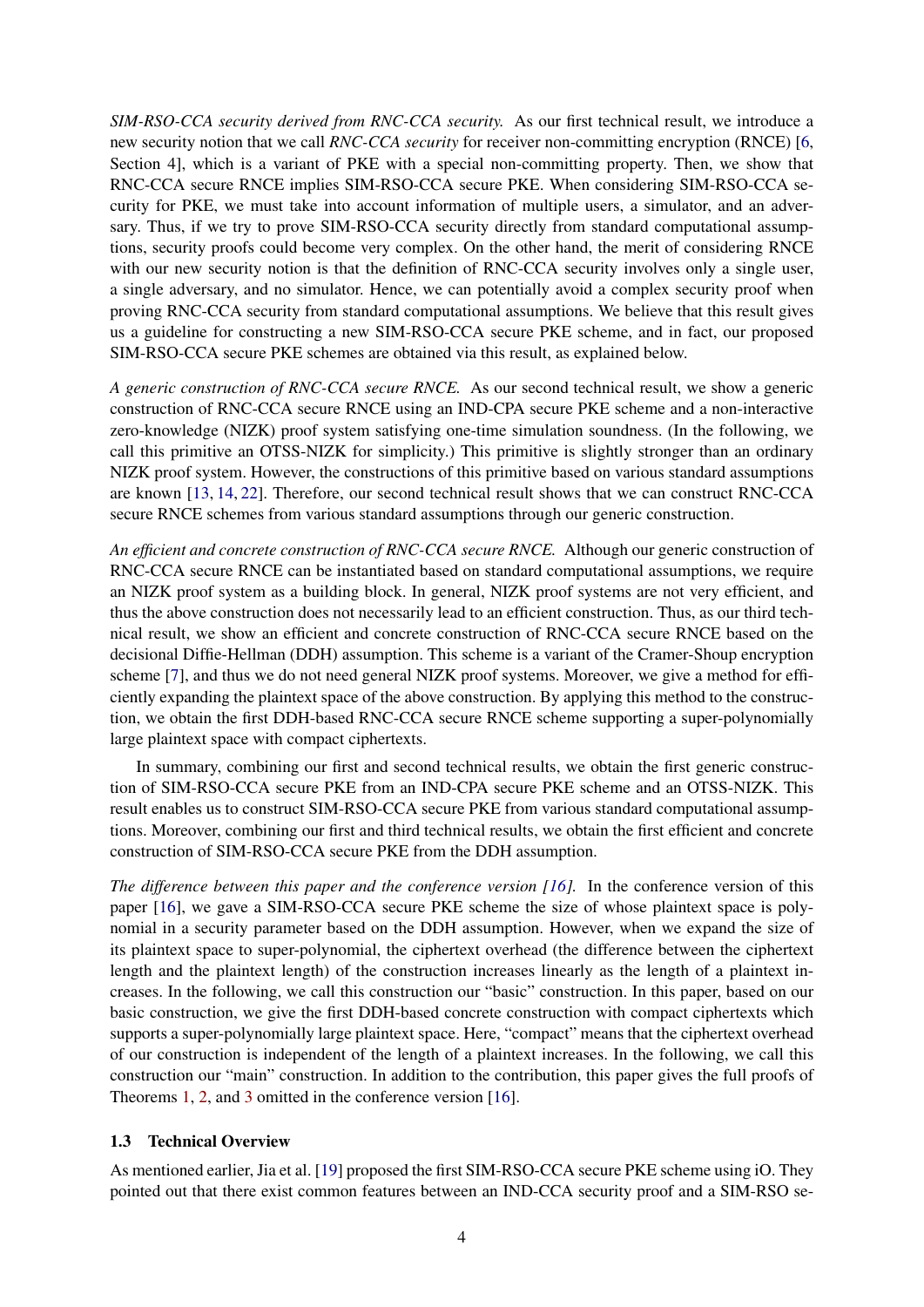*SIM-RSO-CCA security derived from RNC-CCA security.* As our first technical result, we introduce a new security notion that we call *RNC-CCA security* for receiver non-committing encryption (RNCE) [6, Section 4], which is a variant of PKE with a special non-committing property. Then, we show that RNC-CCA secure RNCE implies SIM-RSO-CCA secure PKE. When considering SIM-RSO-CCA security for PKE, we must take into account information of multiple users, a simulator, and an adversary. Thus, if we try to prove SIM-RSO-CCA security directly from standard computational assumptions, security proofs could become very complex. On the other hand, the merit of considering RNCE with our new security notion is that the definition of RNC-CCA security involves only a single user, a single adversary, and no simulator. Hence, we can potentially avoid a complex security proof when proving RNC-CCA security from standard computational assumptions. We believe that this result gives us a guideline for constructing a new SIM-RSO-CCA secure PKE scheme, and in fact, our proposed SIM-RSO-CCA secure PKE schemes are obtained via this result, as explained below.

*A generic construction of RNC-CCA secure RNCE.* As our second technical result, we show a generic construction of RNC-CCA secure RNCE using an IND-CPA secure PKE scheme and a non-interactive zero-knowledge (NIZK) proof system satisfying one-time simulation soundness. (In the following, we call this primitive an OTSS-NIZK for simplicity.) This primitive is slightly stronger than an ordinary NIZK proof system. However, the constructions of this primitive based on various standard assumptions are known [13, 14, 22]. Therefore, our second technical result shows that we can construct RNC-CCA secure RNCE schemes from various standard assumptions through our generic construction.

*An efficient and concrete construction of RNC-CCA secure RNCE.* Although our generic construction of RNC-CCA secure RNCE can be instantiated based on standard computational assumptions, we require an NIZK proof system as a building block. In general, NIZK proof systems are not very efficient, and thus the above construction does not necessarily lead to an efficient construction. Thus, as our third technical result, we show an efficient and concrete construction of RNC-CCA secure RNCE based on the decisional Diffie-Hellman (DDH) assumption. This scheme is a variant of the Cramer-Shoup encryption scheme [7], and thus we do not need general NIZK proof systems. Moreover, we give a method for efficiently expanding the plaintext space of the above construction. By applying this method to the construction, we obtain the first DDH-based RNC-CCA secure RNCE scheme supporting a super-polynomially large plaintext space with compact ciphertexts.

In summary, combining our first and second technical results, we obtain the first generic construction of SIM-RSO-CCA secure PKE from an IND-CPA secure PKE scheme and an OTSS-NIZK. This result enables us to construct SIM-RSO-CCA secure PKE from various standard computational assumptions. Moreover, combining our first and third technical results, we obtain the first efficient and concrete construction of SIM-RSO-CCA secure PKE from the DDH assumption.

*The difference between this paper and the conference version [16].* In the conference version of this paper [16], we gave a SIM-RSO-CCA secure PKE scheme the size of whose plaintext space is polynomial in a security parameter based on the DDH assumption. However, when we expand the size of its plaintext space to super-polynomial, the ciphertext overhead (the difference between the ciphertext length and the plaintext length) of the construction increases linearly as the length of a plaintext increases. In the following, we call this construction our "basic" construction. In this paper, based on our basic construction, we give the first DDH-based concrete construction with compact ciphertexts which supports a super-polynomially large plaintext space. Here, "compact" means that the ciphertext overhead of our construction is independent of the length of a plaintext increases. In the following, we call this construction our "main" construction. In addition to the contribution, this paper gives the full proofs of Theorems 1, 2, and 3 omitted in the conference version [16].

### 1.3 Technical Overview

As mentioned earlier, Jia et al. [19] proposed the first SIM-RSO-CCA secure PKE scheme using iO. They pointed out that there exist common features between an IND-CCA security proof and a SIM-RSO se-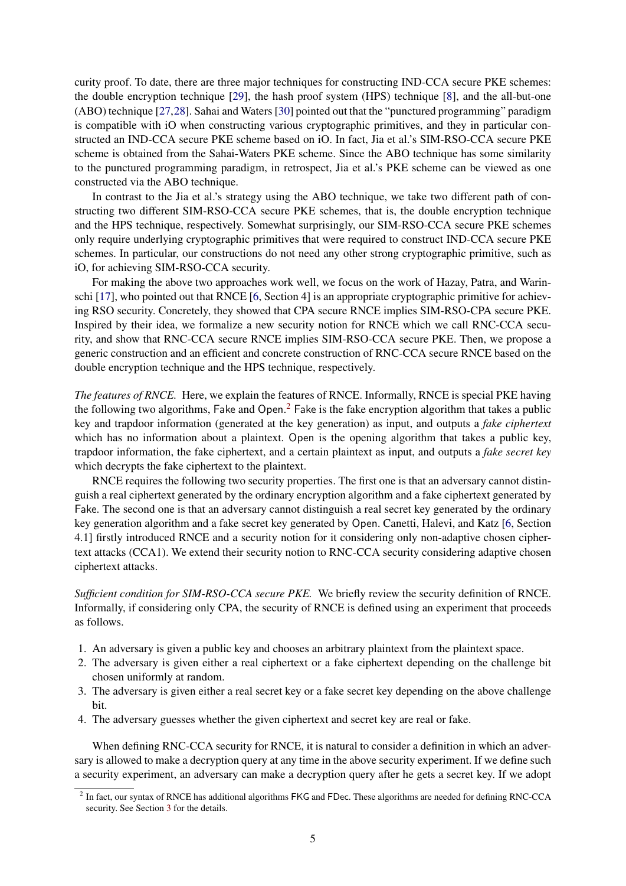curity proof. To date, there are three major techniques for constructing IND-CCA secure PKE schemes: the double encryption technique [29], the hash proof system (HPS) technique [8], and the all-but-one (ABO) technique [27,28]. Sahai and Waters [30] pointed out that the "punctured programming" paradigm is compatible with iO when constructing various cryptographic primitives, and they in particular constructed an IND-CCA secure PKE scheme based on iO. In fact, Jia et al.'s SIM-RSO-CCA secure PKE scheme is obtained from the Sahai-Waters PKE scheme. Since the ABO technique has some similarity to the punctured programming paradigm, in retrospect, Jia et al.'s PKE scheme can be viewed as one constructed via the ABO technique.

In contrast to the Jia et al.'s strategy using the ABO technique, we take two different path of constructing two different SIM-RSO-CCA secure PKE schemes, that is, the double encryption technique and the HPS technique, respectively. Somewhat surprisingly, our SIM-RSO-CCA secure PKE schemes only require underlying cryptographic primitives that were required to construct IND-CCA secure PKE schemes. In particular, our constructions do not need any other strong cryptographic primitive, such as iO, for achieving SIM-RSO-CCA security.

For making the above two approaches work well, we focus on the work of Hazay, Patra, and Warinschi [17], who pointed out that RNCE [6, Section 4] is an appropriate cryptographic primitive for achieving RSO security. Concretely, they showed that CPA secure RNCE implies SIM-RSO-CPA secure PKE. Inspired by their idea, we formalize a new security notion for RNCE which we call RNC-CCA security, and show that RNC-CCA secure RNCE implies SIM-RSO-CCA secure PKE. Then, we propose a generic construction and an efficient and concrete construction of RNC-CCA secure RNCE based on the double encryption technique and the HPS technique, respectively.

*The features of RNCE.* Here, we explain the features of RNCE. Informally, RNCE is special PKE having the following two algorithms, $\mathsf{Fake}$ and $\mathsf{Open}$.[2] $\mathsf{Fake}$ is the fake encryption algorithm that takes a public key and trapdoor information (generated at the key generation) as input, and outputs a *fake ciphertext* which has no information about a plaintext. $\mathsf{Open}$ is the opening algorithm that takes a public key, trapdoor information, the fake ciphertext, and a certain plaintext as input, and outputs a *fake secret key* which decrypts the fake ciphertext to the plaintext.

RNCE requires the following two security properties. The first one is that an adversary cannot distinguish a real ciphertext generated by the ordinary encryption algorithm and a fake ciphertext generated by $\mathsf{Fake}$. The second one is that an adversary cannot distinguish a real secret key generated by the ordinary key generation algorithm and a fake secret key generated by $\mathsf{Open}$. Canetti, Halevi, and Katz [6, Section 4.1] firstly introduced RNCE and a security notion for it considering only non-adaptive chosen ciphertext attacks (CCA1). We extend their security notion to RNC-CCA security considering adaptive chosen ciphertext attacks.

*Sufficient condition for SIM-RSO-CCA secure PKE.* We briefly review the security definition of RNCE. Informally, if considering only CPA, the security of RNCE is defined using an experiment that proceeds as follows.

1. An adversary is given a public key and chooses an arbitrary plaintext from the plaintext space.
2. The adversary is given either a real ciphertext or a fake ciphertext depending on the challenge bit chosen uniformly at random.
3. The adversary is given either a real secret key or a fake secret key depending on the above challenge bit.
4. The adversary guesses whether the given ciphertext and secret key are real or fake.

When defining RNC-CCA security for RNCE, it is natural to consider a definition in which an adversary is allowed to make a decryption query at any time in the above security experiment. If we define such a security experiment, an adversary can make a decryption query after he gets a secret key. If we adopt

[2] In fact, our syntax of RNCE has additional algorithms $\mathsf{FKG}$ and $\mathsf{FDec}$. These algorithms are needed for defining RNC-CCA security. See Section 3 for the details.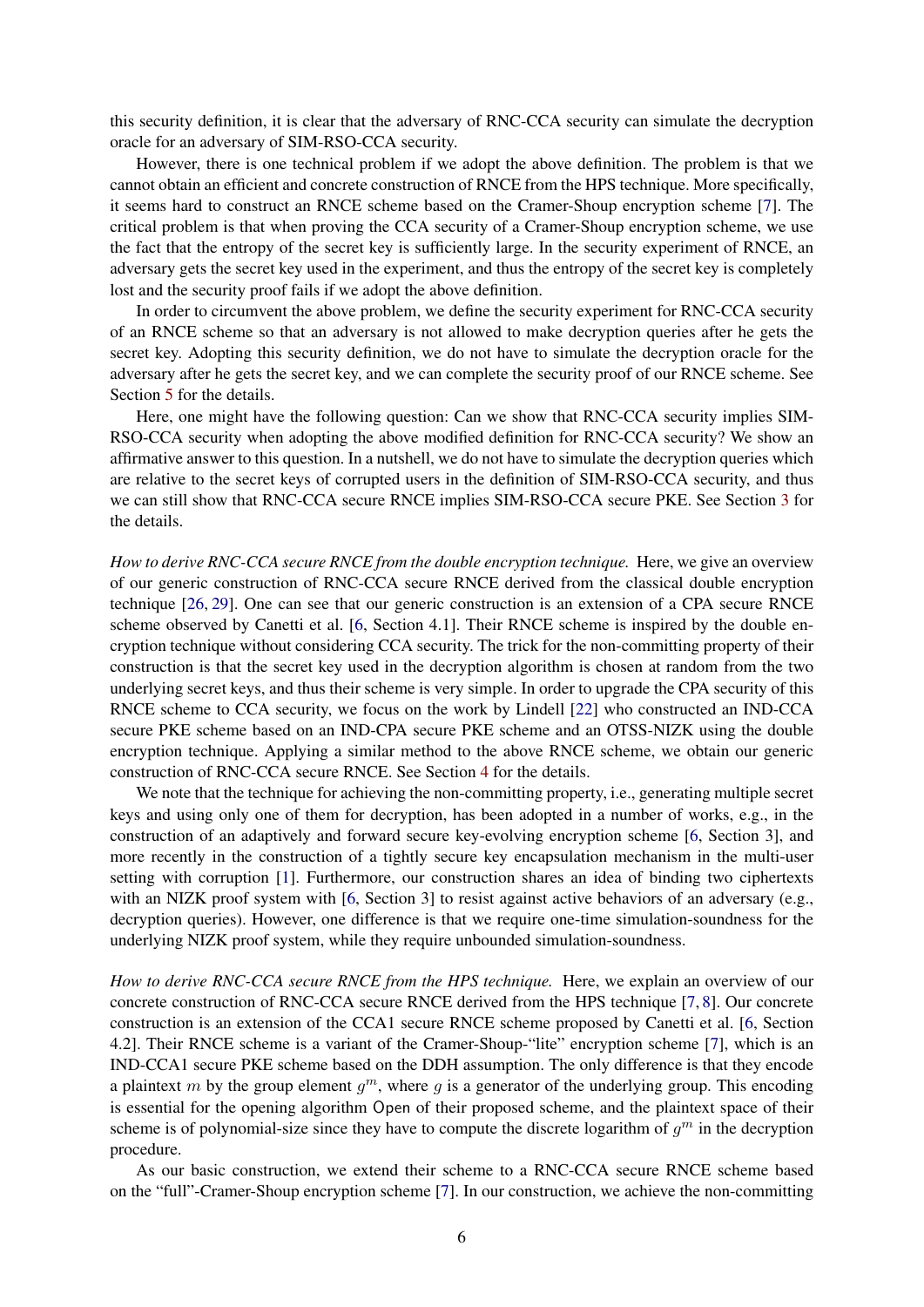this security definition, it is clear that the adversary of RNC-CCA security can simulate the decryption oracle for an adversary of SIM-RSO-CCA security.

However, there is one technical problem if we adopt the above definition. The problem is that we cannot obtain an efficient and concrete construction of RNCE from the HPS technique. More specifically, it seems hard to construct an RNCE scheme based on the Cramer-Shoup encryption scheme [7]. The critical problem is that when proving the CCA security of a Cramer-Shoup encryption scheme, we use the fact that the entropy of the secret key is sufficiently large. In the security experiment of RNCE, an adversary gets the secret key used in the experiment, and thus the entropy of the secret key is completely lost and the security proof fails if we adopt the above definition.

In order to circumvent the above problem, we define the security experiment for RNC-CCA security of an RNCE scheme so that an adversary is not allowed to make decryption queries after he gets the secret key. Adopting this security definition, we do not have to simulate the decryption oracle for the adversary after he gets the secret key, and we can complete the security proof of our RNCE scheme. See Section 5 for the details.

Here, one might have the following question: Can we show that RNC-CCA security implies SIM-RSO-CCA security when adopting the above modified definition for RNC-CCA security? We show an affirmative answer to this question. In a nutshell, we do not have to simulate the decryption queries which are relative to the secret keys of corrupted users in the definition of SIM-RSO-CCA security, and thus we can still show that RNC-CCA secure RNCE implies SIM-RSO-CCA secure PKE. See Section 3 for the details.

*How to derive RNC-CCA secure RNCE from the double encryption technique.* Here, we give an overview of our generic construction of RNC-CCA secure RNCE derived from the classical double encryption technique [26, 29]. One can see that our generic construction is an extension of a CPA secure RNCE scheme observed by Canetti et al. [6, Section 4.1]. Their RNCE scheme is inspired by the double encryption technique without considering CCA security. The trick for the non-committing property of their construction is that the secret key used in the decryption algorithm is chosen at random from the two underlying secret keys, and thus their scheme is very simple. In order to upgrade the CPA security of this RNCE scheme to CCA security, we focus on the work by Lindell [22] who constructed an IND-CCA secure PKE scheme based on an IND-CPA secure PKE scheme and an OTSS-NIZK using the double encryption technique. Applying a similar method to the above RNCE scheme, we obtain our generic construction of RNC-CCA secure RNCE. See Section 4 for the details.

We note that the technique for achieving the non-committing property, i.e., generating multiple secret keys and using only one of them for decryption, has been adopted in a number of works, e.g., in the construction of an adaptively and forward secure key-evolving encryption scheme [6, Section 3], and more recently in the construction of a tightly secure key encapsulation mechanism in the multi-user setting with corruption [1]. Furthermore, our construction shares an idea of binding two ciphertexts with an NIZK proof system with [6, Section 3] to resist against active behaviors of an adversary (e.g., decryption queries). However, one difference is that we require one-time simulation-soundness for the underlying NIZK proof system, while they require unbounded simulation-soundness.

*How to derive RNC-CCA secure RNCE from the HPS technique.* Here, we explain an overview of our concrete construction of RNC-CCA secure RNCE derived from the HPS technique [7, 8]. Our concrete construction is an extension of the CCA1 secure RNCE scheme proposed by Canetti et al. [6, Section 4.2]. Their RNCE scheme is a variant of the Cramer-Shoup-"lite" encryption scheme [7], which is an IND-CCA1 secure PKE scheme based on the DDH assumption. The only difference is that they encode a plaintext $m$ by the group element $g^m$, where $g$ is a generator of the underlying group. This encoding is essential for the opening algorithm $\mathsf{Open}$ of their proposed scheme, and the plaintext space of their scheme is of polynomial-size since they have to compute the discrete logarithm of $g^m$ in the decryption procedure.

As our basic construction, we extend their scheme to a RNC-CCA secure RNCE scheme based on the "full"-Cramer-Shoup encryption scheme [7]. In our construction, we achieve the non-committing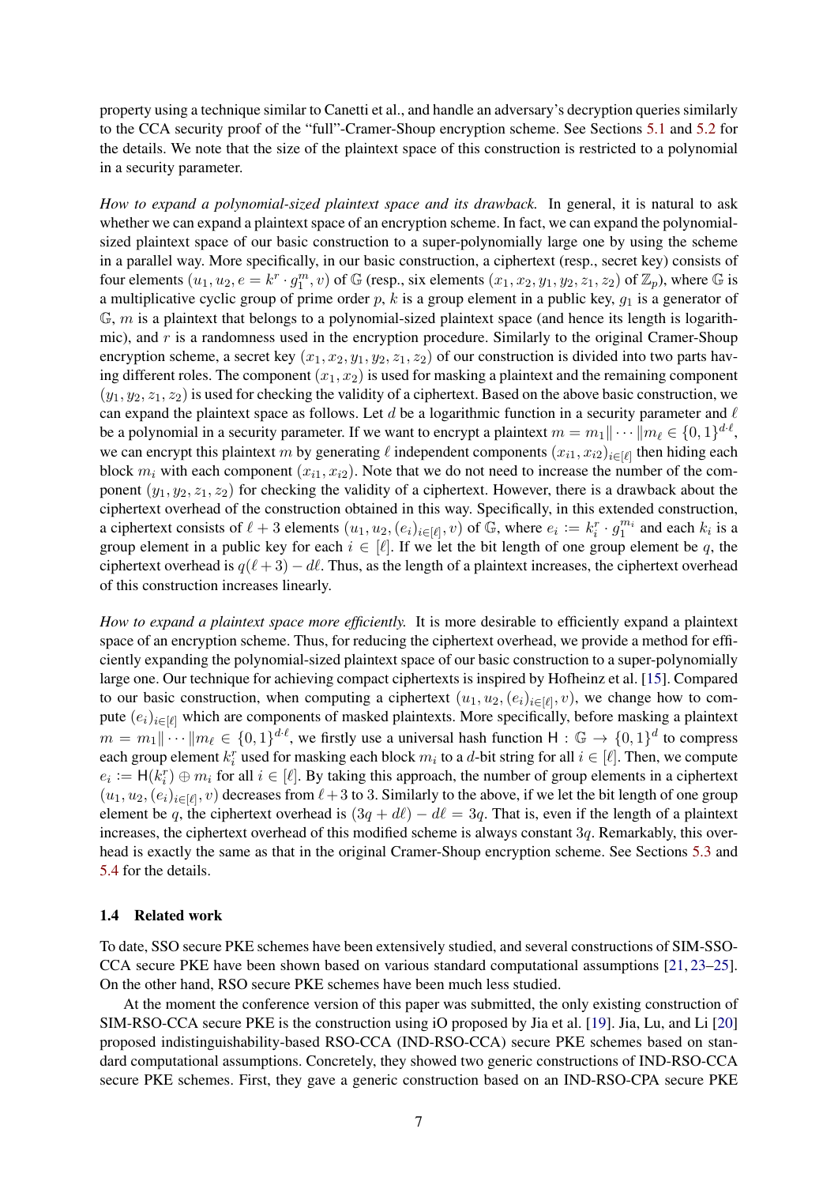property using a technique similar to Canetti et al., and handle an adversary's decryption queries similarly to the CCA security proof of the "full"-Cramer-Shoup encryption scheme. See Sections 5.1 and 5.2 for the details. We note that the size of the plaintext space of this construction is restricted to a polynomial in a security parameter.

*How to expand a polynomial-sized plaintext space and its drawback.* In general, it is natural to ask whether we can expand a plaintext space of an encryption scheme. In fact, we can expand the polynomial-sized plaintext space of our basic construction to a super-polynomially large one by using the scheme in a parallel way. More specifically, in our basic construction, a ciphertext (resp., secret key) consists of four elements $(u_1, u_2, e = k^r \cdot g_1^m, v)$ of $\mathbb{G}$ (resp., six elements $(x_1, x_2, y_1, y_2, z_1, z_2)$ of $\mathbb{Z}_p$), where $\mathbb{G}$ is a multiplicative cyclic group of prime order $p$, $k$ is a group element in a public key, $g_1$ is a generator of $\mathbb{G}$, $m$ is a plaintext that belongs to a polynomial-sized plaintext space (and hence its length is logarithmic), and $r$ is a randomness used in the encryption procedure. Similarly to the original Cramer-Shoup encryption scheme, a secret key $(x_1, x_2, y_1, y_2, z_1, z_2)$ of our construction is divided into two parts having different roles. The component $(x_1, x_2)$ is used for masking a plaintext and the remaining component $(y_1, y_2, z_1, z_2)$ is used for checking the validity of a ciphertext. Based on the above basic construction, we can expand the plaintext space as follows. Let $d$ be a logarithmic function in a security parameter and $\ell$ be a polynomial in a security parameter. If we want to encrypt a plaintext $m = m_1 \| \cdots \| m_\ell \in \{0,1\}^{d \cdot \ell}$, we can encrypt this plaintext $m$ by generating $\ell$ independent components $(x_{i1}, x_{i2})_{i \in [\ell]}$ then hiding each block $m_i$ with each component $(x_{i1}, x_{i2})$. Note that we do not need to increase the number of the component $(y_1, y_2, z_1, z_2)$ for checking the validity of a ciphertext. However, there is a drawback about the ciphertext overhead of the construction obtained in this way. Specifically, in this extended construction, a ciphertext consists of $\ell + 3$ elements $(u_1, u_2, (e_i)_{i \in [\ell]}, v)$ of $\mathbb{G}$, where $e_i := k_i^r \cdot g_1^{m_i}$ and each $k_i$ is a group element in a public key for each $i \in [\ell]$. If we let the bit length of one group element be $q$, the ciphertext overhead is $q(\ell + 3) - d\ell$. Thus, as the length of a plaintext increases, the ciphertext overhead of this construction increases linearly.

*How to expand a plaintext space more efficiently.* It is more desirable to efficiently expand a plaintext space of an encryption scheme. Thus, for reducing the ciphertext overhead, we provide a method for efficiently expanding the polynomial-sized plaintext space of our basic construction to a super-polynomially large one. Our technique for achieving compact ciphertexts is inspired by Hofheinz et al. [15]. Compared to our basic construction, when computing a ciphertext $(u_1, u_2, (e_i)_{i \in [\ell]}, v)$, we change how to compute $(e_i)_{i \in [\ell]}$ which are components of masked plaintexts. More specifically, before masking a plaintext $m = m_1 \| \cdots \| m_\ell \in \{0,1\}^{d \cdot \ell}$, we firstly use a universal hash function $\mathsf{H} : \mathbb{G} \to \{0,1\}^d$ to compress each group element $k_i^r$ used for masking each block $m_i$ to a $d$-bit string for all $i \in [\ell]$. Then, we compute $e_i := \mathsf{H}(k_i^r) \oplus m_i$ for all $i \in [\ell]$. By taking this approach, the number of group elements in a ciphertext $(u_1, u_2, (e_i)_{i \in [\ell]}, v)$ decreases from $\ell + 3$ to 3. Similarly to the above, if we let the bit length of one group element be $q$, the ciphertext overhead is $(3q + d\ell) - d\ell = 3q$. That is, even if the length of a plaintext increases, the ciphertext overhead of this modified scheme is always constant $3q$. Remarkably, this overhead is exactly the same as that in the original Cramer-Shoup encryption scheme. See Sections 5.3 and 5.4 for the details.

### 1.4 Related work

To date, SSO secure PKE schemes have been extensively studied, and several constructions of SIM-SSO-CCA secure PKE have been shown based on various standard computational assumptions [21, 23–25]. On the other hand, RSO secure PKE schemes have been much less studied.

At the moment the conference version of this paper was submitted, the only existing construction of SIM-RSO-CCA secure PKE is the construction using iO proposed by Jia et al. [19]. Jia, Lu, and Li [20] proposed indistinguishability-based RSO-CCA (IND-RSO-CCA) secure PKE schemes based on standard computational assumptions. Concretely, they showed two generic constructions of IND-RSO-CCA secure PKE schemes. First, they gave a generic construction based on an IND-RSO-CPA secure PKE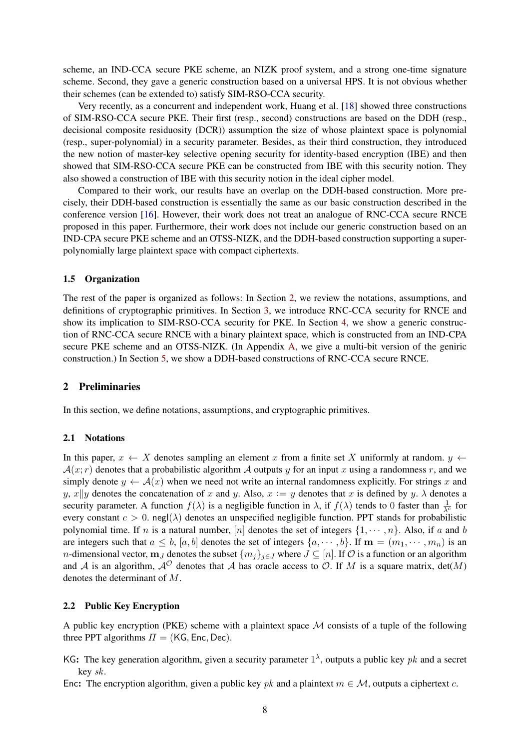scheme, an IND-CCA secure PKE scheme, an NIZK proof system, and a strong one-time signature scheme. Second, they gave a generic construction based on a universal HPS. It is not obvious whether their schemes (can be extended to) satisfy SIM-RSO-CCA security.

Very recently, as a concurrent and independent work, Huang et al. [18] showed three constructions of SIM-RSO-CCA secure PKE. Their first (resp., second) constructions are based on the DDH (resp., decisional composite residuosity (DCR)) assumption the size of whose plaintext space is polynomial (resp., super-polynomial) in a security parameter. Besides, as their third construction, they introduced the new notion of master-key selective opening security for identity-based encryption (IBE) and then showed that SIM-RSO-CCA secure PKE can be constructed from IBE with this security notion. They also showed a construction of IBE with this security notion in the ideal cipher model.

Compared to their work, our results have an overlap on the DDH-based construction. More precisely, their DDH-based construction is essentially the same as our basic construction described in the conference version [16]. However, their work does not treat an analogue of RNC-CCA secure RNCE proposed in this paper. Furthermore, their work does not include our generic construction based on an IND-CPA secure PKE scheme and an OTSS-NIZK, and the DDH-based construction supporting a super-polynomially large plaintext space with compact ciphertexts.

### 1.5 Organization

The rest of the paper is organized as follows: In Section 2, we review the notations, assumptions, and definitions of cryptographic primitives. In Section 3, we introduce RNC-CCA security for RNCE and show its implication to SIM-RSO-CCA security for PKE. In Section 4, we show a generic construction of RNC-CCA secure RNCE with a binary plaintext space, which is constructed from an IND-CPA secure PKE scheme and an OTSS-NIZK. (In Appendix A, we give a multi-bit version of the geniric construction.) In Section 5, we show a DDH-based constructions of RNC-CCA secure RNCE.

## 2 Preliminaries

In this section, we define notations, assumptions, and cryptographic primitives.

### 2.1 Notations

In this paper, $x \leftarrow X$ denotes sampling an element $x$ from a finite set $X$ uniformly at random. $y \leftarrow \mathcal{A}(x; r)$ denotes that a probabilistic algorithm $\mathcal{A}$ outputs $y$ for an input $x$ using a randomness $r$, and we simply denote $y \leftarrow \mathcal{A}(x)$ when we need not write an internal randomness explicitly. For strings $x$ and $y$, $x \| y$ denotes the concatenation of $x$ and $y$. Also, $x := y$ denotes that $x$ is defined by $y$. $\lambda$ denotes a security parameter. A function $f(\lambda)$ is a negligible function in $\lambda$, if $f(\lambda)$ tends to 0 faster than $\frac{1}{\lambda^c}$ for every constant $c > 0$. $\mathsf{negl}(\lambda)$ denotes an unspecified negligible function. PPT stands for probabilistic polynomial time. If $n$ is a natural number, $[n]$ denotes the set of integers $\{1, \cdots, n\}$. Also, if $a$ and $b$ are integers such that $a \leq b$, $[a, b]$ denotes the set of integers $\{a, \cdots, b\}$. If $\mathbf{m} = (m_1, \cdots, m_n)$ is an $n$-dimensional vector, $\mathbf{m}_J$ denotes the subset $\{m_j\}_{j \in J}$ where $J \subseteq [n]$. If $\mathcal{O}$ is a function or an algorithm and $\mathcal{A}$ is an algorithm, $\mathcal{A}^{\mathcal{O}}$ denotes that $\mathcal{A}$ has oracle access to $\mathcal{O}$. If $M$ is a square matrix, $\det(M)$ denotes the determinant of $M$.

### 2.2 Public Key Encryption

A public key encryption (PKE) scheme with a plaintext space $\mathcal{M}$ consists of a tuple of the following three PPT algorithms $\Pi = (\mathsf{KG}, \mathsf{Enc}, \mathsf{Dec})$.

- $\mathsf{KG}$**:** The key generation algorithm, given a security parameter $1^\lambda$, outputs a public key $pk$ and a secret key $sk$.
- $\mathsf{Enc}$**:** The encryption algorithm, given a public key $pk$ and a plaintext $m \in \mathcal{M}$, outputs a ciphertext $c$.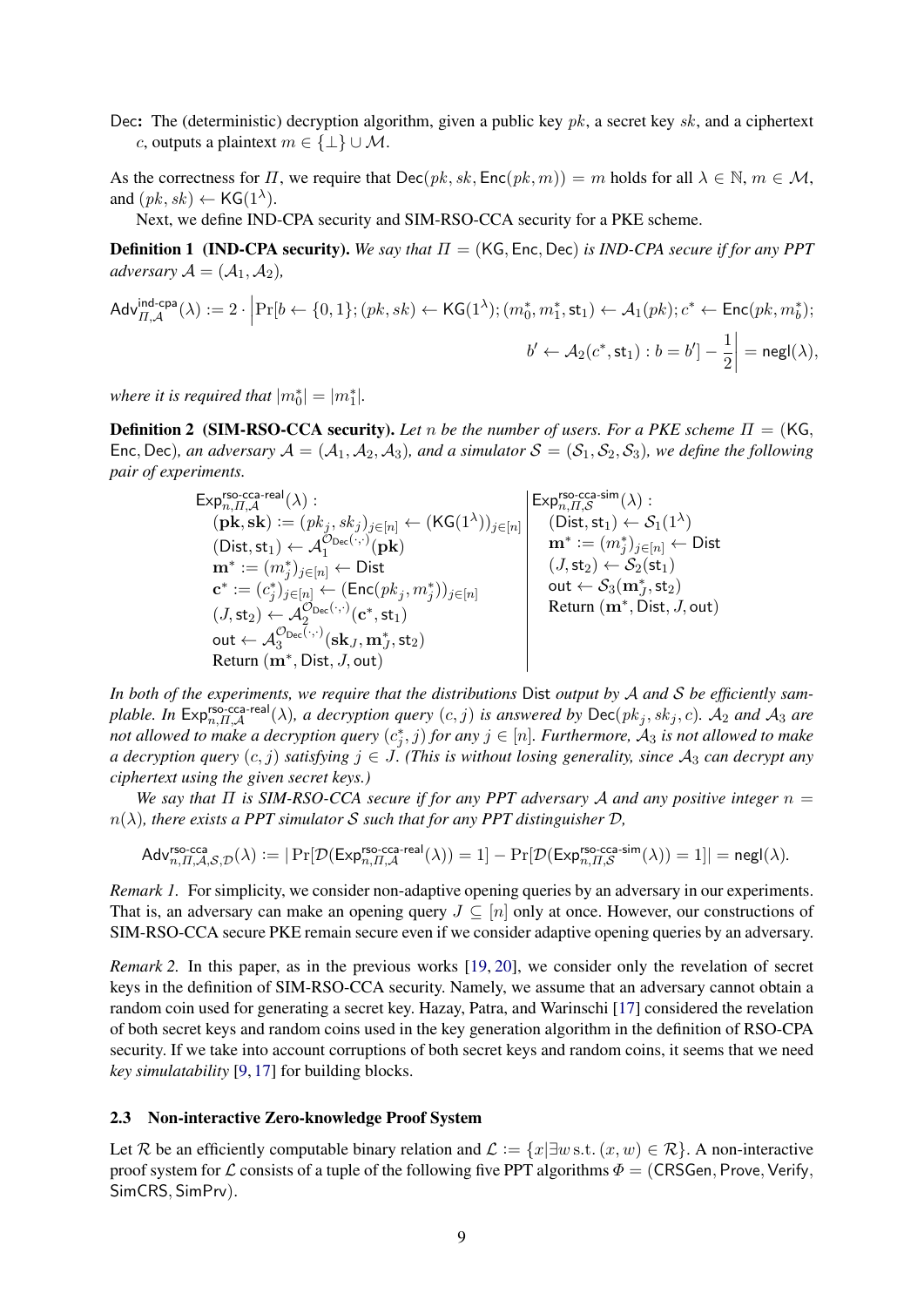**Dec:** The (deterministic) decryption algorithm, given a public key $pk$, a secret key $sk$, and a ciphertext $c$, outputs a plaintext $m \in \{\bot\} \cup \mathcal{M}$.

As the correctness for $\Pi$, we require that $\mathsf{Dec}(pk, sk, \mathsf{Enc}(pk, m)) = m$ holds for all $\lambda \in \mathbb{N}$, $m \in \mathcal{M}$, and $(pk, sk) \leftarrow \mathsf{KG}(1^\lambda)$.

Next, we define IND-CPA security and SIM-RSO-CCA security for a PKE scheme.

**Definition 1 (IND-CPA security).** *We say that $\Pi = (\mathsf{KG}, \mathsf{Enc}, \mathsf{Dec})$ is IND-CPA secure if for any PPT adversary $\mathcal{A} = (\mathcal{A}_1, \mathcal{A}_2)$,*

$$\mathsf{Adv}^{\mathsf{ind\text{-}cpa}}_{\Pi,\mathcal{A}}(\lambda) := 2 \cdot \Big|\Pr[b \leftarrow \{0,1\}; (pk, sk) \leftarrow \mathsf{KG}(1^\lambda); (m_0^*, m_1^*, \mathsf{st}_1) \leftarrow \mathcal{A}_1(pk); c^* \leftarrow \mathsf{Enc}(pk, m_b^*);$$
$$b' \leftarrow \mathcal{A}_2(c^*, \mathsf{st}_1) : b = b'] - \frac{1}{2}\Big| = \mathsf{negl}(\lambda),$$

*where it is required that $|m_0^*| = |m_1^*|$.*

**Definition 2 (SIM-RSO-CCA security).** *Let $n$ be the number of users. For a PKE scheme $\Pi = (\mathsf{KG}, \mathsf{Enc}, \mathsf{Dec})$, an adversary $\mathcal{A} = (\mathcal{A}_1, \mathcal{A}_2, \mathcal{A}_3)$, and a simulator $\mathcal{S} = (\mathcal{S}_1, \mathcal{S}_2, \mathcal{S}_3)$, we define the following pair of experiments.*

| $\mathsf{Exp}^{\mathsf{rso\text{-}cca\text{-}real}}_{n,\Pi,\mathcal{A}}(\lambda)$ : | $\mathsf{Exp}^{\mathsf{rso\text{-}cca\text{-}sim}}_{n,\Pi,\mathcal{S}}(\lambda)$ : |
|---|---|
| $(\mathbf{pk}, \mathbf{sk}) := (pk_j, sk_j)_{j\in[n]} \leftarrow (\mathsf{KG}(1^\lambda))_{j\in[n]}$ | $(\mathsf{Dist}, \mathsf{st}_1) \leftarrow \mathcal{S}_1(1^\lambda)$ |
| $(\mathsf{Dist}, \mathsf{st}_1) \leftarrow \mathcal{A}_1^{\mathcal{O}_{\mathsf{Dec}}(\cdot,\cdot)}(\mathbf{pk})$ | $\mathbf{m}^* := (m_j^*)_{j\in[n]} \leftarrow \mathsf{Dist}$ |
| $\mathbf{m}^* := (m_j^*)_{j\in[n]} \leftarrow \mathsf{Dist}$ | $(J, \mathsf{st}_2) \leftarrow \mathcal{S}_2(\mathsf{st}_1)$ |
| $\mathbf{c}^* := (c_j^*)_{j\in[n]} \leftarrow (\mathsf{Enc}(pk_j, m_j^*))_{j\in[n]}$ | $\mathsf{out} \leftarrow \mathcal{S}_3(\mathbf{m}_J^*, \mathsf{st}_2)$ |
| $(J, \mathsf{st}_2) \leftarrow \mathcal{A}_2^{\mathcal{O}_{\mathsf{Dec}}(\cdot,\cdot)}(\mathbf{c}^*, \mathsf{st}_1)$ | Return $(\mathbf{m}^*, \mathsf{Dist}, J, \mathsf{out})$ |
| $\mathsf{out} \leftarrow \mathcal{A}_3^{\mathcal{O}_{\mathsf{Dec}}(\cdot,\cdot)}(\mathbf{sk}_J, \mathbf{m}_J^*, \mathsf{st}_2)$ | |
| Return $(\mathbf{m}^*, \mathsf{Dist}, J, \mathsf{out})$ | |

*In both of the experiments, we require that the distributions* $\mathsf{Dist}$ *output by $\mathcal{A}$ and $\mathcal{S}$ be efficiently samplable. In $\mathsf{Exp}^{\mathsf{rso\text{-}cca\text{-}real}}_{n,\Pi,\mathcal{A}}(\lambda)$, a decryption query $(c, j)$ is answered by $\mathsf{Dec}(pk_j, sk_j, c)$. $\mathcal{A}_2$ and $\mathcal{A}_3$ are not allowed to make a decryption query $(c_j^*, j)$ for any $j \in [n]$. Furthermore, $\mathcal{A}_3$ is not allowed to make a decryption query $(c, j)$ satisfying $j \in J$. (This is without losing generality, since $\mathcal{A}_3$ can decrypt any ciphertext using the given secret keys.)*

*We say that $\Pi$ is SIM-RSO-CCA secure if for any PPT adversary $\mathcal{A}$ and any positive integer $n = n(\lambda)$, there exists a PPT simulator $\mathcal{S}$ such that for any PPT distinguisher $\mathcal{D}$,*

$$\mathsf{Adv}^{\mathsf{rso\text{-}cca}}_{n,\Pi,\mathcal{A},\mathcal{S},\mathcal{D}}(\lambda) := |\Pr[\mathcal{D}(\mathsf{Exp}^{\mathsf{rso\text{-}cca\text{-}real}}_{n,\Pi,\mathcal{A}}(\lambda)) = 1] - \Pr[\mathcal{D}(\mathsf{Exp}^{\mathsf{rso\text{-}cca\text{-}sim}}_{n,\Pi,\mathcal{S}}(\lambda)) = 1]| = \mathsf{negl}(\lambda).$$

*Remark 1.* For simplicity, we consider non-adaptive opening queries by an adversary in our experiments. That is, an adversary can make an opening query $J \subseteq [n]$ only at once. However, our constructions of SIM-RSO-CCA secure PKE remain secure even if we consider adaptive opening queries by an adversary.

*Remark 2.* In this paper, as in the previous works [19, 20], we consider only the revelation of secret keys in the definition of SIM-RSO-CCA security. Namely, we assume that an adversary cannot obtain a random coin used for generating a secret key. Hazay, Patra, and Warinschi [17] considered the revelation of both secret keys and random coins used in the key generation algorithm in the definition of RSO-CPA security. If we take into account corruptions of both secret keys and random coins, it seems that we need *key simulatability* [9, 17] for building blocks.

### 2.3 Non-interactive Zero-knowledge Proof System

Let $\mathcal{R}$ be an efficiently computable binary relation and $\mathcal{L} := \{x | \exists w \text{ s.t. } (x, w) \in \mathcal{R}\}$. A non-interactive proof system for $\mathcal{L}$ consists of a tuple of the following five PPT algorithms $\Phi = (\mathsf{CRSGen}, \mathsf{Prove}, \mathsf{Verify}, \mathsf{SimCRS}, \mathsf{SimPrv})$.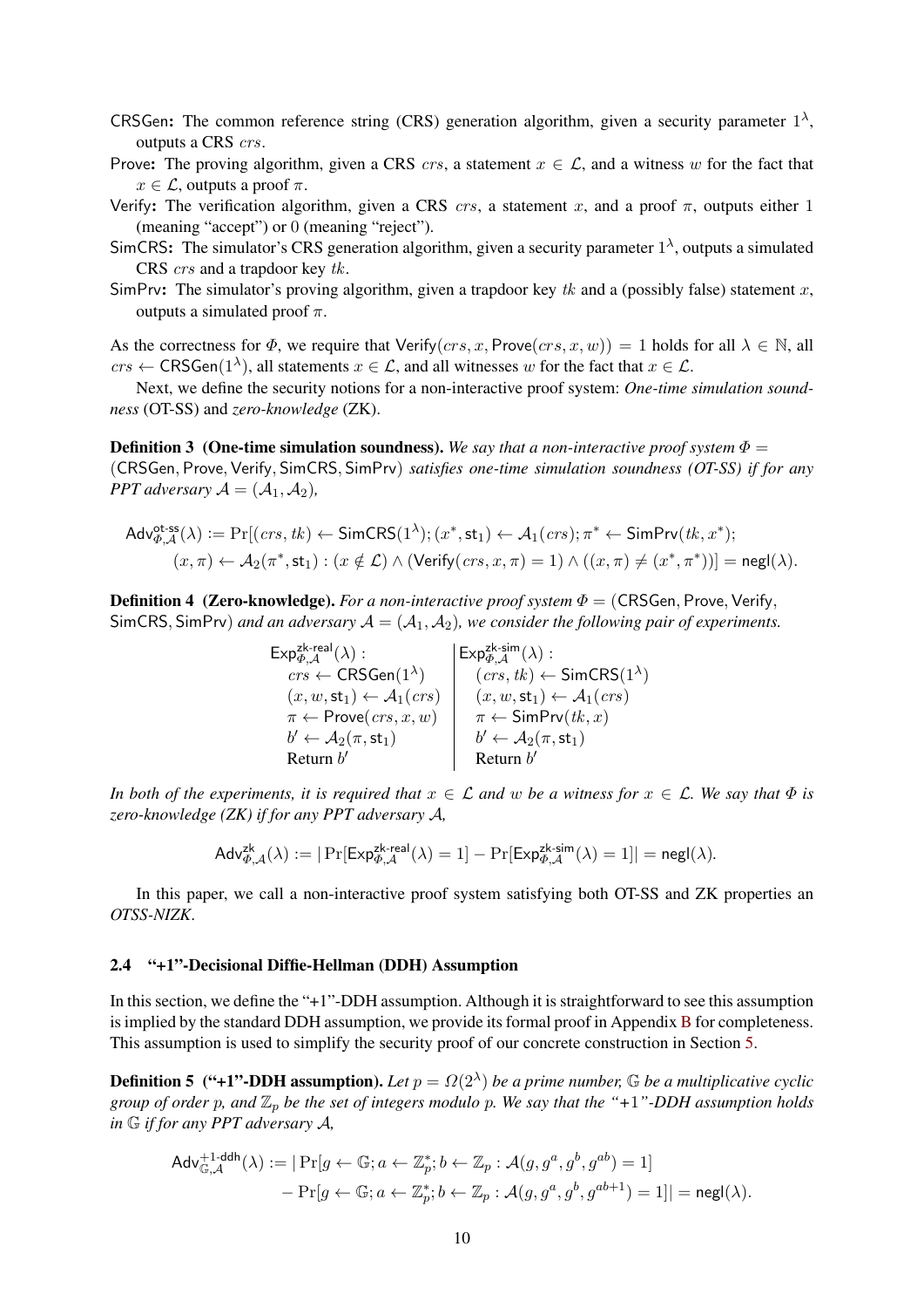- **CRSGen**: The common reference string (CRS) generation algorithm, given a security parameter $1^\lambda$, outputs a CRS $crs$.
- **Prove**: The proving algorithm, given a CRS $crs$, a statement $x \in \mathcal{L}$, and a witness $w$ for the fact that $x \in \mathcal{L}$, outputs a proof $\pi$.
- **Verify**: The verification algorithm, given a CRS $crs$, a statement $x$, and a proof $\pi$, outputs either 1 (meaning "accept") or 0 (meaning "reject").
- **SimCRS**: The simulator's CRS generation algorithm, given a security parameter $1^\lambda$, outputs a simulated CRS $crs$ and a trapdoor key $tk$.
- **SimPrv**: The simulator's proving algorithm, given a trapdoor key $tk$ and a (possibly false) statement $x$, outputs a simulated proof $\pi$.

As the correctness for $\Phi$, we require that $\mathsf{Verify}(crs, x, \mathsf{Prove}(crs, x, w)) = 1$ holds for all $\lambda \in \mathbb{N}$, all $crs \leftarrow \mathsf{CRSGen}(1^\lambda)$, all statements $x \in \mathcal{L}$, and all witnesses $w$ for the fact that $x \in \mathcal{L}$.

Next, we define the security notions for a non-interactive proof system: *One-time simulation soundness* (OT-SS) and *zero-knowledge* (ZK).

**Definition 3 (One-time simulation soundness).** *We say that a non-interactive proof system $\Phi =$ $(\mathsf{CRSGen}, \mathsf{Prove}, \mathsf{Verify}, \mathsf{SimCRS}, \mathsf{SimPrv})$ satisfies one-time simulation soundness (OT-SS) if for any PPT adversary $\mathcal{A} = (\mathcal{A}_1, \mathcal{A}_2)$,*

$$\mathsf{Adv}^{\mathsf{ot\text{-}ss}}_{\Phi,\mathcal{A}}(\lambda) := \Pr[(crs, tk) \leftarrow \mathsf{SimCRS}(1^\lambda); (x^*, \mathsf{st}_1) \leftarrow \mathcal{A}_1(crs); \pi^* \leftarrow \mathsf{SimPrv}(tk, x^*);$$
$$(x, \pi) \leftarrow \mathcal{A}_2(\pi^*, \mathsf{st}_1) : (x \notin \mathcal{L}) \wedge (\mathsf{Verify}(crs, x, \pi) = 1) \wedge ((x, \pi) \neq (x^*, \pi^*))] = \mathsf{negl}(\lambda).$$

**Definition 4 (Zero-knowledge).** *For a non-interactive proof system $\Phi = (\mathsf{CRSGen}, \mathsf{Prove}, \mathsf{Verify},$ $\mathsf{SimCRS}, \mathsf{SimPrv})$ and an adversary $\mathcal{A} = (\mathcal{A}_1, \mathcal{A}_2)$, we consider the following pair of experiments.*

| $\mathsf{Exp}^{\mathsf{zk\text{-}real}}_{\Phi,\mathcal{A}}(\lambda)$ : | $\mathsf{Exp}^{\mathsf{zk\text{-}sim}}_{\Phi,\mathcal{A}}(\lambda)$ : |
| --- | --- |
| $crs \leftarrow \mathsf{CRSGen}(1^\lambda)$ | $(crs, tk) \leftarrow \mathsf{SimCRS}(1^\lambda)$ |
| $(x, w, \mathsf{st}_1) \leftarrow \mathcal{A}_1(crs)$ | $(x, w, \mathsf{st}_1) \leftarrow \mathcal{A}_1(crs)$ |
| $\pi \leftarrow \mathsf{Prove}(crs, x, w)$ | $\pi \leftarrow \mathsf{SimPrv}(tk, x)$ |
| $b' \leftarrow \mathcal{A}_2(\pi, \mathsf{st}_1)$ | $b' \leftarrow \mathcal{A}_2(\pi, \mathsf{st}_1)$ |
| Return $b'$ | Return $b'$ |

*In both of the experiments, it is required that $x \in \mathcal{L}$ and $w$ be a witness for $x \in \mathcal{L}$. We say that $\Phi$ is zero-knowledge (ZK) if for any PPT adversary $\mathcal{A}$,*

$$\mathsf{Adv}^{\mathsf{zk}}_{\Phi,\mathcal{A}}(\lambda) := |\Pr[\mathsf{Exp}^{\mathsf{zk\text{-}real}}_{\Phi,\mathcal{A}}(\lambda) = 1] - \Pr[\mathsf{Exp}^{\mathsf{zk\text{-}sim}}_{\Phi,\mathcal{A}}(\lambda) = 1]| = \mathsf{negl}(\lambda).$$

In this paper, we call a non-interactive proof system satisfying both OT-SS and ZK properties an *OTSS-NIZK*.

### 2.4 "+1"-Decisional Diffie-Hellman (DDH) Assumption

In this section, we define the "+1"-DDH assumption. Although it is straightforward to see this assumption is implied by the standard DDH assumption, we provide its formal proof in Appendix B for completeness. This assumption is used to simplify the security proof of our concrete construction in Section 5.

**Definition 5 ("+1"-DDH assumption).** *Let $p = \Omega(2^\lambda)$ be a prime number, $\mathbb{G}$ be a multiplicative cyclic group of order $p$, and $\mathbb{Z}_p$ be the set of integers modulo $p$. We say that the "+1"-DDH assumption holds in $\mathbb{G}$ if for any PPT adversary $\mathcal{A}$,*

$$\mathsf{Adv}^{+1\text{-}\mathsf{ddh}}_{\mathbb{G},\mathcal{A}}(\lambda) := |\Pr[g \leftarrow \mathbb{G}; a \leftarrow \mathbb{Z}_p^*; b \leftarrow \mathbb{Z}_p : \mathcal{A}(g, g^a, g^b, g^{ab}) = 1]$$
$$- \Pr[g \leftarrow \mathbb{G}; a \leftarrow \mathbb{Z}_p^*; b \leftarrow \mathbb{Z}_p : \mathcal{A}(g, g^a, g^b, g^{ab+1}) = 1]| = \mathsf{negl}(\lambda).$$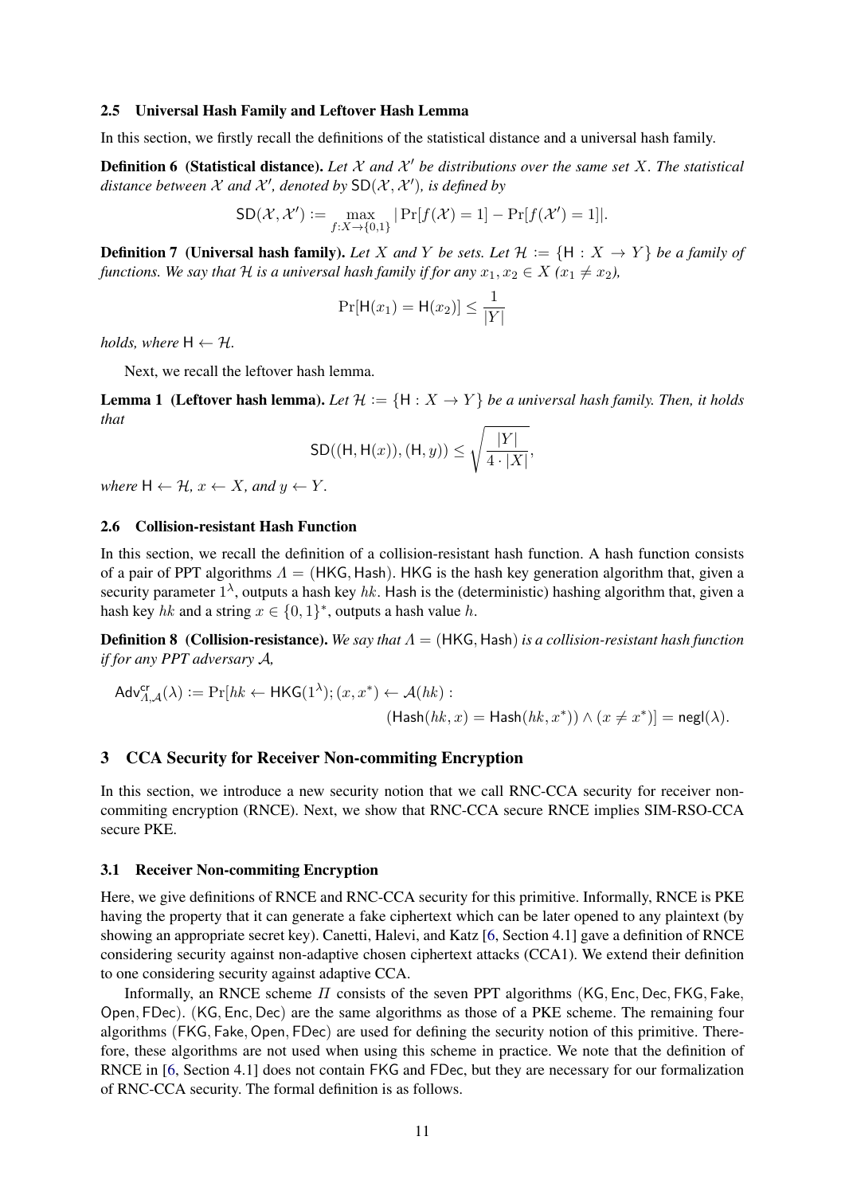### 2.5 Universal Hash Family and Leftover Hash Lemma

In this section, we firstly recall the definitions of the statistical distance and a universal hash family.

**Definition 6 (Statistical distance).** *Let $\mathcal{X}$ and $\mathcal{X}'$ be distributions over the same set $X$. The statistical distance between $\mathcal{X}$ and $\mathcal{X}'$, denoted by $\mathsf{SD}(\mathcal{X}, \mathcal{X}')$, is defined by*

$$\mathsf{SD}(\mathcal{X}, \mathcal{X}') := \max_{f: X \to \{0,1\}} |\Pr[f(\mathcal{X}) = 1] - \Pr[f(\mathcal{X}') = 1]|.$$

**Definition 7 (Universal hash family).** *Let $X$ and $Y$ be sets. Let $\mathcal{H} := \{\mathsf{H} : X \to Y\}$ be a family of functions. We say that $\mathcal{H}$ is a universal hash family if for any $x_1, x_2 \in X$ ($x_1 \neq x_2$),*

$$\Pr[\mathsf{H}(x_1) = \mathsf{H}(x_2)] \leq \frac{1}{|Y|}$$

*holds, where $\mathsf{H} \leftarrow \mathcal{H}$.*

Next, we recall the leftover hash lemma.

**Lemma 1 (Leftover hash lemma).** *Let $\mathcal{H} := \{\mathsf{H} : X \to Y\}$ be a universal hash family. Then, it holds that*

$$\mathsf{SD}((\mathsf{H}, \mathsf{H}(x)), (\mathsf{H}, y)) \leq \sqrt{\frac{|Y|}{4 \cdot |X|}},$$

*where $\mathsf{H} \leftarrow \mathcal{H}$, $x \leftarrow X$, and $y \leftarrow Y$.*

### 2.6 Collision-resistant Hash Function

In this section, we recall the definition of a collision-resistant hash function. A hash function consists of a pair of PPT algorithms $\Lambda = (\mathsf{HKG}, \mathsf{Hash})$. $\mathsf{HKG}$ is the hash key generation algorithm that, given a security parameter $1^\lambda$, outputs a hash key $hk$. $\mathsf{Hash}$ is the (deterministic) hashing algorithm that, given a hash key $hk$ and a string $x \in \{0,1\}^*$, outputs a hash value $h$.

**Definition 8 (Collision-resistance).** *We say that $\Lambda = (\mathsf{HKG}, \mathsf{Hash})$ is a collision-resistant hash function if for any PPT adversary $\mathcal{A}$,*

$$\mathsf{Adv}^{\mathsf{cr}}_{\Lambda,\mathcal{A}}(\lambda) := \Pr[hk \leftarrow \mathsf{HKG}(1^\lambda); (x, x^*) \leftarrow \mathcal{A}(hk) : (\mathsf{Hash}(hk, x) = \mathsf{Hash}(hk, x^*)) \wedge (x \neq x^*)] = \mathsf{negl}(\lambda).$$

## 3 CCA Security for Receiver Non-commiting Encryption

In this section, we introduce a new security notion that we call RNC-CCA security for receiver non-commiting encryption (RNCE). Next, we show that RNC-CCA secure RNCE implies SIM-RSO-CCA secure PKE.

### 3.1 Receiver Non-commiting Encryption

Here, we give definitions of RNCE and RNC-CCA security for this primitive. Informally, RNCE is PKE having the property that it can generate a fake ciphertext which can be later opened to any plaintext (by showing an appropriate secret key). Canetti, Halevi, and Katz [6, Section 4.1] gave a definition of RNCE considering security against non-adaptive chosen ciphertext attacks (CCA1). We extend their definition to one considering security against adaptive CCA.

Informally, an RNCE scheme $\Pi$ consists of the seven PPT algorithms ($\mathsf{KG}, \mathsf{Enc}, \mathsf{Dec}, \mathsf{FKG}, \mathsf{Fake}, \mathsf{Open}, \mathsf{FDec}$). ($\mathsf{KG}, \mathsf{Enc}, \mathsf{Dec}$) are the same algorithms as those of a PKE scheme. The remaining four algorithms ($\mathsf{FKG}, \mathsf{Fake}, \mathsf{Open}, \mathsf{FDec}$) are used for defining the security notion of this primitive. Therefore, these algorithms are not used when using this scheme in practice. We note that the definition of RNCE in [6, Section 4.1] does not contain $\mathsf{FKG}$ and $\mathsf{FDec}$, but they are necessary for our formalization of RNC-CCA security. The formal definition is as follows.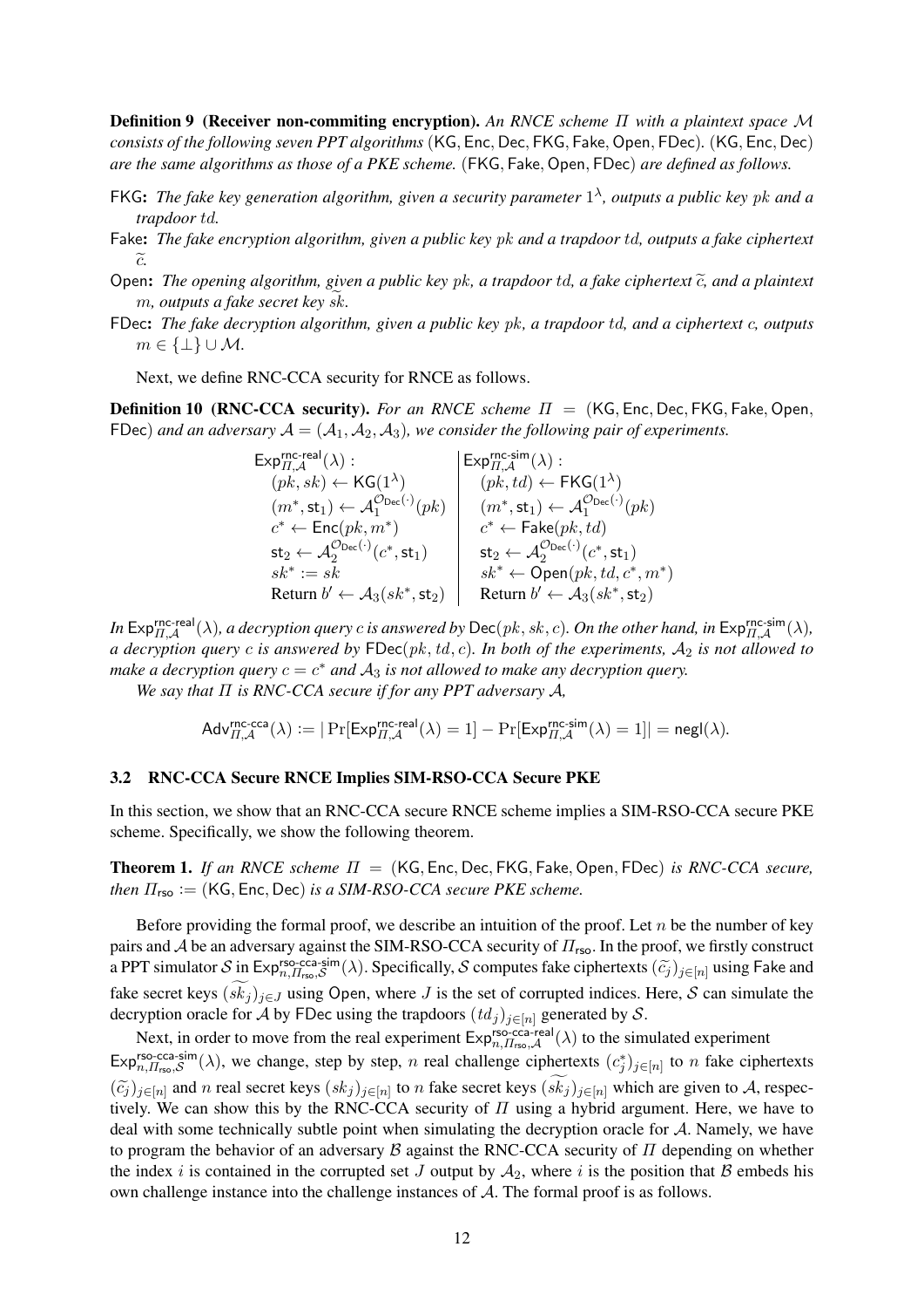**Definition 9 (Receiver non-commiting encryption).** *An RNCE scheme $\Pi$ with a plaintext space $\mathcal{M}$ consists of the following seven PPT algorithms* $(\mathsf{KG}, \mathsf{Enc}, \mathsf{Dec}, \mathsf{FKG}, \mathsf{Fake}, \mathsf{Open}, \mathsf{FDec})$. $(\mathsf{KG}, \mathsf{Enc}, \mathsf{Dec})$ *are the same algorithms as those of a PKE scheme.* $(\mathsf{FKG}, \mathsf{Fake}, \mathsf{Open}, \mathsf{FDec})$ *are defined as follows.*

- $\mathsf{FKG}$**:** *The fake key generation algorithm, given a security parameter $1^\lambda$, outputs a public key $pk$ and a trapdoor $td$.*
- $\mathsf{Fake}$**:** *The fake encryption algorithm, given a public key $pk$ and a trapdoor $td$, outputs a fake ciphertext $\widetilde{c}$.*
- $\mathsf{Open}$**:** *The opening algorithm, given a public key $pk$, a trapdoor $td$, a fake ciphertext $\widetilde{c}$, and a plaintext $m$, outputs a fake secret key $\widetilde{sk}$.*
- $\mathsf{FDec}$**:** *The fake decryption algorithm, given a public key $pk$, a trapdoor $td$, and a ciphertext $c$, outputs $m \in \{\perp\} \cup \mathcal{M}$.*

Next, we define RNC-CCA security for RNCE as follows.

**Definition 10 (RNC-CCA security).** *For an RNCE scheme $\Pi = (\mathsf{KG}, \mathsf{Enc}, \mathsf{Dec}, \mathsf{FKG}, \mathsf{Fake}, \mathsf{Open}, \mathsf{FDec})$ and an adversary $\mathcal{A} = (\mathcal{A}_1, \mathcal{A}_2, \mathcal{A}_3)$, we consider the following pair of experiments.*

| $\mathsf{Exp}^{\mathsf{rnc\text{-}real}}_{\Pi,\mathcal{A}}(\lambda)$ : | $\mathsf{Exp}^{\mathsf{rnc\text{-}sim}}_{\Pi,\mathcal{A}}(\lambda)$ : |
|---|---|
| $(pk, sk) \leftarrow \mathsf{KG}(1^\lambda)$ | $(pk, td) \leftarrow \mathsf{FKG}(1^\lambda)$ |
| $(m^*, \mathsf{st}_1) \leftarrow \mathcal{A}_1^{\mathcal{O}_{\mathsf{Dec}}(\cdot)}(pk)$ | $(m^*, \mathsf{st}_1) \leftarrow \mathcal{A}_1^{\mathcal{O}_{\mathsf{Dec}}(\cdot)}(pk)$ |
| $c^* \leftarrow \mathsf{Enc}(pk, m^*)$ | $c^* \leftarrow \mathsf{Fake}(pk, td)$ |
| $\mathsf{st}_2 \leftarrow \mathcal{A}_2^{\mathcal{O}_{\mathsf{Dec}}(\cdot)}(c^*, \mathsf{st}_1)$ | $\mathsf{st}_2 \leftarrow \mathcal{A}_2^{\mathcal{O}_{\mathsf{Dec}}(\cdot)}(c^*, \mathsf{st}_1)$ |
| $sk^* := sk$ | $sk^* \leftarrow \mathsf{Open}(pk, td, c^*, m^*)$ |
| Return $b' \leftarrow \mathcal{A}_3(sk^*, \mathsf{st}_2)$ | Return $b' \leftarrow \mathcal{A}_3(sk^*, \mathsf{st}_2)$ |

*In $\mathsf{Exp}^{\mathsf{rnc\text{-}real}}_{\Pi,\mathcal{A}}(\lambda)$, a decryption query $c$ is answered by $\mathsf{Dec}(pk, sk, c)$. On the other hand, in $\mathsf{Exp}^{\mathsf{rnc\text{-}sim}}_{\Pi,\mathcal{A}}(\lambda)$, a decryption query $c$ is answered by $\mathsf{FDec}(pk, td, c)$. In both of the experiments, $\mathcal{A}_2$ is not allowed to make a decryption query $c = c^*$ and $\mathcal{A}_3$ is not allowed to make any decryption query.*

*We say that $\Pi$ is RNC-CCA secure if for any PPT adversary $\mathcal{A}$,*

$$\mathsf{Adv}^{\mathsf{rnc\text{-}cca}}_{\Pi,\mathcal{A}}(\lambda) := |\Pr[\mathsf{Exp}^{\mathsf{rnc\text{-}real}}_{\Pi,\mathcal{A}}(\lambda) = 1] - \Pr[\mathsf{Exp}^{\mathsf{rnc\text{-}sim}}_{\Pi,\mathcal{A}}(\lambda) = 1]| = \mathsf{negl}(\lambda).$$

### 3.2 RNC-CCA Secure RNCE Implies SIM-RSO-CCA Secure PKE

In this section, we show that an RNC-CCA secure RNCE scheme implies a SIM-RSO-CCA secure PKE scheme. Specifically, we show the following theorem.

**Theorem 1.** *If an RNCE scheme $\Pi = (\mathsf{KG}, \mathsf{Enc}, \mathsf{Dec}, \mathsf{FKG}, \mathsf{Fake}, \mathsf{Open}, \mathsf{FDec})$ is RNC-CCA secure, then $\Pi_{\mathsf{rso}} := (\mathsf{KG}, \mathsf{Enc}, \mathsf{Dec})$ is a SIM-RSO-CCA secure PKE scheme.*

Before providing the formal proof, we describe an intuition of the proof. Let $n$ be the number of key pairs and $\mathcal{A}$ be an adversary against the SIM-RSO-CCA security of $\Pi_{\mathsf{rso}}$. In the proof, we firstly construct a PPT simulator $\mathcal{S}$ in $\mathsf{Exp}^{\mathsf{rso\text{-}cca\text{-}sim}}_{n,\Pi_{\mathsf{rso}},\mathcal{S}}(\lambda)$. Specifically, $\mathcal{S}$ computes fake ciphertexts $(\widetilde{c}_j)_{j\in[n]}$ using $\mathsf{Fake}$ and fake secret keys $(\widetilde{sk}_j)_{j\in J}$ using $\mathsf{Open}$, where $J$ is the set of corrupted indices. Here, $\mathcal{S}$ can simulate the decryption oracle for $\mathcal{A}$ by $\mathsf{FDec}$ using the trapdoors $(td_j)_{j\in[n]}$ generated by $\mathcal{S}$.

Next, in order to move from the real experiment $\mathsf{Exp}^{\mathsf{rso\text{-}cca\text{-}real}}_{n,\Pi_{\mathsf{rso}},\mathcal{A}}(\lambda)$ to the simulated experiment $\mathsf{Exp}^{\mathsf{rso\text{-}cca\text{-}sim}}_{n,\Pi_{\mathsf{rso}},\mathcal{S}}(\lambda)$, we change, step by step, $n$ real challenge ciphertexts $(c^*_j)_{j\in[n]}$ to $n$ fake ciphertexts $(\widetilde{c}_j)_{j\in[n]}$ and $n$ real secret keys $(sk_j)_{j\in[n]}$ to $n$ fake secret keys $(\widetilde{sk}_j)_{j\in[n]}$ which are given to $\mathcal{A}$, respectively. We can show this by the RNC-CCA security of $\Pi$ using a hybrid argument. Here, we have to deal with some technically subtle point when simulating the decryption oracle for $\mathcal{A}$. Namely, we have to program the behavior of an adversary $\mathcal{B}$ against the RNC-CCA security of $\Pi$ depending on whether the index $i$ is contained in the corrupted set $J$ output by $\mathcal{A}_2$, where $i$ is the position that $\mathcal{B}$ embeds his own challenge instance into the challenge instances of $\mathcal{A}$. The formal proof is as follows.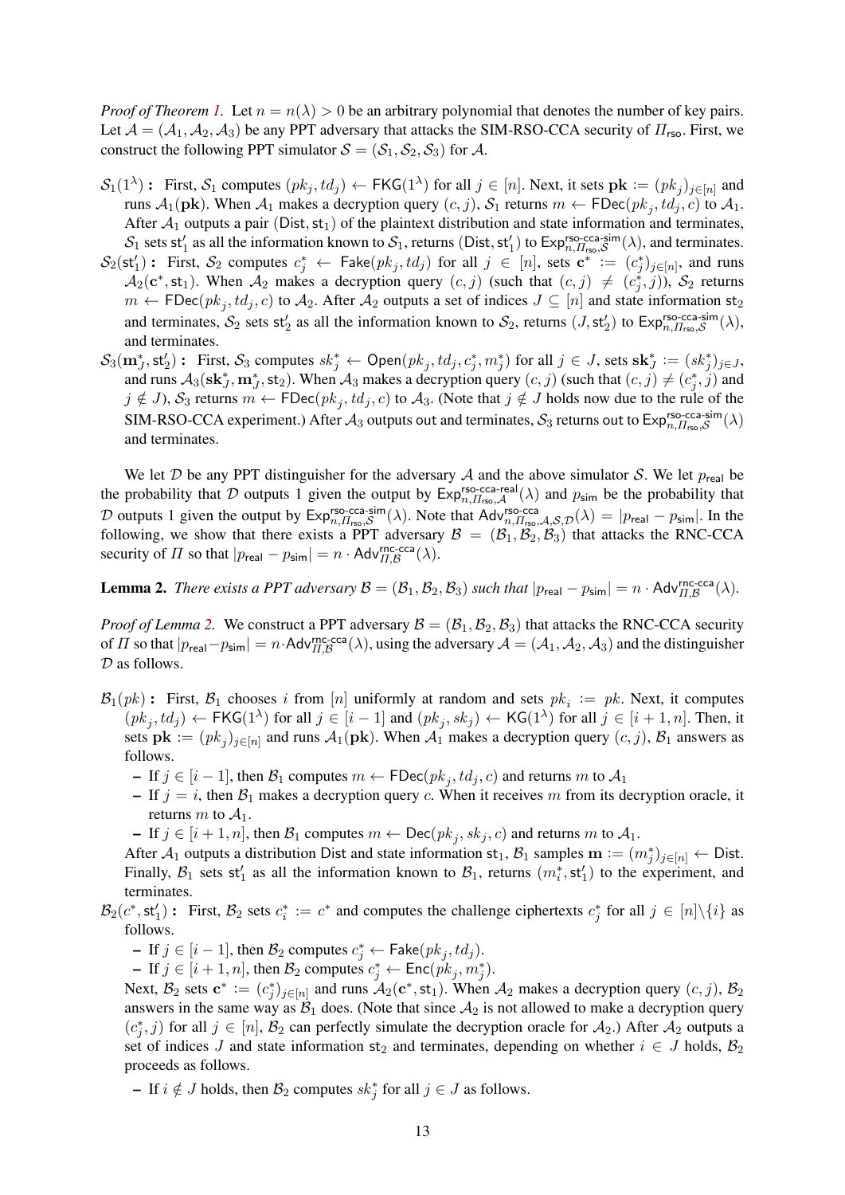*Proof of Theorem 1.* Let $n = n(\lambda) > 0$ be an arbitrary polynomial that denotes the number of key pairs. Let $\mathcal{A} = (\mathcal{A}_1, \mathcal{A}_2, \mathcal{A}_3)$ be any PPT adversary that attacks the SIM-RSO-CCA security of $\Pi_{\mathsf{rso}}$. First, we construct the following PPT simulator $\mathcal{S} = (\mathcal{S}_1, \mathcal{S}_2, \mathcal{S}_3)$ for $\mathcal{A}$.

- $\mathcal{S}_1(1^\lambda)$ **:** First, $\mathcal{S}_1$ computes $(pk_j, td_j) \leftarrow \mathsf{FKG}(1^\lambda)$ for all $j \in [n]$. Next, it sets $\mathbf{pk} := (pk_j)_{j\in[n]}$ and runs $\mathcal{A}_1(\mathbf{pk})$. When $\mathcal{A}_1$ makes a decryption query $(c, j)$, $\mathcal{S}_1$ returns $m \leftarrow \mathsf{FDec}(pk_j, td_j, c)$ to $\mathcal{A}_1$. After $\mathcal{A}_1$ outputs a pair $(\mathsf{Dist}, \mathsf{st}_1)$ of the plaintext distribution and state information and terminates, $\mathcal{S}_1$ sets $\mathsf{st}_1'$ as all the information known to $\mathcal{S}_1$, returns $(\mathsf{Dist}, \mathsf{st}_1')$ to $\mathsf{Exp}^{\mathsf{rso\text{-}cca\text{-}sim}}_{n,\Pi_{\mathsf{rso}},\mathcal{S}}(\lambda)$, and terminates.
- $\mathcal{S}_2(\mathsf{st}_1')$ **:** First, $\mathcal{S}_2$ computes $c_j^* \leftarrow \mathsf{Fake}(pk_j, td_j)$ for all $j \in [n]$, sets $\mathbf{c}^* := (c_j^*)_{j\in[n]}$, and runs $\mathcal{A}_2(\mathbf{c}^*, \mathsf{st}_1)$. When $\mathcal{A}_2$ makes a decryption query $(c, j)$ (such that $(c, j) \neq (c_j^*, j)$), $\mathcal{S}_2$ returns $m \leftarrow \mathsf{FDec}(pk_j, td_j, c)$ to $\mathcal{A}_2$. After $\mathcal{A}_2$ outputs a set of indices $J \subseteq [n]$ and state information $\mathsf{st}_2$ and terminates, $\mathcal{S}_2$ sets $\mathsf{st}_2'$ as all the information known to $\mathcal{S}_2$, returns $(J, \mathsf{st}_2')$ to $\mathsf{Exp}^{\mathsf{rso\text{-}cca\text{-}sim}}_{n,\Pi_{\mathsf{rso}},\mathcal{S}}(\lambda)$, and terminates.
- $\mathcal{S}_3(\mathbf{m}_J^*, \mathsf{st}_2')$ **:** First, $\mathcal{S}_3$ computes $sk_j^* \leftarrow \mathsf{Open}(pk_j, td_j, c_j^*, m_j^*)$ for all $j \in J$, sets $\mathbf{sk}_J^* := (sk_j^*)_{j\in J}$, and runs $\mathcal{A}_3(\mathbf{sk}_J^*, \mathbf{m}_J^*, \mathsf{st}_2)$. When $\mathcal{A}_3$ makes a decryption query $(c, j)$ (such that $(c, j) \neq (c_j^*, j)$ and $j \notin J$), $\mathcal{S}_3$ returns $m \leftarrow \mathsf{FDec}(pk_j, td_j, c)$ to $\mathcal{A}_3$. (Note that $j \notin J$ holds now due to the rule of the SIM-RSO-CCA experiment.) After $\mathcal{A}_3$ outputs $\mathsf{out}$ and terminates, $\mathcal{S}_3$ returns $\mathsf{out}$ to $\mathsf{Exp}^{\mathsf{rso\text{-}cca\text{-}sim}}_{n,\Pi_{\mathsf{rso}},\mathcal{S}}(\lambda)$ and terminates.

We let $\mathcal{D}$ be any PPT distinguisher for the adversary $\mathcal{A}$ and the above simulator $\mathcal{S}$. We let $p_{\mathsf{real}}$ be the probability that $\mathcal{D}$ outputs 1 given the output by $\mathsf{Exp}^{\mathsf{rso\text{-}cca\text{-}real}}_{n,\Pi_{\mathsf{rso}},\mathcal{A}}(\lambda)$ and $p_{\mathsf{sim}}$ be the probability that $\mathcal{D}$ outputs 1 given the output by $\mathsf{Exp}^{\mathsf{rso\text{-}cca\text{-}sim}}_{n,\Pi_{\mathsf{rso}},\mathcal{S}}(\lambda)$. Note that $\mathsf{Adv}^{\mathsf{rso\text{-}cca}}_{n,\Pi_{\mathsf{rso}},\mathcal{A},\mathcal{S},\mathcal{D}}(\lambda) = |p_{\mathsf{real}} - p_{\mathsf{sim}}|$. In the following, we show that there exists a PPT adversary $\mathcal{B} = (\mathcal{B}_1, \mathcal{B}_2, \mathcal{B}_3)$ that attacks the RNC-CCA security of $\Pi$ so that $|p_{\mathsf{real}} - p_{\mathsf{sim}}| = n \cdot \mathsf{Adv}^{\mathsf{rnc\text{-}cca}}_{\Pi,\mathcal{B}}(\lambda)$.

**Lemma 2.** *There exists a PPT adversary $\mathcal{B} = (\mathcal{B}_1, \mathcal{B}_2, \mathcal{B}_3)$ such that $|p_{\mathsf{real}} - p_{\mathsf{sim}}| = n \cdot \mathsf{Adv}^{\mathsf{rnc\text{-}cca}}_{\Pi,\mathcal{B}}(\lambda)$.*

*Proof of Lemma 2.* We construct a PPT adversary $\mathcal{B} = (\mathcal{B}_1, \mathcal{B}_2, \mathcal{B}_3)$ that attacks the RNC-CCA security of $\Pi$ so that $|p_{\mathsf{real}} - p_{\mathsf{sim}}| = n \cdot \mathsf{Adv}^{\mathsf{rnc\text{-}cca}}_{\Pi,\mathcal{B}}(\lambda)$, using the adversary $\mathcal{A} = (\mathcal{A}_1, \mathcal{A}_2, \mathcal{A}_3)$ and the distinguisher $\mathcal{D}$ as follows.

- $\mathcal{B}_1(pk)$ **:** First, $\mathcal{B}_1$ chooses $i$ from $[n]$ uniformly at random and sets $pk_i := pk$. Next, it computes $(pk_j, td_j) \leftarrow \mathsf{FKG}(1^\lambda)$ for all $j \in [i-1]$ and $(pk_j, sk_j) \leftarrow \mathsf{KG}(1^\lambda)$ for all $j \in [i+1, n]$. Then, it sets $\mathbf{pk} := (pk_j)_{j\in[n]}$ and runs $\mathcal{A}_1(\mathbf{pk})$. When $\mathcal{A}_1$ makes a decryption query $(c, j)$, $\mathcal{B}_1$ answers as follows.
  - If $j \in [i-1]$, then $\mathcal{B}_1$ computes $m \leftarrow \mathsf{FDec}(pk_j, td_j, c)$ and returns $m$ to $\mathcal{A}_1$
  - If $j = i$, then $\mathcal{B}_1$ makes a decryption query $c$. When it receives $m$ from its decryption oracle, it returns $m$ to $\mathcal{A}_1$.
  - If $j \in [i+1, n]$, then $\mathcal{B}_1$ computes $m \leftarrow \mathsf{Dec}(pk_j, sk_j, c)$ and returns $m$ to $\mathcal{A}_1$.

  After $\mathcal{A}_1$ outputs a distribution $\mathsf{Dist}$ and state information $\mathsf{st}_1$, $\mathcal{B}_1$ samples $\mathbf{m} := (m_j^*)_{j\in[n]} \leftarrow \mathsf{Dist}$. Finally, $\mathcal{B}_1$ sets $\mathsf{st}_1'$ as all the information known to $\mathcal{B}_1$, returns $(m_i^*, \mathsf{st}_1')$ to the experiment, and terminates.
- $\mathcal{B}_2(c^*, \mathsf{st}_1')$ **:** First, $\mathcal{B}_2$ sets $c_i^* := c^*$ and computes the challenge ciphertexts $c_j^*$ for all $j \in [n]\backslash\{i\}$ as follows.
  - If $j \in [i-1]$, then $\mathcal{B}_2$ computes $c_j^* \leftarrow \mathsf{Fake}(pk_j, td_j)$.
  - If $j \in [i+1, n]$, then $\mathcal{B}_2$ computes $c_j^* \leftarrow \mathsf{Enc}(pk_j, m_j^*)$.

  Next, $\mathcal{B}_2$ sets $\mathbf{c}^* := (c_j^*)_{j\in[n]}$ and runs $\mathcal{A}_2(\mathbf{c}^*, \mathsf{st}_1)$. When $\mathcal{A}_2$ makes a decryption query $(c, j)$, $\mathcal{B}_2$ answers in the same way as $\mathcal{B}_1$ does. (Note that since $\mathcal{A}_2$ is not allowed to make a decryption query $(c_j^*, j)$ for all $j \in [n]$, $\mathcal{B}_2$ can perfectly simulate the decryption oracle for $\mathcal{A}_2$.) After $\mathcal{A}_2$ outputs a set of indices $J$ and state information $\mathsf{st}_2$ and terminates, depending on whether $i \in J$ holds, $\mathcal{B}_2$ proceeds as follows.
  - If $i \notin J$ holds, then $\mathcal{B}_2$ computes $sk_j^*$ for all $j \in J$ as follows.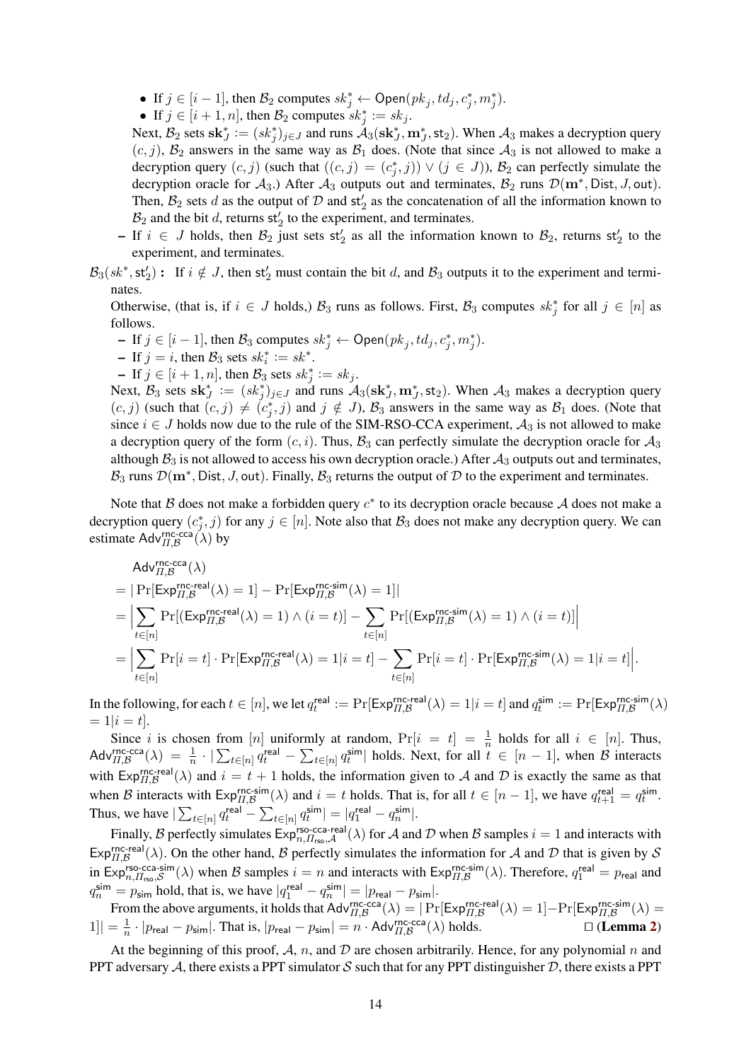- If $j \in [i-1]$, then $\mathcal{B}_2$ computes $sk_j^* \leftarrow \mathsf{Open}(pk_j, td_j, c_j^*, m_j^*)$.
- If $j \in [i+1, n]$, then $\mathcal{B}_2$ computes $sk_j^* := sk_j$.

  Next, $\mathcal{B}_2$ sets $\mathbf{sk}_J^* := (sk_j^*)_{j \in J}$ and runs $\mathcal{A}_3(\mathbf{sk}_J^*, \mathbf{m}_J^*, \mathsf{st}_2)$. When $\mathcal{A}_3$ makes a decryption query $(c, j)$, $\mathcal{B}_2$ answers in the same way as $\mathcal{B}_1$ does. (Note that since $\mathcal{A}_3$ is not allowed to make a decryption query $(c, j)$ (such that $((c, j) = (c_j^*, j)) \vee (j \in J)$), $\mathcal{B}_2$ can perfectly simulate the decryption oracle for $\mathcal{A}_3$.) After $\mathcal{A}_3$ outputs out and terminates, $\mathcal{B}_2$ runs $\mathcal{D}(\mathbf{m}^*, \mathsf{Dist}, J, \mathsf{out})$. Then, $\mathcal{B}_2$ sets $d$ as the output of $\mathcal{D}$ and $\mathsf{st}_2'$ as the concatenation of all the information known to $\mathcal{B}_2$ and the bit $d$, returns $\mathsf{st}_2'$ to the experiment, and terminates.

– If $i \in J$ holds, then $\mathcal{B}_2$ just sets $\mathsf{st}_2'$ as all the information known to $\mathcal{B}_2$, returns $\mathsf{st}_2'$ to the experiment, and terminates.

$\mathcal{B}_3(sk^*, \mathsf{st}_2')$ **:** If $i \notin J$, then $\mathsf{st}_2'$ must contain the bit $d$, and $\mathcal{B}_3$ outputs it to the experiment and terminates.

Otherwise, (that is, if $i \in J$ holds,) $\mathcal{B}_3$ runs as follows. First, $\mathcal{B}_3$ computes $sk_j^*$ for all $j \in [n]$ as follows.

– If $j \in [i-1]$, then $\mathcal{B}_3$ computes $sk_j^* \leftarrow \mathsf{Open}(pk_j, td_j, c_j^*, m_j^*)$.

– If $j = i$, then $\mathcal{B}_3$ sets $sk_i^* := sk^*$.

– If $j \in [i+1, n]$, then $\mathcal{B}_3$ sets $sk_j^* := sk_j$.

Next, $\mathcal{B}_3$ sets $\mathbf{sk}_J^* := (sk_j^*)_{j \in J}$ and runs $\mathcal{A}_3(\mathbf{sk}_J^*, \mathbf{m}_J^*, \mathsf{st}_2)$. When $\mathcal{A}_3$ makes a decryption query $(c, j)$ (such that $(c, j) \neq (c_j^*, j)$ and $j \notin J$), $\mathcal{B}_3$ answers in the same way as $\mathcal{B}_1$ does. (Note that since $i \in J$ holds now due to the rule of the SIM-RSO-CCA experiment, $\mathcal{A}_3$ is not allowed to make a decryption query of the form $(c, i)$. Thus, $\mathcal{B}_3$ can perfectly simulate the decryption oracle for $\mathcal{A}_3$ although $\mathcal{B}_3$ is not allowed to access his own decryption oracle.) After $\mathcal{A}_3$ outputs out and terminates, $\mathcal{B}_3$ runs $\mathcal{D}(\mathbf{m}^*, \mathsf{Dist}, J, \mathsf{out})$. Finally, $\mathcal{B}_3$ returns the output of $\mathcal{D}$ to the experiment and terminates.

Note that $\mathcal{B}$ does not make a forbidden query $c^*$ to its decryption oracle because $\mathcal{A}$ does not make a decryption query $(c_j^*, j)$ for any $j \in [n]$. Note also that $\mathcal{B}_3$ does not make any decryption query. We can estimate $\mathsf{Adv}_{\Pi,\mathcal{B}}^{\mathsf{rnc\text{-}cca}}(\lambda)$ by

$$
\begin{aligned}
&\mathsf{Adv}_{\Pi,\mathcal{B}}^{\mathsf{rnc\text{-}cca}}(\lambda) \\
&= |\Pr[\mathsf{Exp}_{\Pi,\mathcal{B}}^{\mathsf{rnc\text{-}real}}(\lambda) = 1] - \Pr[\mathsf{Exp}_{\Pi,\mathcal{B}}^{\mathsf{rnc\text{-}sim}}(\lambda) = 1]| \\
&= \Big|\sum_{t \in [n]} \Pr[(\mathsf{Exp}_{\Pi,\mathcal{B}}^{\mathsf{rnc\text{-}real}}(\lambda) = 1) \wedge (i = t)] - \sum_{t \in [n]} \Pr[(\mathsf{Exp}_{\Pi,\mathcal{B}}^{\mathsf{rnc\text{-}sim}}(\lambda) = 1) \wedge (i = t)]\Big| \\
&= \Big|\sum_{t \in [n]} \Pr[i = t] \cdot \Pr[\mathsf{Exp}_{\Pi,\mathcal{B}}^{\mathsf{rnc\text{-}real}}(\lambda) = 1 | i = t] - \sum_{t \in [n]} \Pr[i = t] \cdot \Pr[\mathsf{Exp}_{\Pi,\mathcal{B}}^{\mathsf{rnc\text{-}sim}}(\lambda) = 1 | i = t]\Big|.
\end{aligned}
$$

In the following, for each $t \in [n]$, we let $q_t^{\mathsf{real}} := \Pr[\mathsf{Exp}_{\Pi,\mathcal{B}}^{\mathsf{rnc\text{-}real}}(\lambda) = 1 | i = t]$ and $q_t^{\mathsf{sim}} := \Pr[\mathsf{Exp}_{\Pi,\mathcal{B}}^{\mathsf{rnc\text{-}sim}}(\lambda) = 1 | i = t]$.

Since $i$ is chosen from $[n]$ uniformly at random, $\Pr[i = t] = \frac{1}{n}$ holds for all $i \in [n]$. Thus, $\mathsf{Adv}_{\Pi,\mathcal{B}}^{\mathsf{rnc\text{-}cca}}(\lambda) = \frac{1}{n} \cdot |\sum_{t \in [n]} q_t^{\mathsf{real}} - \sum_{t \in [n]} q_t^{\mathsf{sim}}|$ holds. Next, for all $t \in [n-1]$, when $\mathcal{B}$ interacts with $\mathsf{Exp}_{\Pi,\mathcal{B}}^{\mathsf{rnc\text{-}real}}(\lambda)$ and $i = t+1$ holds, the information given to $\mathcal{A}$ and $\mathcal{D}$ is exactly the same as that when $\mathcal{B}$ interacts with $\mathsf{Exp}_{\Pi,\mathcal{B}}^{\mathsf{rnc\text{-}sim}}(\lambda)$ and $i = t$ holds. That is, for all $t \in [n-1]$, we have $q_{t+1}^{\mathsf{real}} = q_t^{\mathsf{sim}}$. Thus, we have $|\sum_{t \in [n]} q_t^{\mathsf{real}} - \sum_{t \in [n]} q_t^{\mathsf{sim}}| = |q_1^{\mathsf{real}} - q_n^{\mathsf{sim}}|$.

Finally, $\mathcal{B}$ perfectly simulates $\mathsf{Exp}_{n,\Pi_{\mathsf{rso}},\mathcal{A}}^{\mathsf{rso\text{-}cca\text{-}real}}(\lambda)$ for $\mathcal{A}$ and $\mathcal{D}$ when $\mathcal{B}$ samples $i = 1$ and interacts with $\mathsf{Exp}_{\Pi,\mathcal{B}}^{\mathsf{rnc\text{-}real}}(\lambda)$. On the other hand, $\mathcal{B}$ perfectly simulates the information for $\mathcal{A}$ and $\mathcal{D}$ that is given by $\mathcal{S}$ in $\mathsf{Exp}_{n,\Pi_{\mathsf{rso}},\mathcal{S}}^{\mathsf{rso\text{-}cca\text{-}sim}}(\lambda)$ when $\mathcal{B}$ samples $i = n$ and interacts with $\mathsf{Exp}_{\Pi,\mathcal{B}}^{\mathsf{rnc\text{-}sim}}(\lambda)$. Therefore, $q_1^{\mathsf{real}} = p_{\mathsf{real}}$ and $q_n^{\mathsf{sim}} = p_{\mathsf{sim}}$ hold, that is, we have $|q_1^{\mathsf{real}} - q_n^{\mathsf{sim}}| = |p_{\mathsf{real}} - p_{\mathsf{sim}}|$.

From the above arguments, it holds that $\mathsf{Adv}_{\Pi,\mathcal{B}}^{\mathsf{rnc\text{-}cca}}(\lambda) = |\Pr[\mathsf{Exp}_{\Pi,\mathcal{B}}^{\mathsf{rnc\text{-}real}}(\lambda) = 1] - \Pr[\mathsf{Exp}_{\Pi,\mathcal{B}}^{\mathsf{rnc\text{-}sim}}(\lambda) = 1]| = \frac{1}{n} \cdot |p_{\mathsf{real}} - p_{\mathsf{sim}}|$. That is, $|p_{\mathsf{real}} - p_{\mathsf{sim}}| = n \cdot \mathsf{Adv}_{\Pi,\mathcal{B}}^{\mathsf{rnc\text{-}cca}}(\lambda)$ holds. □ (**Lemma 2**)

At the beginning of this proof, $\mathcal{A}$, $n$, and $\mathcal{D}$ are chosen arbitrarily. Hence, for any polynomial $n$ and PPT adversary $\mathcal{A}$, there exists a PPT simulator $\mathcal{S}$ such that for any PPT distinguisher $\mathcal{D}$, there exists a PPT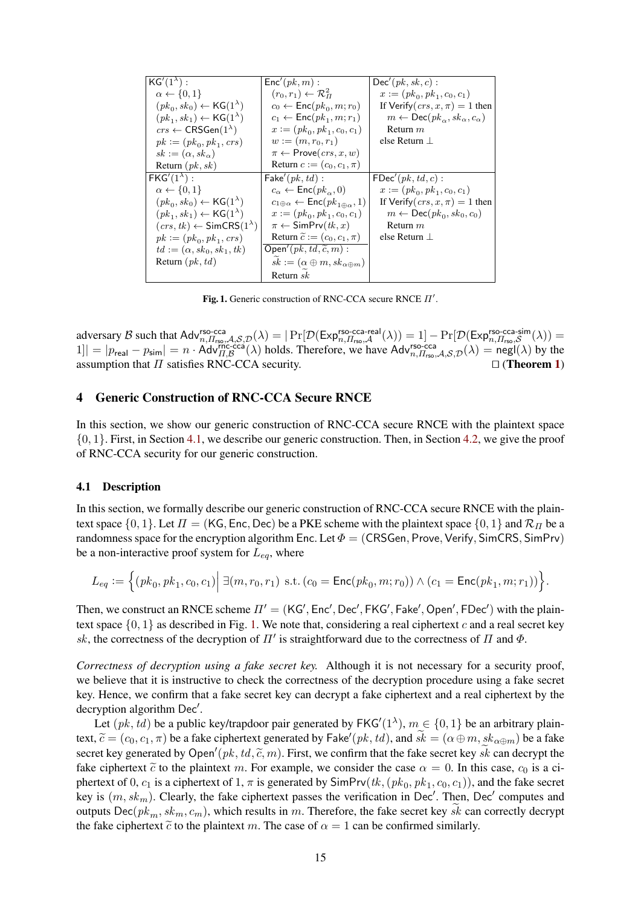| $\mathsf{KG}'(1^\lambda)$ : | $\mathsf{Enc}'(pk, m)$ : | $\mathsf{Dec}'(pk, sk, c)$ : |
|---|---|---|
| $\alpha \leftarrow \{0,1\}$ <br> $(pk_0, sk_0) \leftarrow \mathsf{KG}(1^\lambda)$ <br> $(pk_1, sk_1) \leftarrow \mathsf{KG}(1^\lambda)$ <br> $crs \leftarrow \mathsf{CRSGen}(1^\lambda)$ <br> $pk := (pk_0, pk_1, crs)$ <br> $sk := (\alpha, sk_\alpha)$ <br> Return $(pk, sk)$ | $(r_0, r_1) \leftarrow \mathcal{R}_\Pi^2$ <br> $c_0 \leftarrow \mathsf{Enc}(pk_0, m; r_0)$ <br> $c_1 \leftarrow \mathsf{Enc}(pk_1, m; r_1)$ <br> $x := (pk_0, pk_1, c_0, c_1)$ <br> $w := (m, r_0, r_1)$ <br> $\pi \leftarrow \mathsf{Prove}(crs, x, w)$ <br> Return $c := (c_0, c_1, \pi)$ | $x := (pk_0, pk_1, c_0, c_1)$ <br> If $\mathsf{Verify}(crs, x, \pi) = 1$ then <br> $m \leftarrow \mathsf{Dec}(pk_\alpha, sk_\alpha, c_\alpha)$ <br> Return $m$ <br> else Return $\bot$ |
| $\mathsf{FKG}'(1^\lambda)$ : | $\mathsf{Fake}'(pk, td)$ : | $\mathsf{FDec}'(pk, td, c)$ : |
| $\alpha \leftarrow \{0,1\}$ <br> $(pk_0, sk_0) \leftarrow \mathsf{KG}(1^\lambda)$ <br> $(pk_1, sk_1) \leftarrow \mathsf{KG}(1^\lambda)$ <br> $(crs, tk) \leftarrow \mathsf{SimCRS}(1^\lambda)$ <br> $pk := (pk_0, pk_1, crs)$ <br> $td := (\alpha, sk_0, sk_1, tk)$ <br> Return $(pk, td)$ | $c_\alpha \leftarrow \mathsf{Enc}(pk_\alpha, 0)$ <br> $c_{1\oplus\alpha} \leftarrow \mathsf{Enc}(pk_{1\oplus\alpha}, 1)$ <br> $x := (pk_0, pk_1, c_0, c_1)$ <br> $\pi \leftarrow \mathsf{SimPrv}(tk, x)$ <br> Return $\widetilde{c} := (c_0, c_1, \pi)$ <br> $\mathsf{Open}'(pk, td, \widetilde{c}, m)$ : <br> $\widetilde{sk} := (\alpha \oplus m, sk_{\alpha\oplus m})$ <br> Return $\widetilde{sk}$ | $x := (pk_0, pk_1, c_0, c_1)$ <br> If $\mathsf{Verify}(crs, x, \pi) = 1$ then <br> $m \leftarrow \mathsf{Dec}(pk_0, sk_0, c_0)$ <br> Return $m$ <br> else Return $\bot$ |

**Fig. 1.** Generic construction of RNC-CCA secure RNCE $\Pi'$.

adversary $\mathcal{B}$ such that $\mathsf{Adv}^{\mathsf{rso\text{-}cca}}_{n,\Pi_{\mathsf{rso}},\mathcal{A},\mathcal{S},\mathcal{D}}(\lambda) = |\Pr[\mathcal{D}(\mathsf{Exp}^{\mathsf{rso\text{-}cca\text{-}real}}_{n,\Pi_{\mathsf{rso}},\mathcal{A}}(\lambda)) = 1] - \Pr[\mathcal{D}(\mathsf{Exp}^{\mathsf{rso\text{-}cca\text{-}sim}}_{n,\Pi_{\mathsf{rso}},\mathcal{S}}(\lambda)) = 1]| = |p_{\mathsf{real}} - p_{\mathsf{sim}}| = n \cdot \mathsf{Adv}^{\mathsf{rnc\text{-}cca}}_{\Pi,\mathcal{B}}(\lambda)$ holds. Therefore, we have $\mathsf{Adv}^{\mathsf{rso\text{-}cca}}_{n,\Pi_{\mathsf{rso}},\mathcal{A},\mathcal{S},\mathcal{D}}(\lambda) = \mathsf{negl}(\lambda)$ by the assumption that $\Pi$ satisfies RNC-CCA security. □ (**Theorem 1**)

## 4 Generic Construction of RNC-CCA Secure RNCE

In this section, we show our generic construction of RNC-CCA secure RNCE with the plaintext space $\{0,1\}$. First, in Section 4.1, we describe our generic construction. Then, in Section 4.2, we give the proof of RNC-CCA security for our generic construction.

### 4.1 Description

In this section, we formally describe our generic construction of RNC-CCA secure RNCE with the plaintext space $\{0,1\}$. Let $\Pi = (\mathsf{KG}, \mathsf{Enc}, \mathsf{Dec})$ be a PKE scheme with the plaintext space $\{0,1\}$ and $\mathcal{R}_\Pi$ be a randomness space for the encryption algorithm $\mathsf{Enc}$. Let $\Phi = (\mathsf{CRSGen}, \mathsf{Prove}, \mathsf{Verify}, \mathsf{SimCRS}, \mathsf{SimPrv})$ be a non-interactive proof system for $L_{eq}$, where

$$L_{eq} := \Big\{(pk_0, pk_1, c_0, c_1) \Big| \ \exists (m, r_0, r_1) \text{ s.t. } (c_0 = \mathsf{Enc}(pk_0, m; r_0)) \wedge (c_1 = \mathsf{Enc}(pk_1, m; r_1))\Big\}.$$

Then, we construct an RNCE scheme $\Pi' = (\mathsf{KG}', \mathsf{Enc}', \mathsf{Dec}', \mathsf{FKG}', \mathsf{Fake}', \mathsf{Open}', \mathsf{FDec}')$ with the plaintext space $\{0,1\}$ as described in Fig. 1. We note that, considering a real ciphertext $c$ and a real secret key $sk$, the correctness of the decryption of $\Pi'$ is straightforward due to the correctness of $\Pi$ and $\Phi$.

*Correctness of decryption using a fake secret key.* Although it is not necessary for a security proof, we believe that it is instructive to check the correctness of the decryption procedure using a fake secret key. Hence, we confirm that a fake secret key can decrypt a fake ciphertext and a real ciphertext by the decryption algorithm $\mathsf{Dec}'$.

Let $(pk, td)$ be a public key/trapdoor pair generated by $\mathsf{FKG}'(1^\lambda)$, $m \in \{0,1\}$ be an arbitrary plaintext, $\widetilde{c} = (c_0, c_1, \pi)$ be a fake ciphertext generated by $\mathsf{Fake}'(pk, td)$, and $\widetilde{sk} = (\alpha \oplus m, sk_{\alpha\oplus m})$ be a fake secret key generated by $\mathsf{Open}'(pk, td, \widetilde{c}, m)$. First, we confirm that the fake secret key $\widetilde{sk}$ can decrypt the fake ciphertext $\widetilde{c}$ to the plaintext $m$. For example, we consider the case $\alpha = 0$. In this case, $c_0$ is a ciphertext of 0, $c_1$ is a ciphertext of 1, $\pi$ is generated by $\mathsf{SimPrv}(tk, (pk_0, pk_1, c_0, c_1))$, and the fake secret key is $(m, sk_m)$. Clearly, the fake ciphertext passes the verification in $\mathsf{Dec}'$. Then, $\mathsf{Dec}'$ computes and outputs $\mathsf{Dec}(pk_m, sk_m, c_m)$, which results in $m$. Therefore, the fake secret key $\widetilde{sk}$ can correctly decrypt the fake ciphertext $\widetilde{c}$ to the plaintext $m$. The case of $\alpha = 1$ can be confirmed similarly.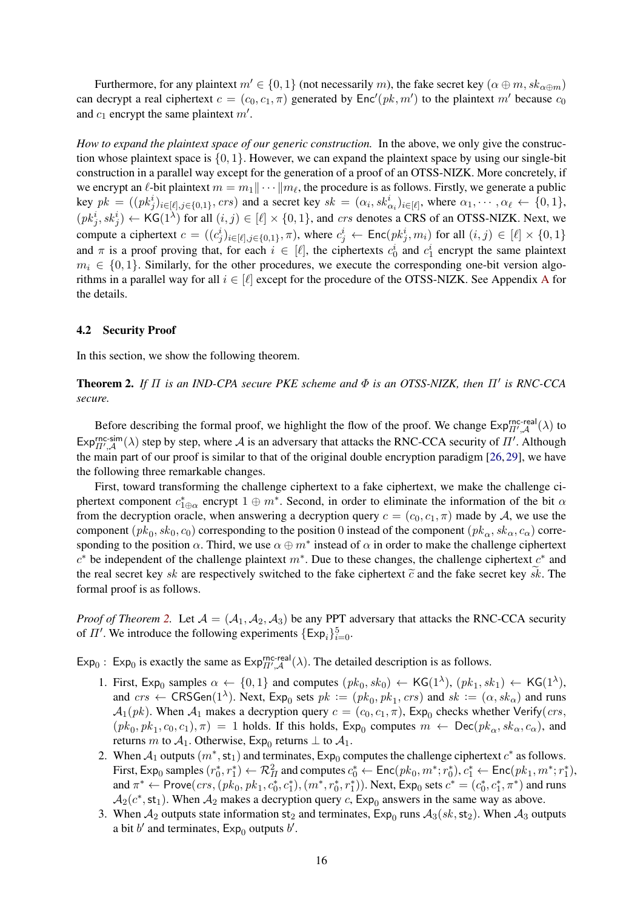Furthermore, for any plaintext $m' \in \{0,1\}$ (not necessarily $m$), the fake secret key $(\alpha \oplus m, sk_{\alpha \oplus m})$ can decrypt a real ciphertext $c = (c_0, c_1, \pi)$ generated by $\mathsf{Enc}'(pk, m')$ to the plaintext $m'$ because $c_0$ and $c_1$ encrypt the same plaintext $m'$.

*How to expand the plaintext space of our generic construction.* In the above, we only give the construction whose plaintext space is $\{0,1\}$. However, we can expand the plaintext space by using our single-bit construction in a parallel way except for the generation of a proof of an OTSS-NIZK. More concretely, if we encrypt an $\ell$-bit plaintext $m = m_1 \| \cdots \| m_\ell$, the procedure is as follows. Firstly, we generate a public key $pk = ((pk_j^i)_{i \in [\ell], j \in \{0,1\}}, crs)$ and a secret key $sk = (\alpha_i, sk_{\alpha_i}^i)_{i \in [\ell]}$, where $\alpha_1, \cdots, \alpha_\ell \leftarrow \{0,1\}$, $(pk_j^i, sk_j^i) \leftarrow \mathsf{KG}(1^\lambda)$ for all $(i,j) \in [\ell] \times \{0,1\}$, and $crs$ denotes a CRS of an OTSS-NIZK. Next, we compute a ciphertext $c = ((c_j^i)_{i \in [\ell], j \in \{0,1\}}, \pi)$, where $c_j^i \leftarrow \mathsf{Enc}(pk_j^i, m_i)$ for all $(i,j) \in [\ell] \times \{0,1\}$ and $\pi$ is a proof proving that, for each $i \in [\ell]$, the ciphertexts $c_0^i$ and $c_1^i$ encrypt the same plaintext $m_i \in \{0,1\}$. Similarly, for the other procedures, we execute the corresponding one-bit version algorithms in a parallel way for all $i \in [\ell]$ except for the procedure of the OTSS-NIZK. See Appendix A for the details.

### 4.2 Security Proof

In this section, we show the following theorem.

**Theorem 2.** *If $\Pi$ is an IND-CPA secure PKE scheme and $\Phi$ is an OTSS-NIZK, then $\Pi'$ is RNC-CCA secure.*

Before describing the formal proof, we highlight the flow of the proof. We change $\mathsf{Exp}_{\Pi',\mathcal{A}}^{\mathsf{rnc\text{-}real}}(\lambda)$ to $\mathsf{Exp}_{\Pi',\mathcal{A}}^{\mathsf{rnc\text{-}sim}}(\lambda)$ step by step, where $\mathcal{A}$ is an adversary that attacks the RNC-CCA security of $\Pi'$. Although the main part of our proof is similar to that of the original double encryption paradigm [26, 29], we have the following three remarkable changes.

First, toward transforming the challenge ciphertext to a fake ciphertext, we make the challenge ciphertext component $c_{1\oplus\alpha}^*$ encrypt $1 \oplus m^*$. Second, in order to eliminate the information of the bit $\alpha$ from the decryption oracle, when answering a decryption query $c = (c_0, c_1, \pi)$ made by $\mathcal{A}$, we use the component $(pk_0, sk_0, c_0)$ corresponding to the position 0 instead of the component $(pk_\alpha, sk_\alpha, c_\alpha)$ corresponding to the position $\alpha$. Third, we use $\alpha \oplus m^*$ instead of $\alpha$ in order to make the challenge ciphertext $c^*$ be independent of the challenge plaintext $m^*$. Due to these changes, the challenge ciphertext $c^*$ and the real secret key $sk$ are respectively switched to the fake ciphertext $\widetilde{c}$ and the fake secret key $\widetilde{sk}$. The formal proof is as follows.

*Proof of Theorem 2.* Let $\mathcal{A} = (\mathcal{A}_1, \mathcal{A}_2, \mathcal{A}_3)$ be any PPT adversary that attacks the RNC-CCA security of $\Pi'$. We introduce the following experiments $\{\mathsf{Exp}_i\}_{i=0}^5$.

$\mathsf{Exp}_0$ : $\mathsf{Exp}_0$ is exactly the same as $\mathsf{Exp}_{\Pi',\mathcal{A}}^{\mathsf{rnc\text{-}real}}(\lambda)$. The detailed description is as follows.

1. First, $\mathsf{Exp}_0$ samples $\alpha \leftarrow \{0,1\}$ and computes $(pk_0, sk_0) \leftarrow \mathsf{KG}(1^\lambda)$, $(pk_1, sk_1) \leftarrow \mathsf{KG}(1^\lambda)$, and $crs \leftarrow \mathsf{CRSGen}(1^\lambda)$. Next, $\mathsf{Exp}_0$ sets $pk := (pk_0, pk_1, crs)$ and $sk := (\alpha, sk_\alpha)$ and runs $\mathcal{A}_1(pk)$. When $\mathcal{A}_1$ makes a decryption query $c = (c_0, c_1, \pi)$, $\mathsf{Exp}_0$ checks whether $\mathsf{Verify}(crs, (pk_0, pk_1, c_0, c_1), \pi) = 1$ holds. If this holds, $\mathsf{Exp}_0$ computes $m \leftarrow \mathsf{Dec}(pk_\alpha, sk_\alpha, c_\alpha)$, and returns $m$ to $\mathcal{A}_1$. Otherwise, $\mathsf{Exp}_0$ returns $\bot$ to $\mathcal{A}_1$.
2. When $\mathcal{A}_1$ outputs $(m^*, \mathsf{st}_1)$ and terminates, $\mathsf{Exp}_0$ computes the challenge ciphertext $c^*$ as follows. First, $\mathsf{Exp}_0$ samples $(r_0^*, r_1^*) \leftarrow \mathcal{R}_\Pi^2$ and computes $c_0^* \leftarrow \mathsf{Enc}(pk_0, m^*; r_0^*)$, $c_1^* \leftarrow \mathsf{Enc}(pk_1, m^*; r_1^*)$, and $\pi^* \leftarrow \mathsf{Prove}(crs, (pk_0, pk_1, c_0^*, c_1^*), (m^*, r_0^*, r_1^*))$. Next, $\mathsf{Exp}_0$ sets $c^* = (c_0^*, c_1^*, \pi^*)$ and runs $\mathcal{A}_2(c^*, \mathsf{st}_1)$. When $\mathcal{A}_2$ makes a decryption query $c$, $\mathsf{Exp}_0$ answers in the same way as above.
3. When $\mathcal{A}_2$ outputs state information $\mathsf{st}_2$ and terminates, $\mathsf{Exp}_0$ runs $\mathcal{A}_3(sk, \mathsf{st}_2)$. When $\mathcal{A}_3$ outputs a bit $b'$ and terminates, $\mathsf{Exp}_0$ outputs $b'$.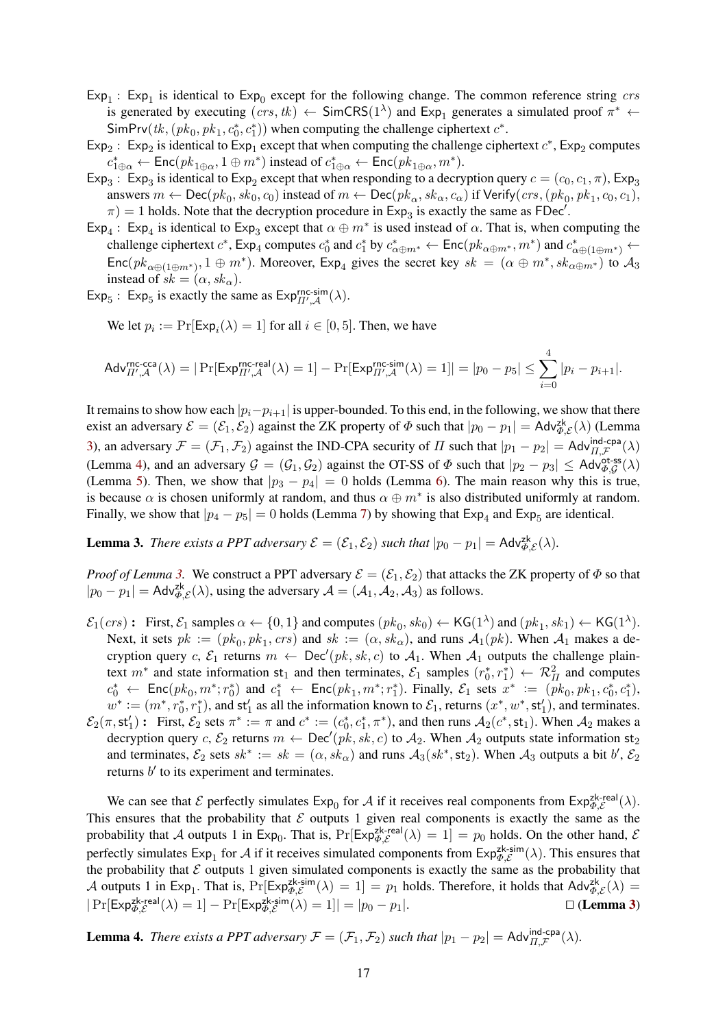$\mathsf{Exp}_1$ : $\mathsf{Exp}_1$ is identical to $\mathsf{Exp}_0$ except for the following change. The common reference string $crs$ is generated by executing $(crs, tk) \leftarrow \mathsf{SimCRS}(1^\lambda)$ and $\mathsf{Exp}_1$ generates a simulated proof $\pi^* \leftarrow \mathsf{SimPrv}(tk, (pk_0, pk_1, c_0^*, c_1^*))$ when computing the challenge ciphertext $c^*$.

$\mathsf{Exp}_2$ : $\mathsf{Exp}_2$ is identical to $\mathsf{Exp}_1$ except that when computing the challenge ciphertext $c^*$, $\mathsf{Exp}_2$ computes $c_{1\oplus\alpha}^* \leftarrow \mathsf{Enc}(pk_{1\oplus\alpha}, 1 \oplus m^*)$ instead of $c_{1\oplus\alpha}^* \leftarrow \mathsf{Enc}(pk_{1\oplus\alpha}, m^*)$.

$\mathsf{Exp}_3$ : $\mathsf{Exp}_3$ is identical to $\mathsf{Exp}_2$ except that when responding to a decryption query $c = (c_0, c_1, \pi)$, $\mathsf{Exp}_3$ answers $m \leftarrow \mathsf{Dec}(pk_0, sk_0, c_0)$ instead of $m \leftarrow \mathsf{Dec}(pk_\alpha, sk_\alpha, c_\alpha)$ if $\mathsf{Verify}(crs, (pk_0, pk_1, c_0, c_1), \pi) = 1$ holds. Note that the decryption procedure in $\mathsf{Exp}_3$ is exactly the same as $\mathsf{FDec}'$.

$\mathsf{Exp}_4$ : $\mathsf{Exp}_4$ is identical to $\mathsf{Exp}_3$ except that $\alpha \oplus m^*$ is used instead of $\alpha$. That is, when computing the challenge ciphertext $c^*$, $\mathsf{Exp}_4$ computes $c_0^*$ and $c_1^*$ by $c_{\alpha\oplus m^*}^* \leftarrow \mathsf{Enc}(pk_{\alpha\oplus m^*}, m^*)$ and $c_{\alpha\oplus(1\oplus m^*)}^* \leftarrow \mathsf{Enc}(pk_{\alpha\oplus(1\oplus m^*)}, 1 \oplus m^*)$. Moreover, $\mathsf{Exp}_4$ gives the secret key $sk = (\alpha \oplus m^*, sk_{\alpha\oplus m^*})$ to $\mathcal{A}_3$ instead of $sk = (\alpha, sk_\alpha)$.

$\mathsf{Exp}_5$ : $\mathsf{Exp}_5$ is exactly the same as $\mathsf{Exp}_{\Pi',\mathcal{A}}^{\mathsf{rnc\text{-}sim}}(\lambda)$.

We let $p_i := \Pr[\mathsf{Exp}_i(\lambda) = 1]$ for all $i \in [0, 5]$. Then, we have

$$\mathsf{Adv}_{\Pi',\mathcal{A}}^{\mathsf{rnc\text{-}cca}}(\lambda) = |\Pr[\mathsf{Exp}_{\Pi',\mathcal{A}}^{\mathsf{rnc\text{-}real}}(\lambda) = 1] - \Pr[\mathsf{Exp}_{\Pi',\mathcal{A}}^{\mathsf{rnc\text{-}sim}}(\lambda) = 1]| = |p_0 - p_5| \le \sum_{i=0}^{4} |p_i - p_{i+1}|.$$

It remains to show how each $|p_i - p_{i+1}|$ is upper-bounded. To this end, in the following, we show that there exist an adversary $\mathcal{E} = (\mathcal{E}_1, \mathcal{E}_2)$ against the ZK property of $\Phi$ such that $|p_0 - p_1| = \mathsf{Adv}_{\Phi,\mathcal{E}}^{\mathsf{zk}}(\lambda)$ (Lemma 3), an adversary $\mathcal{F} = (\mathcal{F}_1, \mathcal{F}_2)$ against the IND-CPA security of $\Pi$ such that $|p_1 - p_2| = \mathsf{Adv}_{\Pi,\mathcal{F}}^{\mathsf{ind\text{-}cpa}}(\lambda)$ (Lemma 4), and an adversary $\mathcal{G} = (\mathcal{G}_1, \mathcal{G}_2)$ against the OT-SS of $\Phi$ such that $|p_2 - p_3| \le \mathsf{Adv}_{\Phi,\mathcal{G}}^{\mathsf{ot\text{-}ss}}(\lambda)$ (Lemma 5). Then, we show that $|p_3 - p_4| = 0$ holds (Lemma 6). The main reason why this is true, is because $\alpha$ is chosen uniformly at random, and thus $\alpha \oplus m^*$ is also distributed uniformly at random. Finally, we show that $|p_4 - p_5| = 0$ holds (Lemma 7) by showing that $\mathsf{Exp}_4$ and $\mathsf{Exp}_5$ are identical.

**Lemma 3.** *There exists a PPT adversary $\mathcal{E} = (\mathcal{E}_1, \mathcal{E}_2)$ such that $|p_0 - p_1| = \mathsf{Adv}_{\Phi,\mathcal{E}}^{\mathsf{zk}}(\lambda)$.*

*Proof of Lemma 3.* We construct a PPT adversary $\mathcal{E} = (\mathcal{E}_1, \mathcal{E}_2)$ that attacks the ZK property of $\Phi$ so that $|p_0 - p_1| = \mathsf{Adv}_{\Phi,\mathcal{E}}^{\mathsf{zk}}(\lambda)$, using the adversary $\mathcal{A} = (\mathcal{A}_1, \mathcal{A}_2, \mathcal{A}_3)$ as follows.

$\mathcal{E}_1(crs)$ **:** First, $\mathcal{E}_1$ samples $\alpha \leftarrow \{0,1\}$ and computes $(pk_0, sk_0) \leftarrow \mathsf{KG}(1^\lambda)$ and $(pk_1, sk_1) \leftarrow \mathsf{KG}(1^\lambda)$. Next, it sets $pk := (pk_0, pk_1, crs)$ and $sk := (\alpha, sk_\alpha)$, and runs $\mathcal{A}_1(pk)$. When $\mathcal{A}_1$ makes a decryption query $c$, $\mathcal{E}_1$ returns $m \leftarrow \mathsf{Dec}'(pk, sk, c)$ to $\mathcal{A}_1$. When $\mathcal{A}_1$ outputs the challenge plaintext $m^*$ and state information $\mathsf{st}_1$ and then terminates, $\mathcal{E}_1$ samples $(r_0^*, r_1^*) \leftarrow \mathcal{R}_\Pi^2$ and computes $c_0^* \leftarrow \mathsf{Enc}(pk_0, m^*; r_0^*)$ and $c_1^* \leftarrow \mathsf{Enc}(pk_1, m^*; r_1^*)$. Finally, $\mathcal{E}_1$ sets $x^* := (pk_0, pk_1, c_0^*, c_1^*)$, $w^* := (m^*, r_0^*, r_1^*)$, and $\mathsf{st}_1'$ as all the information known to $\mathcal{E}_1$, returns $(x^*, w^*, \mathsf{st}_1')$, and terminates.

$\mathcal{E}_2(\pi, \mathsf{st}_1')$ **:** First, $\mathcal{E}_2$ sets $\pi^* := \pi$ and $c^* := (c_0^*, c_1^*, \pi^*)$, and then runs $\mathcal{A}_2(c^*, \mathsf{st}_1)$. When $\mathcal{A}_2$ makes a decryption query $c$, $\mathcal{E}_2$ returns $m \leftarrow \mathsf{Dec}'(pk, sk, c)$ to $\mathcal{A}_2$. When $\mathcal{A}_2$ outputs state information $\mathsf{st}_2$ and terminates, $\mathcal{E}_2$ sets $sk^* := sk = (\alpha, sk_\alpha)$ and runs $\mathcal{A}_3(sk^*, \mathsf{st}_2)$. When $\mathcal{A}_3$ outputs a bit $b'$, $\mathcal{E}_2$ returns $b'$ to its experiment and terminates.

We can see that $\mathcal{E}$ perfectly simulates $\mathsf{Exp}_0$ for $\mathcal{A}$ if it receives real components from $\mathsf{Exp}_{\Phi,\mathcal{E}}^{\mathsf{zk\text{-}real}}(\lambda)$. This ensures that the probability that $\mathcal{E}$ outputs 1 given real components is exactly the same as the probability that $\mathcal{A}$ outputs 1 in $\mathsf{Exp}_0$. That is, $\Pr[\mathsf{Exp}_{\Phi,\mathcal{E}}^{\mathsf{zk\text{-}real}}(\lambda) = 1] = p_0$ holds. On the other hand, $\mathcal{E}$ perfectly simulates $\mathsf{Exp}_1$ for $\mathcal{A}$ if it receives simulated components from $\mathsf{Exp}_{\Phi,\mathcal{E}}^{\mathsf{zk\text{-}sim}}(\lambda)$. This ensures that the probability that $\mathcal{E}$ outputs 1 given simulated components is exactly the same as the probability that $\mathcal{A}$ outputs 1 in $\mathsf{Exp}_1$. That is, $\Pr[\mathsf{Exp}_{\Phi,\mathcal{E}}^{\mathsf{zk\text{-}sim}}(\lambda) = 1] = p_1$ holds. Therefore, it holds that $\mathsf{Adv}_{\Phi,\mathcal{E}}^{\mathsf{zk}}(\lambda) = |\Pr[\mathsf{Exp}_{\Phi,\mathcal{E}}^{\mathsf{zk\text{-}real}}(\lambda) = 1] - \Pr[\mathsf{Exp}_{\Phi,\mathcal{E}}^{\mathsf{zk\text{-}sim}}(\lambda) = 1]| = |p_0 - p_1|$. □ (**Lemma 3**)

**Lemma 4.** *There exists a PPT adversary $\mathcal{F} = (\mathcal{F}_1, \mathcal{F}_2)$ such that $|p_1 - p_2| = \mathsf{Adv}_{\Pi,\mathcal{F}}^{\mathsf{ind\text{-}cpa}}(\lambda)$.*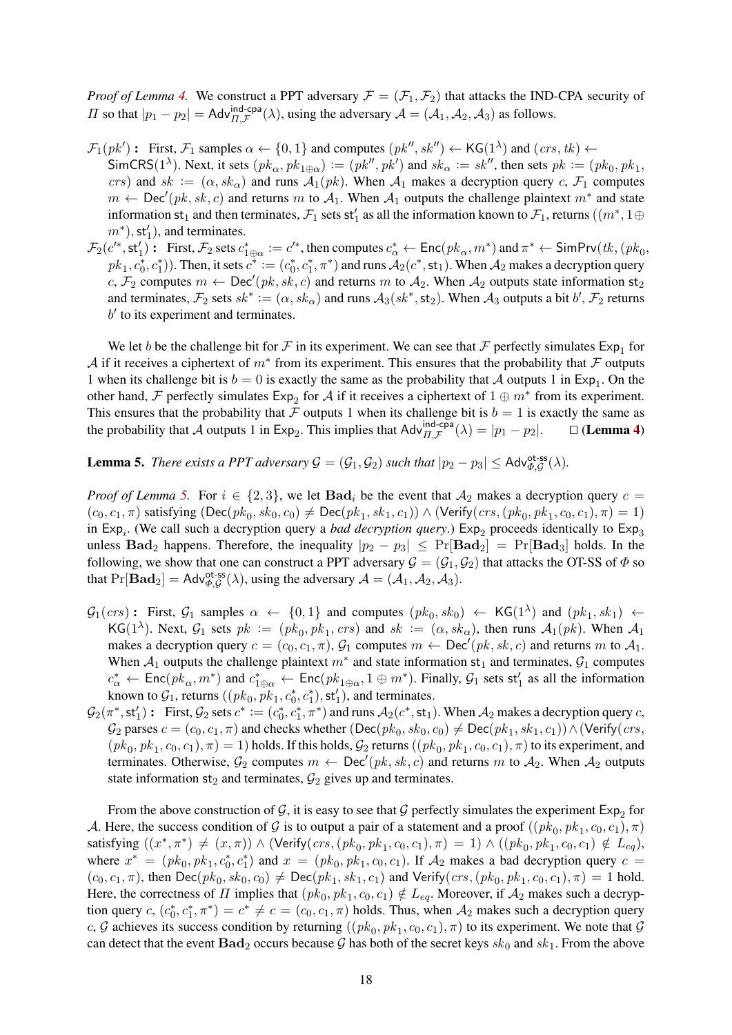*Proof of Lemma 4.* We construct a PPT adversary $\mathcal{F} = (\mathcal{F}_1, \mathcal{F}_2)$ that attacks the IND-CPA security of $\Pi$ so that $|p_1 - p_2| = \mathsf{Adv}^{\mathsf{ind\text{-}cpa}}_{\Pi,\mathcal{F}}(\lambda)$, using the adversary $\mathcal{A} = (\mathcal{A}_1, \mathcal{A}_2, \mathcal{A}_3)$ as follows.

- $\mathcal{F}_1(pk')$ **:** First, $\mathcal{F}_1$ samples $\alpha \leftarrow \{0,1\}$ and computes $(pk'', sk'') \leftarrow \mathsf{KG}(1^\lambda)$ and $(crs, tk) \leftarrow \mathsf{SimCRS}(1^\lambda)$. Next, it sets $(pk_\alpha, pk_{1\oplus\alpha}) := (pk'', pk')$ and $sk_\alpha := sk''$, then sets $pk := (pk_0, pk_1, crs)$ and $sk := (\alpha, sk_\alpha)$ and runs $\mathcal{A}_1(pk)$. When $\mathcal{A}_1$ makes a decryption query $c$, $\mathcal{F}_1$ computes $m \leftarrow \mathsf{Dec}'(pk, sk, c)$ and returns $m$ to $\mathcal{A}_1$. When $\mathcal{A}_1$ outputs the challenge plaintext $m^*$ and state information $\mathsf{st}_1$ and then terminates, $\mathcal{F}_1$ sets $\mathsf{st}_1'$ as all the information known to $\mathcal{F}_1$, returns $((m^*, 1\oplus m^*), \mathsf{st}_1')$, and terminates.
- $\mathcal{F}_2(c'^*, \mathsf{st}_1')$ **:** First, $\mathcal{F}_2$ sets $c^*_{1\oplus\alpha} := c'^*$, then computes $c^*_\alpha \leftarrow \mathsf{Enc}(pk_\alpha, m^*)$ and $\pi^* \leftarrow \mathsf{SimPrv}(tk, (pk_0, pk_1, c^*_0, c^*_1))$. Then, it sets $c^* := (c^*_0, c^*_1, \pi^*)$ and runs $\mathcal{A}_2(c^*, \mathsf{st}_1)$. When $\mathcal{A}_2$ makes a decryption query $c$, $\mathcal{F}_2$ computes $m \leftarrow \mathsf{Dec}'(pk, sk, c)$ and returns $m$ to $\mathcal{A}_2$. When $\mathcal{A}_2$ outputs state information $\mathsf{st}_2$ and terminates, $\mathcal{F}_2$ sets $sk^* := (\alpha, sk_\alpha)$ and runs $\mathcal{A}_3(sk^*, \mathsf{st}_2)$. When $\mathcal{A}_3$ outputs a bit $b'$, $\mathcal{F}_2$ returns $b'$ to its experiment and terminates.

We let $b$ be the challenge bit for $\mathcal{F}$ in its experiment. We can see that $\mathcal{F}$ perfectly simulates $\mathsf{Exp}_1$ for $\mathcal{A}$ if it receives a ciphertext of $m^*$ from its experiment. This ensures that the probability that $\mathcal{F}$ outputs 1 when its challenge bit is $b = 0$ is exactly the same as the probability that $\mathcal{A}$ outputs 1 in $\mathsf{Exp}_1$. On the other hand, $\mathcal{F}$ perfectly simulates $\mathsf{Exp}_2$ for $\mathcal{A}$ if it receives a ciphertext of $1 \oplus m^*$ from its experiment. This ensures that the probability that $\mathcal{F}$ outputs 1 when its challenge bit is $b = 1$ is exactly the same as the probability that $\mathcal{A}$ outputs 1 in $\mathsf{Exp}_2$. This implies that $\mathsf{Adv}^{\mathsf{ind\text{-}cpa}}_{\Pi,\mathcal{F}}(\lambda) = |p_1 - p_2|$. $\square$ (**Lemma 4**)

**Lemma 5.** *There exists a PPT adversary $\mathcal{G} = (\mathcal{G}_1, \mathcal{G}_2)$ such that $|p_2 - p_3| \le \mathsf{Adv}^{\mathsf{ot\text{-}ss}}_{\Phi,\mathcal{G}}(\lambda)$.*

*Proof of Lemma 5.* For $i \in \{2, 3\}$, we let $\mathbf{Bad}_i$ be the event that $\mathcal{A}_2$ makes a decryption query $c = (c_0, c_1, \pi)$ satisfying $(\mathsf{Dec}(pk_0, sk_0, c_0) \ne \mathsf{Dec}(pk_1, sk_1, c_1)) \land (\mathsf{Verify}(crs, (pk_0, pk_1, c_0, c_1), \pi) = 1)$ in $\mathsf{Exp}_i$. (We call such a decryption query a *bad decryption query*.) $\mathsf{Exp}_2$ proceeds identically to $\mathsf{Exp}_3$ unless $\mathbf{Bad}_2$ happens. Therefore, the inequality $|p_2 - p_3| \le \Pr[\mathbf{Bad}_2] = \Pr[\mathbf{Bad}_3]$ holds. In the following, we show that one can construct a PPT adversary $\mathcal{G} = (\mathcal{G}_1, \mathcal{G}_2)$ that attacks the OT-SS of $\Phi$ so that $\Pr[\mathbf{Bad}_2] = \mathsf{Adv}^{\mathsf{ot\text{-}ss}}_{\Phi,\mathcal{G}}(\lambda)$, using the adversary $\mathcal{A} = (\mathcal{A}_1, \mathcal{A}_2, \mathcal{A}_3)$.

- $\mathcal{G}_1(crs)$ **:** First, $\mathcal{G}_1$ samples $\alpha \leftarrow \{0,1\}$ and computes $(pk_0, sk_0) \leftarrow \mathsf{KG}(1^\lambda)$ and $(pk_1, sk_1) \leftarrow \mathsf{KG}(1^\lambda)$. Next, $\mathcal{G}_1$ sets $pk := (pk_0, pk_1, crs)$ and $sk := (\alpha, sk_\alpha)$, then runs $\mathcal{A}_1(pk)$. When $\mathcal{A}_1$ makes a decryption query $c = (c_0, c_1, \pi)$, $\mathcal{G}_1$ computes $m \leftarrow \mathsf{Dec}'(pk, sk, c)$ and returns $m$ to $\mathcal{A}_1$. When $\mathcal{A}_1$ outputs the challenge plaintext $m^*$ and state information $\mathsf{st}_1$ and terminates, $\mathcal{G}_1$ computes $c^*_\alpha \leftarrow \mathsf{Enc}(pk_\alpha, m^*)$ and $c^*_{1\oplus\alpha} \leftarrow \mathsf{Enc}(pk_{1\oplus\alpha}, 1 \oplus m^*)$. Finally, $\mathcal{G}_1$ sets $\mathsf{st}_1'$ as all the information known to $\mathcal{G}_1$, returns $((pk_0, pk_1, c^*_0, c^*_1), \mathsf{st}_1')$, and terminates.
- $\mathcal{G}_2(\pi^*, \mathsf{st}_1')$ **:** First, $\mathcal{G}_2$ sets $c^* := (c^*_0, c^*_1, \pi^*)$ and runs $\mathcal{A}_2(c^*, \mathsf{st}_1)$. When $\mathcal{A}_2$ makes a decryption query $c$, $\mathcal{G}_2$ parses $c = (c_0, c_1, \pi)$ and checks whether $(\mathsf{Dec}(pk_0, sk_0, c_0) \ne \mathsf{Dec}(pk_1, sk_1, c_1)) \land (\mathsf{Verify}(crs, (pk_0, pk_1, c_0, c_1), \pi) = 1)$ holds. If this holds, $\mathcal{G}_2$ returns $((pk_0, pk_1, c_0, c_1), \pi)$ to its experiment, and terminates. Otherwise, $\mathcal{G}_2$ computes $m \leftarrow \mathsf{Dec}'(pk, sk, c)$ and returns $m$ to $\mathcal{A}_2$. When $\mathcal{A}_2$ outputs state information $\mathsf{st}_2$ and terminates, $\mathcal{G}_2$ gives up and terminates.

From the above construction of $\mathcal{G}$, it is easy to see that $\mathcal{G}$ perfectly simulates the experiment $\mathsf{Exp}_2$ for $\mathcal{A}$. Here, the success condition of $\mathcal{G}$ is to output a pair of a statement and a proof $((pk_0, pk_1, c_0, c_1), \pi)$ satisfying $((x^*, \pi^*) \ne (x, \pi)) \land (\mathsf{Verify}(crs, (pk_0, pk_1, c_0, c_1), \pi) = 1) \land ((pk_0, pk_1, c_0, c_1) \notin L_{eq})$, where $x^* = (pk_0, pk_1, c^*_0, c^*_1)$ and $x = (pk_0, pk_1, c_0, c_1)$. If $\mathcal{A}_2$ makes a bad decryption query $c = (c_0, c_1, \pi)$, then $\mathsf{Dec}(pk_0, sk_0, c_0) \ne \mathsf{Dec}(pk_1, sk_1, c_1)$ and $\mathsf{Verify}(crs, (pk_0, pk_1, c_0, c_1), \pi) = 1$ hold. Here, the correctness of $\Pi$ implies that $(pk_0, pk_1, c_0, c_1) \notin L_{eq}$. Moreover, if $\mathcal{A}_2$ makes such a decryption query $c$, $(c^*_0, c^*_1, \pi^*) = c^* \ne c = (c_0, c_1, \pi)$ holds. Thus, when $\mathcal{A}_2$ makes such a decryption query $c$, $\mathcal{G}$ achieves its success condition by returning $((pk_0, pk_1, c_0, c_1), \pi)$ to its experiment. We note that $\mathcal{G}$ can detect that the event $\mathbf{Bad}_2$ occurs because $\mathcal{G}$ has both of the secret keys $sk_0$ and $sk_1$. From the above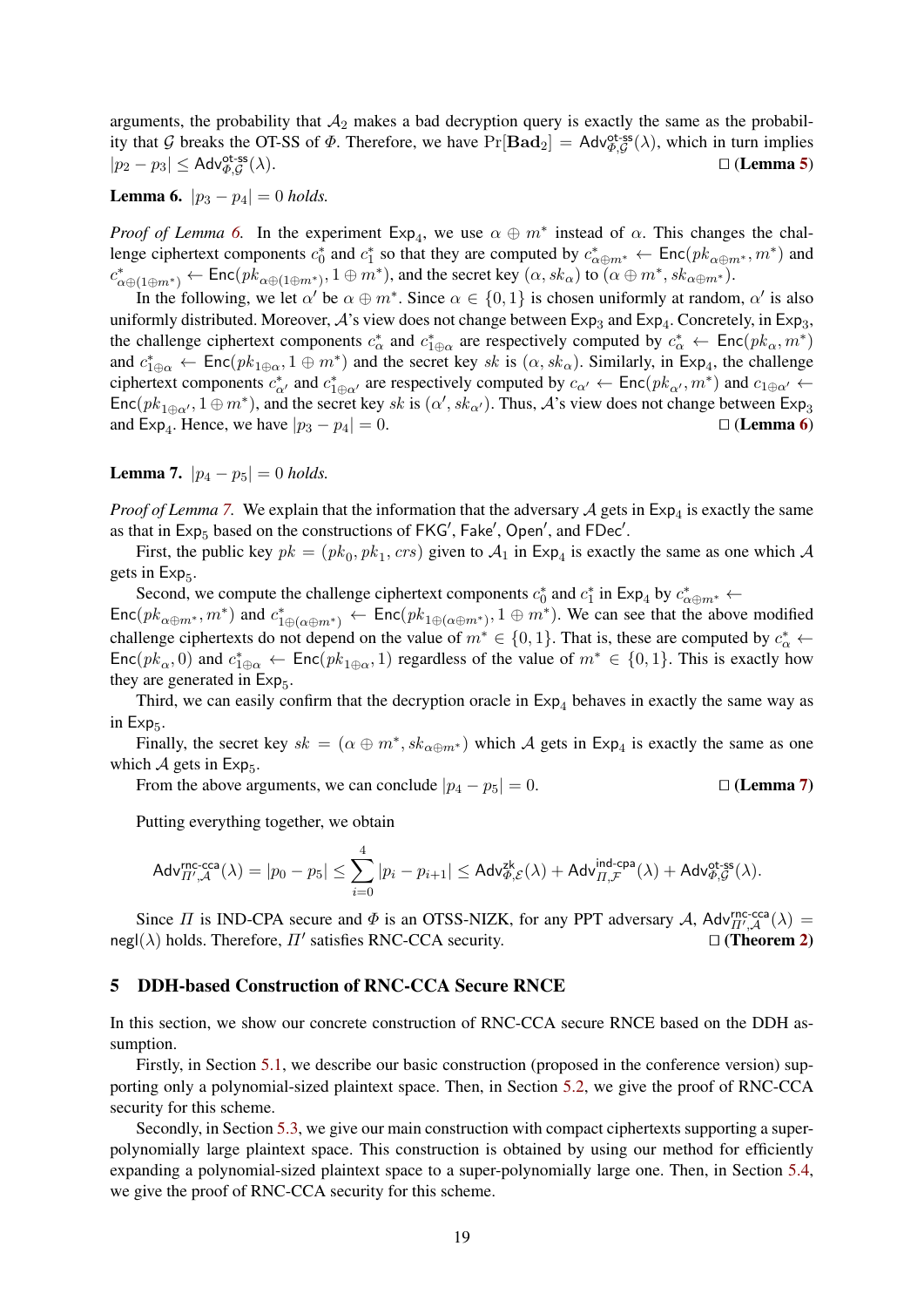arguments, the probability that $\mathcal{A}_2$ makes a bad decryption query is exactly the same as the probability that $\mathcal{G}$ breaks the OT-SS of $\Phi$. Therefore, we have $\Pr[\mathbf{Bad}_2] = \mathsf{Adv}^{\mathsf{ot\text{-}ss}}_{\Phi,\mathcal{G}}(\lambda)$, which in turn implies $|p_2 - p_3| \leq \mathsf{Adv}^{\mathsf{ot\text{-}ss}}_{\Phi,\mathcal{G}}(\lambda)$. □ **(Lemma 5)**

**Lemma 6.** *$|p_3 - p_4| = 0$ holds.*

*Proof of Lemma 6.* In the experiment $\mathsf{Exp}_4$, we use $\alpha \oplus m^*$ instead of $\alpha$. This changes the challenge ciphertext components $c_0^*$ and $c_1^*$ so that they are computed by $c^*_{\alpha\oplus m^*} \leftarrow \mathsf{Enc}(pk_{\alpha\oplus m^*}, m^*)$ and $c^*_{\alpha\oplus(1\oplus m^*)} \leftarrow \mathsf{Enc}(pk_{\alpha\oplus(1\oplus m^*)}, 1 \oplus m^*)$, and the secret key $(\alpha, sk_\alpha)$ to $(\alpha \oplus m^*, sk_{\alpha\oplus m^*})$.

In the following, we let $\alpha'$ be $\alpha \oplus m^*$. Since $\alpha \in \{0, 1\}$ is chosen uniformly at random, $\alpha'$ is also uniformly distributed. Moreover, $\mathcal{A}$'s view does not change between $\mathsf{Exp}_3$ and $\mathsf{Exp}_4$. Concretely, in $\mathsf{Exp}_3$, the challenge ciphertext components $c^*_\alpha$ and $c^*_{1\oplus\alpha}$ are respectively computed by $c^*_\alpha \leftarrow \mathsf{Enc}(pk_\alpha, m^*)$ and $c^*_{1\oplus\alpha} \leftarrow \mathsf{Enc}(pk_{1\oplus\alpha}, 1 \oplus m^*)$ and the secret key $sk$ is $(\alpha, sk_\alpha)$. Similarly, in $\mathsf{Exp}_4$, the challenge ciphertext components $c^*_{\alpha'}$ and $c^*_{1\oplus\alpha'}$ are respectively computed by $c_{\alpha'} \leftarrow \mathsf{Enc}(pk_{\alpha'}, m^*)$ and $c_{1\oplus\alpha'} \leftarrow \mathsf{Enc}(pk_{1\oplus\alpha'}, 1 \oplus m^*)$, and the secret key $sk$ is $(\alpha', sk_{\alpha'})$. Thus, $\mathcal{A}$'s view does not change between $\mathsf{Exp}_3$ and $\mathsf{Exp}_4$. Hence, we have $|p_3 - p_4| = 0$. □ **(Lemma 6)**

**Lemma 7.** *$|p_4 - p_5| = 0$ holds.*

*Proof of Lemma 7.* We explain that the information that the adversary $\mathcal{A}$ gets in $\mathsf{Exp}_4$ is exactly the same as that in $\mathsf{Exp}_5$ based on the constructions of $\mathsf{FKG}'$, $\mathsf{Fake}'$, $\mathsf{Open}'$, and $\mathsf{FDec}'$.

First, the public key $pk = (pk_0, pk_1, crs)$ given to $\mathcal{A}_1$ in $\mathsf{Exp}_4$ is exactly the same as one which $\mathcal{A}$ gets in $\mathsf{Exp}_5$.

Second, we compute the challenge ciphertext components $c_0^*$ and $c_1^*$ in $\mathsf{Exp}_4$ by $c^*_{\alpha\oplus m^*} \leftarrow \mathsf{Enc}(pk_{\alpha\oplus m^*}, m^*)$ and $c^*_{1\oplus(\alpha\oplus m^*)} \leftarrow \mathsf{Enc}(pk_{1\oplus(\alpha\oplus m^*)}, 1 \oplus m^*)$. We can see that the above modified challenge ciphertexts do not depend on the value of $m^* \in \{0, 1\}$. That is, these are computed by $c^*_\alpha \leftarrow \mathsf{Enc}(pk_\alpha, 0)$ and $c^*_{1\oplus\alpha} \leftarrow \mathsf{Enc}(pk_{1\oplus\alpha}, 1)$ regardless of the value of $m^* \in \{0, 1\}$. This is exactly how they are generated in $\mathsf{Exp}_5$.

Third, we can easily confirm that the decryption oracle in $\mathsf{Exp}_4$ behaves in exactly the same way as in $\mathsf{Exp}_5$.

Finally, the secret key $sk = (\alpha \oplus m^*, sk_{\alpha\oplus m^*})$ which $\mathcal{A}$ gets in $\mathsf{Exp}_4$ is exactly the same as one which $\mathcal{A}$ gets in $\mathsf{Exp}_5$.

From the above arguments, we can conclude $|p_4 - p_5| = 0$. □ **(Lemma 7)**

Putting everything together, we obtain

$$\mathsf{Adv}^{\mathsf{rnc\text{-}cca}}_{\Pi',\mathcal{A}}(\lambda) = |p_0 - p_5| \leq \sum_{i=0}^{4} |p_i - p_{i+1}| \leq \mathsf{Adv}^{\mathsf{zk}}_{\Phi,\mathcal{E}}(\lambda) + \mathsf{Adv}^{\mathsf{ind\text{-}cpa}}_{\Pi,\mathcal{F}}(\lambda) + \mathsf{Adv}^{\mathsf{ot\text{-}ss}}_{\Phi,\mathcal{G}}(\lambda).$$

Since $\Pi$ is IND-CPA secure and $\Phi$ is an OTSS-NIZK, for any PPT adversary $\mathcal{A}$, $\mathsf{Adv}^{\mathsf{rnc\text{-}cca}}_{\Pi',\mathcal{A}}(\lambda) = \mathsf{negl}(\lambda)$ holds. Therefore, $\Pi'$ satisfies RNC-CCA security. □ **(Theorem 2)**

## 5 DDH-based Construction of RNC-CCA Secure RNCE

In this section, we show our concrete construction of RNC-CCA secure RNCE based on the DDH assumption.

Firstly, in Section 5.1, we describe our basic construction (proposed in the conference version) supporting only a polynomial-sized plaintext space. Then, in Section 5.2, we give the proof of RNC-CCA security for this scheme.

Secondly, in Section 5.3, we give our main construction with compact ciphertexts supporting a super-polynomially large plaintext space. This construction is obtained by using our method for efficiently expanding a polynomial-sized plaintext space to a super-polynomially large one. Then, in Section 5.4, we give the proof of RNC-CCA security for this scheme.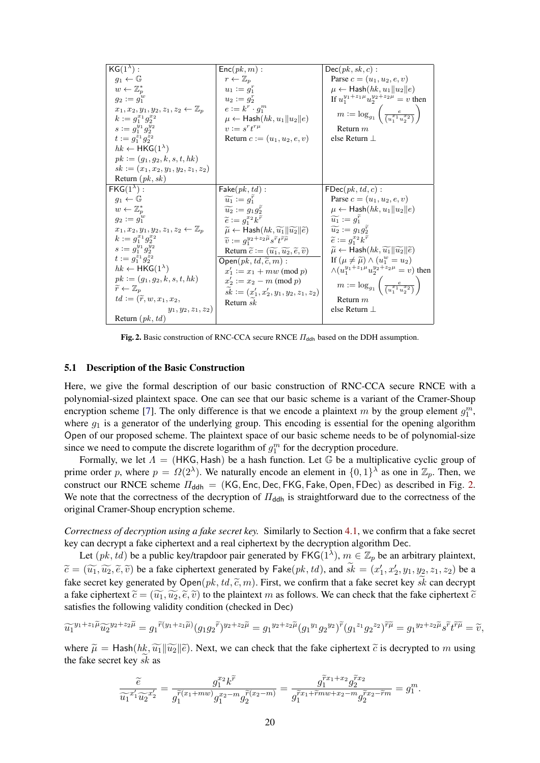| $\mathsf{KG}(1^\lambda)$ : | $\mathsf{Enc}(pk, m)$ : | $\mathsf{Dec}(pk, sk, c)$ : |
|---|---|---|
| $g_1 \leftarrow \mathbb{G}$ <br> $w \leftarrow \mathbb{Z}_p^*$ <br> $g_2 := g_1^w$ <br> $x_1, x_2, y_1, y_2, z_1, z_2 \leftarrow \mathbb{Z}_p$ <br> $k := g_1^{x_1} g_2^{x_2}$ <br> $s := g_1^{y_1} g_2^{y_2}$ <br> $t := g_1^{z_1} g_2^{z_2}$ <br> $hk \leftarrow \mathsf{HKG}(1^\lambda)$ <br> $pk := (g_1, g_2, k, s, t, hk)$ <br> $sk := (x_1, x_2, y_1, y_2, z_1, z_2)$ <br> Return $(pk, sk)$ | $r \leftarrow \mathbb{Z}_p$ <br> $u_1 := g_1^r$ <br> $u_2 := g_2^r$ <br> $e := k^r \cdot g_1^m$ <br> $\mu \leftarrow \mathsf{Hash}(hk, u_1 \Vert u_2 \Vert e)$ <br> $v := s^r t^{r\mu}$ <br> Return $c := (u_1, u_2, e, v)$ | Parse $c = (u_1, u_2, v)$ <br> $\mu \leftarrow \mathsf{Hash}(hk, u_1 \Vert u_2 \Vert e)$ <br> If $u_1^{y_1+z_1\mu} u_2^{y_2+z_2\mu} = v$ then <br> $m := \log_{g_1}\left(\frac{e}{(u_1^{x_1} u_2^{x_2})}\right)$ <br> Return $m$ <br> else Return $\bot$ |
| $\mathsf{FKG}(1^\lambda)$ : | $\mathsf{Fake}(pk, td)$ : | $\mathsf{FDec}(pk, td, c)$ : |
| $g_1 \leftarrow \mathbb{G}$ <br> $w \leftarrow \mathbb{Z}_p^*$ <br> $g_2 := g_1^w$ <br> $x_1, x_2, y_1, y_2, z_1, z_2 \leftarrow \mathbb{Z}_p$ <br> $k := g_1^{x_1} g_2^{x_2}$ <br> $s := g_1^{y_1} g_2^{y_2}$ <br> $t := g_1^{z_1} g_2^{z_2}$ <br> $hk \leftarrow \mathsf{HKG}(1^\lambda)$ <br> $pk := (g_1, g_2, k, s, t, hk)$ <br> $\widetilde{r} \leftarrow \mathbb{Z}_p$ <br> $td := (\widetilde{r}, w, x_1, x_2, y_1, y_2, z_1, z_2)$ <br> Return $(pk, td)$ | $\widetilde{u_1} := g_1^{\widetilde{r}}$ <br> $\widetilde{u_2} := g_1 g_2^{\widetilde{r}}$ <br> $\widetilde{e} := g_1^{x_2} k^{\widetilde{r}}$ <br> $\widetilde{\mu} \leftarrow \mathsf{Hash}(hk, \widetilde{u_1} \Vert \widetilde{u_2} \Vert \widetilde{e})$ <br> $\widetilde{v} := g_1^{y_2+z_2\widetilde{\mu}} s^{\widetilde{r}} t^{\widetilde{r}\widetilde{\mu}}$ <br> Return $\widetilde{c} := (\widetilde{u_1}, \widetilde{u_2}, \widetilde{e}, \widetilde{v})$ <br> $\mathsf{Open}(pk, td, \widetilde{c}, m)$ : <br> $x_1' := x_1 + mw \pmod p$ <br> $x_2' := x_2 - m \pmod p$ <br> $\widetilde{sk} := (x_1', x_2', y_1, y_2, z_1, z_2)$ <br> Return $\widetilde{sk}$ | Parse $c = (u_1, u_2, e, v)$ <br> $\mu \leftarrow \mathsf{Hash}(hk, u_1 \Vert u_2 \Vert e)$ <br> $\widetilde{u_1} := g_1^{\widetilde{r}}$ <br> $\widetilde{u_2} := g_1 g_2^{\widetilde{r}}$ <br> $\widetilde{e} := g_1^{x_2} k^{\widetilde{r}}$ <br> $\widetilde{\mu} \leftarrow \mathsf{Hash}(hk, \widetilde{u_1} \Vert \widetilde{u_2} \Vert \widetilde{e})$ <br> If $(\mu \neq \widetilde{\mu}) \wedge (u_1^w = u_2)$ <br> $\wedge (u_1^{y_1+z_1\mu} u_2^{y_2+z_2\mu} = v)$ then <br> $m := \log_{g_1}\left(\frac{e}{(u_1^{x_1} u_2^{x_2})}\right)$ <br> Return $m$ <br> else Return $\bot$ |

**Fig. 2.** Basic construction of RNC-CCA secure RNCE $\Pi_{\mathsf{ddh}}$ based on the DDH assumption.

### 5.1 Description of the Basic Construction

Here, we give the formal description of our basic construction of RNC-CCA secure RNCE with a polynomial-sized plaintext space. One can see that our basic scheme is a variant of the Cramer-Shoup encryption scheme [7]. The only difference is that we encode a plaintext $m$ by the group element $g_1^m$, where $g_1$ is a generator of the underlying group. This encoding is essential for the opening algorithm Open of our proposed scheme. The plaintext space of our basic scheme needs to be of polynomial-size since we need to compute the discrete logarithm of $g_1^m$ for the decryption procedure.

Formally, we let $\Lambda = (\mathsf{HKG}, \mathsf{Hash})$ be a hash function. Let $\mathbb{G}$ be a multiplicative cyclic group of prime order $p$, where $p = \Omega(2^\lambda)$. We naturally encode an element in $\{0,1\}^\lambda$ as one in $\mathbb{Z}_p$. Then, we construct our RNCE scheme $\Pi_{\mathsf{ddh}} = (\mathsf{KG}, \mathsf{Enc}, \mathsf{Dec}, \mathsf{FKG}, \mathsf{Fake}, \mathsf{Open}, \mathsf{FDec})$ as described in Fig. 2. We note that the correctness of the decryption of $\Pi_{\mathsf{ddh}}$ is straightforward due to the correctness of the original Cramer-Shoup encryption scheme.

*Correctness of decryption using a fake secret key.* Similarly to Section 4.1, we confirm that a fake secret key can decrypt a fake ciphertext and a real ciphertext by the decryption algorithm Dec.

Let $(pk, td)$ be a public key/trapdoor pair generated by $\mathsf{FKG}(1^\lambda)$, $m \in \mathbb{Z}_p$ be an arbitrary plaintext, $\widetilde{c} = (\widetilde{u_1}, \widetilde{u_2}, \widetilde{e}, \widetilde{v})$ be a fake ciphertext generated by $\mathsf{Fake}(pk, td)$, and $\widetilde{sk} = (x_1', x_2', y_1, y_2, z_1, z_2)$ be a fake secret key generated by $\mathsf{Open}(pk, td, \widetilde{c}, m)$. First, we confirm that a fake secret key $\widetilde{sk}$ can decrypt a fake ciphertext $\widetilde{c} = (\widetilde{u_1}, \widetilde{u_2}, \widetilde{e}, \widetilde{v})$ to the plaintext $m$ as follows. We can check that the fake ciphertext $\widetilde{c}$ satisfies the following validity condition (checked in Dec)

$$\widetilde{u_1}^{y_1+z_1\widetilde{\mu}} \widetilde{u_2}^{y_2+z_2\widetilde{\mu}} = g_1^{\widetilde{r}(y_1+z_1\widetilde{\mu})} (g_1 g_2^{\widetilde{r}})^{y_2+z_2\widetilde{\mu}} = g_1^{y_2+z_2\widetilde{\mu}} (g_1^{y_1} g_2^{y_2})^{\widetilde{r}} (g_1^{z_1} g_2^{z_2})^{\widetilde{r}\widetilde{\mu}} = g_1^{y_2+z_2\widetilde{\mu}} s^{\widetilde{r}} t^{\widetilde{r}\widetilde{\mu}} = \widetilde{v},$$

where $\widetilde{\mu} = \mathsf{Hash}(hk, \widetilde{u_1} \Vert \widetilde{u_2} \Vert \widetilde{e})$. Next, we can check that the fake ciphertext $\widetilde{c}$ is decrypted to $m$ using the fake secret key $\widetilde{sk}$ as

$$\frac{\widetilde{e}}{\widetilde{u_1}^{x_1'} \widetilde{u_2}^{x_2'}} = \frac{g_1^{x_2} k^{\widetilde{r}}}{g_1^{\widetilde{r}(x_1+mw)} g_1^{x_2-m} g_2^{\widetilde{r}(x_2-m)}} = \frac{g_1^{\widetilde{r}x_1+x_2} g_2^{\widetilde{r}x_2}}{g_1^{\widetilde{r}x_1+\widetilde{r}mw+x_2-m} g_2^{\widetilde{r}x_2-\widetilde{r}m}} = g_1^m.$$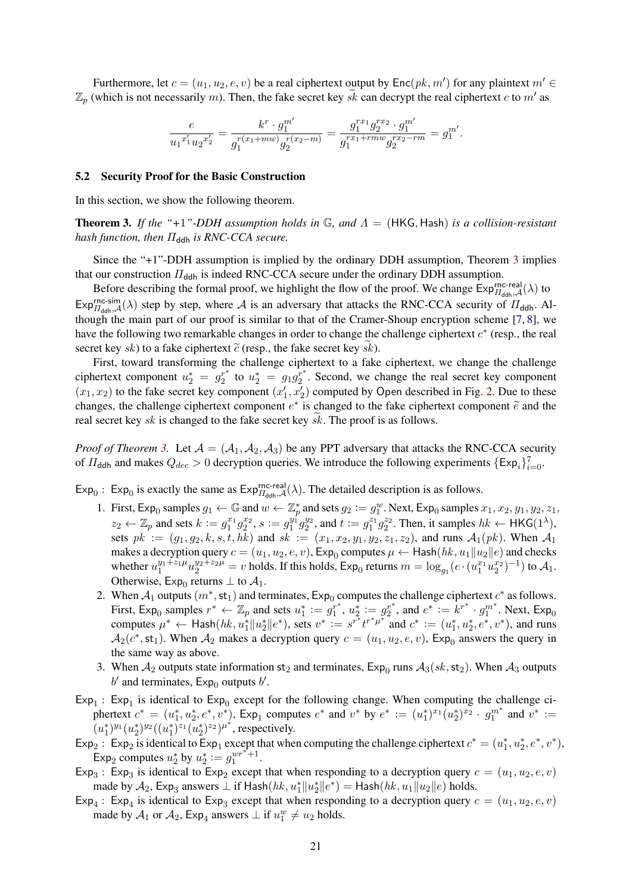Furthermore, let $c = (u_1, u_2, e, v)$ be a real ciphertext output by $\mathsf{Enc}(pk, m')$ for any plaintext $m' \in \mathbb{Z}_p$ (which is not necessarily $m$). Then, the fake secret key $\widetilde{sk}$ can decrypt the real ciphertext $c$ to $m'$ as

$$\frac{e}{{u_1}^{x_1'}{u_2}^{x_2'}} = \frac{k^r \cdot g_1^{m'}}{g_1^{r(x_1+mw)} g_2^{r(x_2-m)}} = \frac{g_1^{rx_1} g_2^{rx_2} \cdot g_1^{m'}}{g_1^{rx_1+rmw} g_2^{rx_2-rm}} = g_1^{m'}.$$

## 5.2 Security Proof for the Basic Construction

In this section, we show the following theorem.

**Theorem 3.** *If the "+1"-DDH assumption holds in $\mathbb{G}$, and $\Lambda = (\mathsf{HKG}, \mathsf{Hash})$ is a collision-resistant hash function, then $\Pi_{\mathsf{ddh}}$ is RNC-CCA secure.*

Since the "+1"-DDH assumption is implied by the ordinary DDH assumption, Theorem 3 implies that our construction $\Pi_{\mathsf{ddh}}$ is indeed RNC-CCA secure under the ordinary DDH assumption.

Before describing the formal proof, we highlight the flow of the proof. We change $\mathsf{Exp}^{\mathsf{rnc\text{-}real}}_{\Pi_{\mathsf{ddh}},\mathcal{A}}(\lambda)$ to $\mathsf{Exp}^{\mathsf{rnc\text{-}sim}}_{\Pi_{\mathsf{ddh}},\mathcal{A}}(\lambda)$ step by step, where $\mathcal{A}$ is an adversary that attacks the RNC-CCA security of $\Pi_{\mathsf{ddh}}$. Although the main part of our proof is similar to that of the Cramer-Shoup encryption scheme [7, 8], we have the following two remarkable changes in order to change the challenge ciphertext $c^*$ (resp., the real secret key $sk$) to a fake ciphertext $\widetilde{c}$ (resp., the fake secret key $\widetilde{sk}$).

First, toward transforming the challenge ciphertext to a fake ciphertext, we change the challenge ciphertext component $u_2^* = g_2^{r^*}$ to $u_2^* = g_1 g_2^{r^*}$. Second, we change the real secret key component $(x_1, x_2)$ to the fake secret key component $(x_1', x_2')$ computed by $\mathsf{Open}$ described in Fig. 2. Due to these changes, the challenge ciphertext component $e^*$ is changed to the fake ciphertext component $\widetilde{e}$ and the real secret key $sk$ is changed to the fake secret key $\widetilde{sk}$. The proof is as follows.

*Proof of Theorem 3.* Let $\mathcal{A} = (\mathcal{A}_1, \mathcal{A}_2, \mathcal{A}_3)$ be any PPT adversary that attacks the RNC-CCA security of $\Pi_{\mathsf{ddh}}$ and makes $Q_{dec} > 0$ decryption queries. We introduce the following experiments $\{\mathsf{Exp}_i\}_{i=0}^{7}$.

$\mathsf{Exp}_0$ : $\mathsf{Exp}_0$ is exactly the same as $\mathsf{Exp}^{\mathsf{rnc\text{-}real}}_{\Pi_{\mathsf{ddh}},\mathcal{A}}(\lambda)$. The detailed description is as follows.

1. First, $\mathsf{Exp}_0$ samples $g_1 \leftarrow \mathbb{G}$ and $w \leftarrow \mathbb{Z}_p^*$ and sets $g_2 := g_1^w$. Next, $\mathsf{Exp}_0$ samples $x_1, x_2, y_1, y_2, z_1, z_2 \leftarrow \mathbb{Z}_p$ and sets $k := g_1^{x_1} g_2^{x_2}$, $s := g_1^{y_1} g_2^{y_2}$, and $t := g_1^{z_1} g_2^{z_2}$. Then, it samples $hk \leftarrow \mathsf{HKG}(1^\lambda)$, sets $pk := (g_1, g_2, k, s, t, hk)$ and $sk := (x_1, x_2, y_1, y_2, z_1, z_2)$, and runs $\mathcal{A}_1(pk)$. When $\mathcal{A}_1$ makes a decryption query $c = (u_1, u_2, e, v)$, $\mathsf{Exp}_0$ computes $\mu \leftarrow \mathsf{Hash}(hk, u_1 \| u_2 \| e)$ and checks whether $u_1^{y_1 + z_1\mu} u_2^{y_2 + z_2\mu} = v$ holds. If this holds, $\mathsf{Exp}_0$ returns $m = \log_{g_1}(e \cdot (u_1^{x_1} u_2^{x_2})^{-1})$ to $\mathcal{A}_1$. Otherwise, $\mathsf{Exp}_0$ returns $\perp$ to $\mathcal{A}_1$.
2. When $\mathcal{A}_1$ outputs $(m^*, \mathsf{st}_1)$ and terminates, $\mathsf{Exp}_0$ computes the challenge ciphertext $c^*$ as follows. First, $\mathsf{Exp}_0$ samples $r^* \leftarrow \mathbb{Z}_p$ and sets $u_1^* := g_1^{r^*}$, $u_2^* := g_2^{r^*}$, and $e^* := k^{r^*} \cdot g_1^{m^*}$. Next, $\mathsf{Exp}_0$ computes $\mu^* \leftarrow \mathsf{Hash}(hk, u_1^* \| u_2^* \| e^*)$, sets $v^* := s^{r^*} t^{r^* \mu^*}$ and $c^* := (u_1^*, u_2^*, e^*, v^*)$, and runs $\mathcal{A}_2(c^*, \mathsf{st}_1)$. When $\mathcal{A}_2$ makes a decryption query $c = (u_1, u_2, e, v)$, $\mathsf{Exp}_0$ answers the query in the same way as above.
3. When $\mathcal{A}_2$ outputs state information $\mathsf{st}_2$ and terminates, $\mathsf{Exp}_0$ runs $\mathcal{A}_3(sk, \mathsf{st}_2)$. When $\mathcal{A}_3$ outputs $b'$ and terminates, $\mathsf{Exp}_0$ outputs $b'$.

$\mathsf{Exp}_1$ : $\mathsf{Exp}_1$ is identical to $\mathsf{Exp}_0$ except for the following change. When computing the challenge ciphertext $c^* = (u_1^*, u_2^*, e^*, v^*)$, $\mathsf{Exp}_1$ computes $e^*$ and $v^*$ by $e^* := (u_1^*)^{x_1} (u_2^*)^{x_2} \cdot g_1^{m^*}$ and $v^* := (u_1^*)^{y_1} (u_2^*)^{y_2} ((u_1^*)^{z_1} (u_2^*)^{z_2})^{\mu^*}$, respectively.

$\mathsf{Exp}_2$ : $\mathsf{Exp}_2$ is identical to $\mathsf{Exp}_1$ except that when computing the challenge ciphertext $c^* = (u_1^*, u_2^*, e^*, v^*)$, $\mathsf{Exp}_2$ computes $u_2^*$ by $u_2^* := g_1^{wr^*+1}$.

$\mathsf{Exp}_3$ : $\mathsf{Exp}_3$ is identical to $\mathsf{Exp}_2$ except that when responding to a decryption query $c = (u_1, u_2, e, v)$ made by $\mathcal{A}_2$, $\mathsf{Exp}_3$ answers $\perp$ if $\mathsf{Hash}(hk, u_1^* \| u_2^* \| e^*) = \mathsf{Hash}(hk, u_1 \| u_2 \| e)$ holds.

$\mathsf{Exp}_4$ : $\mathsf{Exp}_4$ is identical to $\mathsf{Exp}_3$ except that when responding to a decryption query $c = (u_1, u_2, e, v)$ made by $\mathcal{A}_1$ or $\mathcal{A}_2$, $\mathsf{Exp}_4$ answers $\perp$ if $u_1^w \neq u_2$ holds.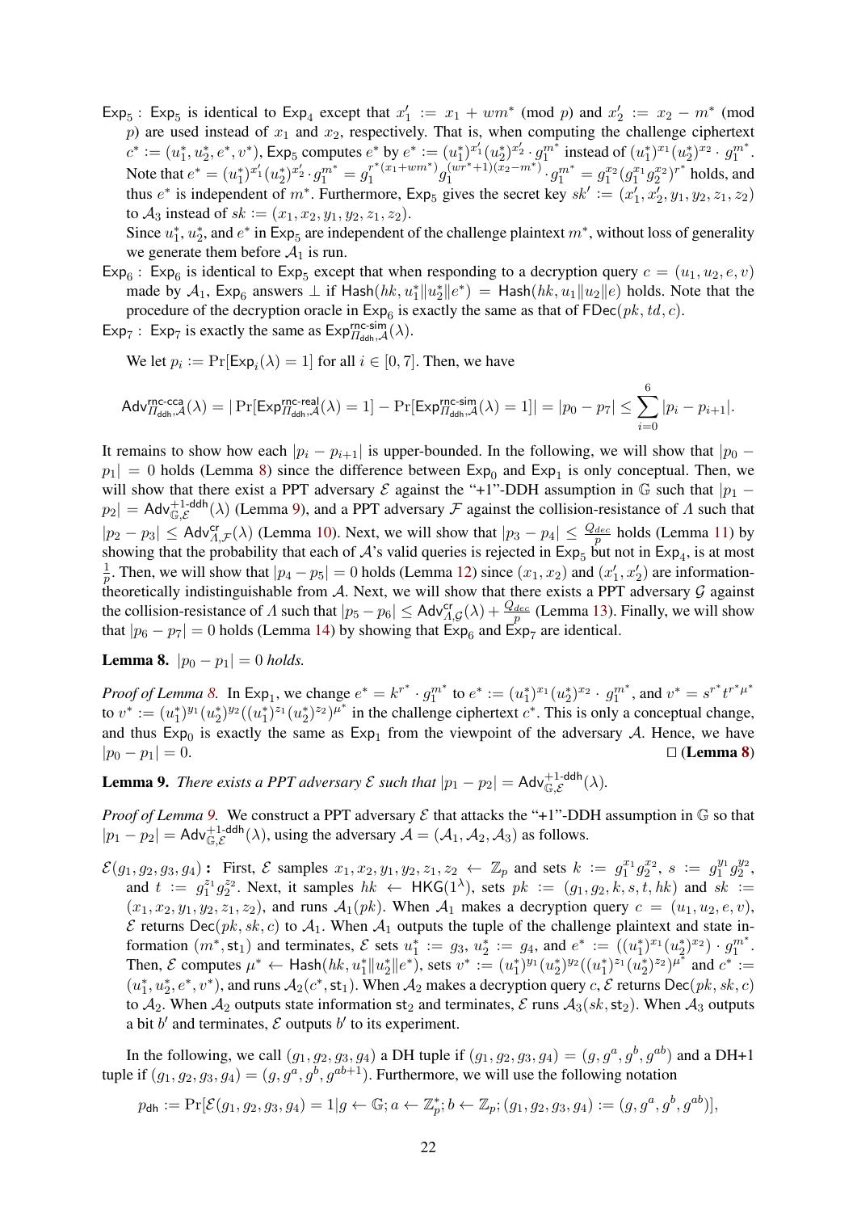$\mathsf{Exp}_5$ : $\mathsf{Exp}_5$ is identical to $\mathsf{Exp}_4$ except that $x_1' := x_1 + wm^*$ (mod $p$) and $x_2' := x_2 - m^*$ (mod $p$) are used instead of $x_1$ and $x_2$, respectively. That is, when computing the challenge ciphertext $c^* := (u_1^*, u_2^*, e^*, v^*)$, $\mathsf{Exp}_5$ computes $e^*$ by $e^* := (u_1^*)^{x_1'}(u_2^*)^{x_2'} \cdot g_1^{m^*}$ instead of $(u_1^*)^{x_1}(u_2^*)^{x_2} \cdot g_1^{m^*}$. Note that $e^* = (u_1^*)^{x_1'}(u_2^*)^{x_2'} \cdot g_1^{m^*} = g_1^{r^*(x_1+wm^*)} g_1^{(wr^*+1)(x_2-m^*)} \cdot g_1^{m^*} = g_1^{x_2}(g_1^{x_1}g_2^{x_2})^{r^*}$ holds, and thus $e^*$ is independent of $m^*$. Furthermore, $\mathsf{Exp}_5$ gives the secret key $sk' := (x_1', x_2', y_1, y_2, z_1, z_2)$ to $\mathcal{A}_3$ instead of $sk := (x_1, x_2, y_1, y_2, z_1, z_2)$.

Since $u_1^*$, $u_2^*$, and $e^*$ in $\mathsf{Exp}_5$ are independent of the challenge plaintext $m^*$, without loss of generality we generate them before $\mathcal{A}_1$ is run.

$\mathsf{Exp}_6$ : $\mathsf{Exp}_6$ is identical to $\mathsf{Exp}_5$ except that when responding to a decryption query $c = (u_1, u_2, e, v)$ made by $\mathcal{A}_1$, $\mathsf{Exp}_6$ answers $\bot$ if $\mathsf{Hash}(hk, u_1^* \| u_2^* \| e^*) = \mathsf{Hash}(hk, u_1 \| u_2 \| e)$ holds. Note that the procedure of the decryption oracle in $\mathsf{Exp}_6$ is exactly the same as that of $\mathsf{FDec}(pk, td, c)$.

$\mathsf{Exp}_7$ : $\mathsf{Exp}_7$ is exactly the same as $\mathsf{Exp}^{\mathsf{rnc\text{-}sim}}_{\Pi_{\mathsf{ddh}},\mathcal{A}}(\lambda)$.

We let $p_i := \Pr[\mathsf{Exp}_i(\lambda) = 1]$ for all $i \in [0, 7]$. Then, we have

$$\mathsf{Adv}^{\mathsf{rnc\text{-}cca}}_{\Pi_{\mathsf{ddh}},\mathcal{A}}(\lambda) = |\Pr[\mathsf{Exp}^{\mathsf{rnc\text{-}real}}_{\Pi_{\mathsf{ddh}},\mathcal{A}}(\lambda) = 1] - \Pr[\mathsf{Exp}^{\mathsf{rnc\text{-}sim}}_{\Pi_{\mathsf{ddh}},\mathcal{A}}(\lambda) = 1]| = |p_0 - p_7| \leq \sum_{i=0}^{6} |p_i - p_{i+1}|.$$

It remains to show how each $|p_i - p_{i+1}|$ is upper-bounded. In the following, we will show that $|p_0 - p_1| = 0$ holds (Lemma 8) since the difference between $\mathsf{Exp}_0$ and $\mathsf{Exp}_1$ is only conceptual. Then, we will show that there exist a PPT adversary $\mathcal{E}$ against the "+1"-DDH assumption in $\mathbb{G}$ such that $|p_1 - p_2| = \mathsf{Adv}^{+1\text{-}\mathsf{ddh}}_{\mathbb{G},\mathcal{E}}(\lambda)$ (Lemma 9), and a PPT adversary $\mathcal{F}$ against the collision-resistance of $\Lambda$ such that $|p_2 - p_3| \leq \mathsf{Adv}^{\mathsf{cr}}_{\Lambda,\mathcal{F}}(\lambda)$ (Lemma 10). Next, we will show that $|p_3 - p_4| \leq \frac{Q_{dec}}{p}$ holds (Lemma 11) by showing that the probability that each of $\mathcal{A}$'s valid queries is rejected in $\mathsf{Exp}_5$ but not in $\mathsf{Exp}_4$, is at most $\frac{1}{p}$. Then, we will show that $|p_4 - p_5| = 0$ holds (Lemma 12) since $(x_1, x_2)$ and $(x_1', x_2')$ are information-theoretically indistinguishable from $\mathcal{A}$. Next, we will show that there exists a PPT adversary $\mathcal{G}$ against the collision-resistance of $\Lambda$ such that $|p_5 - p_6| \leq \mathsf{Adv}^{\mathsf{cr}}_{\Lambda,\mathcal{G}}(\lambda) + \frac{Q_{dec}}{p}$ (Lemma 13). Finally, we will show that $|p_6 - p_7| = 0$ holds (Lemma 14) by showing that $\mathsf{Exp}_6$ and $\mathsf{Exp}_7$ are identical.

**Lemma 8.** *$|p_0 - p_1| = 0$ holds.*

*Proof of Lemma 8.* In $\mathsf{Exp}_1$, we change $e^* = k^{r^*} \cdot g_1^{m^*}$ to $e^* := (u_1^*)^{x_1}(u_2^*)^{x_2} \cdot g_1^{m^*}$, and $v^* = s^{r^*} t^{r^* \mu^*}$ to $v^* := (u_1^*)^{y_1}(u_2^*)^{y_2}((u_1^*)^{z_1}(u_2^*)^{z_2})^{\mu^*}$ in the challenge ciphertext $c^*$. This is only a conceptual change, and thus $\mathsf{Exp}_0$ is exactly the same as $\mathsf{Exp}_1$ from the viewpoint of the adversary $\mathcal{A}$. Hence, we have $|p_0 - p_1| = 0$. □ (**Lemma 8**)

**Lemma 9.** *There exists a PPT adversary $\mathcal{E}$ such that $|p_1 - p_2| = \mathsf{Adv}^{+1\text{-}\mathsf{ddh}}_{\mathbb{G},\mathcal{E}}(\lambda)$.*

*Proof of Lemma 9.* We construct a PPT adversary $\mathcal{E}$ that attacks the "+1"-DDH assumption in $\mathbb{G}$ so that $|p_1 - p_2| = \mathsf{Adv}^{+1\text{-}\mathsf{ddh}}_{\mathbb{G},\mathcal{E}}(\lambda)$, using the adversary $\mathcal{A} = (\mathcal{A}_1, \mathcal{A}_2, \mathcal{A}_3)$ as follows.

$\mathcal{E}(g_1, g_2, g_3, g_4)$ **:** First, $\mathcal{E}$ samples $x_1, x_2, y_1, y_2, z_1, z_2 \leftarrow \mathbb{Z}_p$ and sets $k := g_1^{x_1}g_2^{x_2}$, $s := g_1^{y_1}g_2^{y_2}$, and $t := g_1^{z_1}g_2^{z_2}$. Next, it samples $hk \leftarrow \mathsf{HKG}(1^\lambda)$, sets $pk := (g_1, g_2, k, s, t, hk)$ and $sk := (x_1, x_2, y_1, y_2, z_1, z_2)$, and runs $\mathcal{A}_1(pk)$. When $\mathcal{A}_1$ makes a decryption query $c = (u_1, u_2, e, v)$, $\mathcal{E}$ returns $\mathsf{Dec}(pk, sk, c)$ to $\mathcal{A}_1$. When $\mathcal{A}_1$ outputs the tuple of the challenge plaintext and state information $(m^*, \mathsf{st}_1)$ and terminates, $\mathcal{E}$ sets $u_1^* := g_3$, $u_2^* := g_4$, and $e^* := ((u_1^*)^{x_1}(u_2^*)^{x_2}) \cdot g_1^{m^*}$. Then, $\mathcal{E}$ computes $\mu^* \leftarrow \mathsf{Hash}(hk, u_1^* \| u_2^* \| e^*)$, sets $v^* := (u_1^*)^{y_1}(u_2^*)^{y_2}((u_1^*)^{z_1}(u_2^*)^{z_2})^{\mu^*}$ and $c^* := (u_1^*, u_2^*, e^*, v^*)$, and runs $\mathcal{A}_2(c^*, \mathsf{st}_1)$. When $\mathcal{A}_2$ makes a decryption query $c$, $\mathcal{E}$ returns $\mathsf{Dec}(pk, sk, c)$ to $\mathcal{A}_2$. When $\mathcal{A}_2$ outputs state information $\mathsf{st}_2$ and terminates, $\mathcal{E}$ runs $\mathcal{A}_3(sk, \mathsf{st}_2)$. When $\mathcal{A}_3$ outputs a bit $b'$ and terminates, $\mathcal{E}$ outputs $b'$ to its experiment.

In the following, we call $(g_1, g_2, g_3, g_4)$ a DH tuple if $(g_1, g_2, g_3, g_4) = (g, g^a, g^b, g^{ab})$ and a DH+1 tuple if $(g_1, g_2, g_3, g_4) = (g, g^a, g^b, g^{ab+1})$. Furthermore, we will use the following notation

$$p_{\mathsf{dh}} := \Pr[\mathcal{E}(g_1, g_2, g_3, g_4) = 1 | g \leftarrow \mathbb{G}; a \leftarrow \mathbb{Z}_p^*; b \leftarrow \mathbb{Z}_p; (g_1, g_2, g_3, g_4) := (g, g^a, g^b, g^{ab})],$$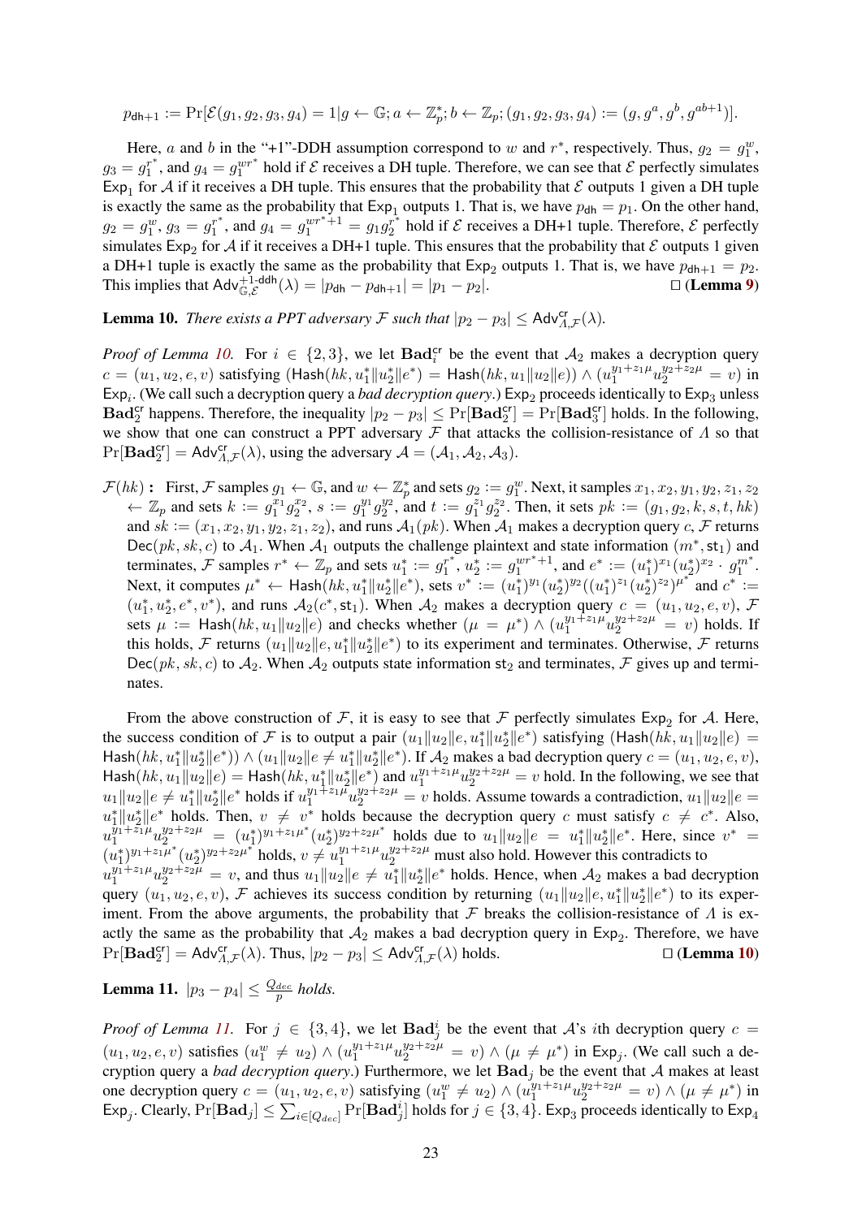$$p_{\mathsf{dh+1}} := \Pr[\mathcal{E}(g_1, g_2, g_3, g_4) = 1 | g \leftarrow \mathbb{G}; a \leftarrow \mathbb{Z}_p^*; b \leftarrow \mathbb{Z}_p; (g_1, g_2, g_3, g_4) := (g, g^a, g^b, g^{ab+1})].$$

Here, $a$ and $b$ in the "+1"-DDH assumption correspond to $w$ and $r^*$, respectively. Thus, $g_2 = g_1^w$, $g_3 = g_1^{r^*}$, and $g_4 = g_1^{wr^*}$ hold if $\mathcal{E}$ receives a DH tuple. Therefore, we can see that $\mathcal{E}$ perfectly simulates $\mathsf{Exp}_1$ for $\mathcal{A}$ if it receives a DH tuple. This ensures that the probability that $\mathcal{E}$ outputs 1 given a DH tuple is exactly the same as the probability that $\mathsf{Exp}_1$ outputs 1. That is, we have $p_{\mathsf{dh}} = p_1$. On the other hand, $g_2 = g_1^w$, $g_3 = g_1^{r^*}$, and $g_4 = g_1^{wr^*+1} = g_1 g_2^{r^*}$ hold if $\mathcal{E}$ receives a DH+1 tuple. Therefore, $\mathcal{E}$ perfectly simulates $\mathsf{Exp}_2$ for $\mathcal{A}$ if it receives a DH+1 tuple. This ensures that the probability that $\mathcal{E}$ outputs 1 given a DH+1 tuple is exactly the same as the probability that $\mathsf{Exp}_2$ outputs 1. That is, we have $p_{\mathsf{dh+1}} = p_2$. This implies that $\mathsf{Adv}^{+1\text{-}\mathsf{ddh}}_{\mathbb{G},\mathcal{E}}(\lambda) = |p_{\mathsf{dh}} - p_{\mathsf{dh+1}}| = |p_1 - p_2|$. □ (**Lemma 9**)

**Lemma 10.** *There exists a PPT adversary $\mathcal{F}$ such that $|p_2 - p_3| \leq \mathsf{Adv}^{\mathsf{cr}}_{\Lambda,\mathcal{F}}(\lambda)$.*

*Proof of Lemma 10.* For $i \in \{2, 3\}$, we let $\mathbf{Bad}_i^{\mathsf{cr}}$ be the event that $\mathcal{A}_2$ makes a decryption query $c = (u_1, u_2, e, v)$ satisfying $(\mathsf{Hash}(hk, u_1^* \| u_2^* \| e^*) = \mathsf{Hash}(hk, u_1 \| u_2 \| e)) \wedge (u_1^{y_1+z_1\mu} u_2^{y_2+z_2\mu} = v)$ in $\mathsf{Exp}_i$. (We call such a decryption query a *bad decryption query*.) $\mathsf{Exp}_2$ proceeds identically to $\mathsf{Exp}_3$ unless $\mathbf{Bad}_2^{\mathsf{cr}}$ happens. Therefore, the inequality $|p_2 - p_3| \leq \Pr[\mathbf{Bad}_2^{\mathsf{cr}}] = \Pr[\mathbf{Bad}_3^{\mathsf{cr}}]$ holds. In the following, we show that one can construct a PPT adversary $\mathcal{F}$ that attacks the collision-resistance of $\Lambda$ so that $\Pr[\mathbf{Bad}_2^{\mathsf{cr}}] = \mathsf{Adv}^{\mathsf{cr}}_{\Lambda,\mathcal{F}}(\lambda)$, using the adversary $\mathcal{A} = (\mathcal{A}_1, \mathcal{A}_2, \mathcal{A}_3)$.

$\mathcal{F}(hk)$ **:** First, $\mathcal{F}$ samples $g_1 \leftarrow \mathbb{G}$, and $w \leftarrow \mathbb{Z}_p^*$ and sets $g_2 := g_1^w$. Next, it samples $x_1, x_2, y_1, y_2, z_1, z_2 \leftarrow \mathbb{Z}_p$ and sets $k := g_1^{x_1} g_2^{x_2}$, $s := g_1^{y_1} g_2^{y_2}$, and $t := g_1^{z_1} g_2^{z_2}$. Then, it sets $pk := (g_1, g_2, k, s, t, hk)$ and $sk := (x_1, x_2, y_1, y_2, z_1, z_2)$, and runs $\mathcal{A}_1(pk)$. When $\mathcal{A}_1$ makes a decryption query $c$, $\mathcal{F}$ returns $\mathsf{Dec}(pk, sk, c)$ to $\mathcal{A}_1$. When $\mathcal{A}_1$ outputs the challenge plaintext and state information $(m^*, \mathsf{st}_1)$ and terminates, $\mathcal{F}$ samples $r^* \leftarrow \mathbb{Z}_p$ and sets $u_1^* := g_1^{r^*}$, $u_2^* := g_1^{wr^*+1}$, and $e^* := (u_1^*)^{x_1} (u_2^*)^{x_2} \cdot g_1^{m^*}$. Next, it computes $\mu^* \leftarrow \mathsf{Hash}(hk, u_1^* \| u_2^* \| e^*)$, sets $v^* := (u_1^*)^{y_1} (u_2^*)^{y_2} ((u_1^*)^{z_1} (u_2^*)^{z_2})^{\mu^*}$ and $c^* := (u_1^*, u_2^*, e^*, v^*)$, and runs $\mathcal{A}_2(c^*, \mathsf{st}_1)$. When $\mathcal{A}_2$ makes a decryption query $c = (u_1, u_2, e, v)$, $\mathcal{F}$ sets $\mu := \mathsf{Hash}(hk, u_1 \| u_2 \| e)$ and checks whether $(\mu = \mu^*) \wedge (u_1^{y_1+z_1\mu} u_2^{y_2+z_2\mu} = v)$ holds. If this holds, $\mathcal{F}$ returns $(u_1 \| u_2 \| e, u_1^* \| u_2^* \| e^*)$ to its experiment and terminates. Otherwise, $\mathcal{F}$ returns $\mathsf{Dec}(pk, sk, c)$ to $\mathcal{A}_2$. When $\mathcal{A}_2$ outputs state information $\mathsf{st}_2$ and terminates, $\mathcal{F}$ gives up and terminates.

From the above construction of $\mathcal{F}$, it is easy to see that $\mathcal{F}$ perfectly simulates $\mathsf{Exp}_2$ for $\mathcal{A}$. Here, the success condition of $\mathcal{F}$ is to output a pair $(u_1 \| u_2 \| e, u_1^* \| u_2^* \| e^*)$ satisfying $(\mathsf{Hash}(hk, u_1 \| u_2 \| e) = \mathsf{Hash}(hk, u_1^* \| u_2^* \| e^*)) \wedge (u_1 \| u_2 \| e \neq u_1^* \| u_2^* \| e^*)$. If $\mathcal{A}_2$ makes a bad decryption query $c = (u_1, u_2, e, v)$, $\mathsf{Hash}(hk, u_1 \| u_2 \| e) = \mathsf{Hash}(hk, u_1^* \| u_2^* \| e^*)$ and $u_1^{y_1+z_1\mu} u_2^{y_2+z_2\mu} = v$ hold. In the following, we see that $u_1 \| u_2 \| e \neq u_1^* \| u_2^* \| e^*$ holds if $u_1^{y_1+z_1\mu} u_2^{y_2+z_2\mu} = v$ holds. Assume towards a contradiction, $u_1 \| u_2 \| e = u_1^* \| u_2^* \| e^*$ holds. Then, $v \neq v^*$ holds because the decryption query $c$ must satisfy $c \neq c^*$. Also, $u_1^{y_1+z_1\mu} u_2^{y_2+z_2\mu} = (u_1^*)^{y_1+z_1\mu^*} (u_2^*)^{y_2+z_2\mu^*}$ holds due to $u_1 \| u_2 \| e = u_1^* \| u_2^* \| e^*$. Here, since $v^* = (u_1^*)^{y_1+z_1\mu^*} (u_2^*)^{y_2+z_2\mu^*}$ holds, $v \neq u_1^{y_1+z_1\mu} u_2^{y_2+z_2\mu}$ must also hold. However this contradicts to $u_1^{y_1+z_1\mu} u_2^{y_2+z_2\mu} = v$, and thus $u_1 \| u_2 \| e \neq u_1^* \| u_2^* \| e^*$ holds. Hence, when $\mathcal{A}_2$ makes a bad decryption query $(u_1, u_2, e, v)$, $\mathcal{F}$ achieves its success condition by returning $(u_1 \| u_2 \| e, u_1^* \| u_2^* \| e^*)$ to its experiment. From the above arguments, the probability that $\mathcal{F}$ breaks the collision-resistance of $\Lambda$ is exactly the same as the probability that $\mathcal{A}_2$ makes a bad decryption query in $\mathsf{Exp}_2$. Therefore, we have $\Pr[\mathbf{Bad}_2^{\mathsf{cr}}] = \mathsf{Adv}^{\mathsf{cr}}_{\Lambda,\mathcal{F}}(\lambda)$. Thus, $|p_2 - p_3| \leq \mathsf{Adv}^{\mathsf{cr}}_{\Lambda,\mathcal{F}}(\lambda)$ holds. □ (**Lemma 10**)

**Lemma 11.** $|p_3 - p_4| \leq \frac{Q_{dec}}{p}$ *holds.*

*Proof of Lemma 11.* For $j \in \{3, 4\}$, we let $\mathbf{Bad}_j^i$ be the event that $\mathcal{A}$'s $i$th decryption query $c = (u_1, u_2, e, v)$ satisfies $(u_1^w \neq u_2) \wedge (u_1^{y_1+z_1\mu} u_2^{y_2+z_2\mu} = v) \wedge (\mu \neq \mu^*)$ in $\mathsf{Exp}_j$. (We call such a decryption query a *bad decryption query*.) Furthermore, we let $\mathbf{Bad}_j$ be the event that $\mathcal{A}$ makes at least one decryption query $c = (u_1, u_2, e, v)$ satisfying $(u_1^w \neq u_2) \wedge (u_1^{y_1+z_1\mu} u_2^{y_2+z_2\mu} = v) \wedge (\mu \neq \mu^*)$ in $\mathsf{Exp}_j$. Clearly, $\Pr[\mathbf{Bad}_j] \leq \sum_{i \in [Q_{dec}]} \Pr[\mathbf{Bad}_j^i]$ holds for $j \in \{3, 4\}$. $\mathsf{Exp}_3$ proceeds identically to $\mathsf{Exp}_4$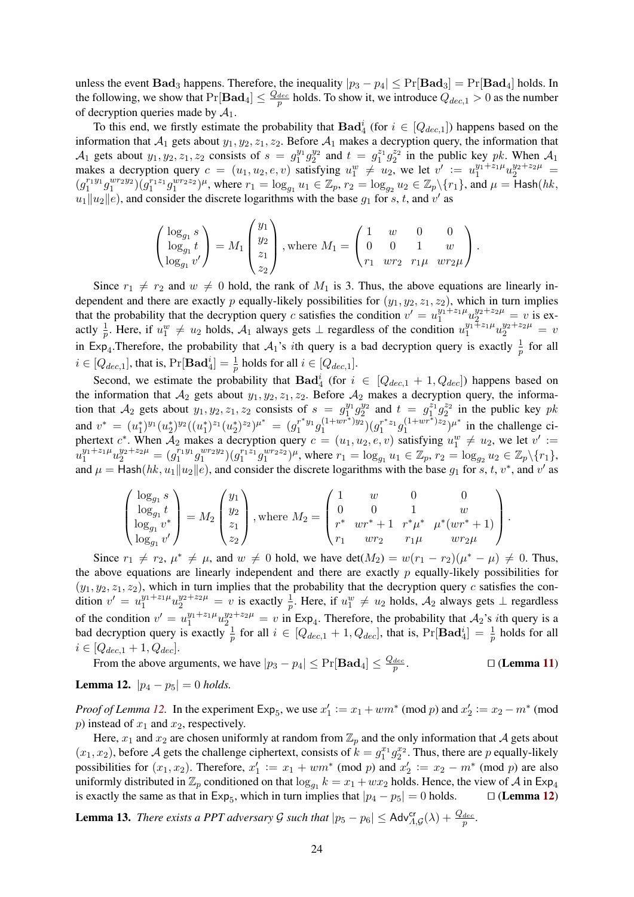unless the event $\mathbf{Bad}_3$ happens. Therefore, the inequality $|p_3 - p_4| \leq \Pr[\mathbf{Bad}_3] = \Pr[\mathbf{Bad}_4]$ holds. In the following, we show that $\Pr[\mathbf{Bad}_4] \leq \frac{Q_{dec}}{p}$ holds. To show it, we introduce $Q_{dec,1} > 0$ as the number of decryption queries made by $\mathcal{A}_1$.

To this end, we firstly estimate the probability that $\mathbf{Bad}_4^i$ (for $i \in [Q_{dec,1}]$) happens based on the information that $\mathcal{A}_1$ gets about $y_1, y_2, z_1, z_2$. Before $\mathcal{A}_1$ makes a decryption query, the information that $\mathcal{A}_1$ gets about $y_1, y_2, z_1, z_2$ consists of $s = g_1^{y_1} g_2^{y_2}$ and $t = g_1^{z_1} g_2^{z_2}$ in the public key $pk$. When $\mathcal{A}_1$ makes a decryption query $c = (u_1, u_2, e, v)$ satisfying $u_1^w \neq u_2$, we let $v' := u_1^{y_1 + z_1\mu} u_2^{y_2 + z_2\mu} = (g_1^{r_1 y_1} g_1^{w r_2 y_2})(g_1^{r_1 z_1} g_1^{w r_2 z_2})^{\mu}$, where $r_1 = \log_{g_1} u_1 \in \mathbb{Z}_p$, $r_2 = \log_{g_2} u_2 \in \mathbb{Z}_p \backslash \{r_1\}$, and $\mu = \mathsf{Hash}(hk, u_1 \| u_2 \| e)$, and consider the discrete logarithms with the base $g_1$ for $s$, $t$, and $v'$ as

$$\begin{pmatrix} \log_{g_1} s \\ \log_{g_1} t \\ \log_{g_1} v' \end{pmatrix} = M_1 \begin{pmatrix} y_1 \\ y_2 \\ z_1 \\ z_2 \end{pmatrix}, \text{where } M_1 = \begin{pmatrix} 1 & w & 0 & 0 \\ 0 & 0 & 1 & w \\ r_1 & w r_2 & r_1 \mu & w r_2 \mu \end{pmatrix}.$$

Since $r_1 \neq r_2$ and $w \neq 0$ hold, the rank of $M_1$ is 3. Thus, the above equations are linearly independent and there are exactly $p$ equally-likely possibilities for $(y_1, y_2, z_1, z_2)$, which in turn implies that the probability that the decryption query $c$ satisfies the condition $v' = u_1^{y_1 + z_1\mu} u_2^{y_2 + z_2\mu} = v$ is exactly $\frac{1}{p}$. Here, if $u_1^w \neq u_2$ holds, $\mathcal{A}_1$ always gets $\perp$ regardless of the condition $u_1^{y_1 + z_1\mu} u_2^{y_2 + z_2\mu} = v$ in $\mathsf{Exp}_4$.Therefore, the probability that $\mathcal{A}_1$'s $i$th query is a bad decryption query is exactly $\frac{1}{p}$ for all $i \in [Q_{dec,1}]$, that is, $\Pr[\mathbf{Bad}_4^i] = \frac{1}{p}$ holds for all $i \in [Q_{dec,1}]$.

Second, we estimate the probability that $\mathbf{Bad}_4^i$ (for $i \in [Q_{dec,1} + 1, Q_{dec}]$) happens based on the information that $\mathcal{A}_2$ gets about $y_1, y_2, z_1, z_2$. Before $\mathcal{A}_2$ makes a decryption query, the information that $\mathcal{A}_2$ gets about $y_1, y_2, z_1, z_2$ consists of $s = g_1^{y_1} g_2^{y_2}$ and $t = g_1^{z_1} g_2^{z_2}$ in the public key $pk$ and $v^* = (u_1^*)^{y_1} (u_2^*)^{y_2} ((u_1^*)^{z_1} (u_2^*)^{z_2})^{\mu^*} = (g_1^{r^* y_1} g_1^{(1 + w r^*) y_2})(g_1^{r^* z_1} g_1^{(1 + w r^*) z_2})^{\mu^*}$ in the challenge ciphertext $c^*$. When $\mathcal{A}_2$ makes a decryption query $c = (u_1, u_2, e, v)$ satisfying $u_1^w \neq u_2$, we let $v' := u_1^{y_1 + z_1\mu} u_2^{y_2 + z_2\mu} = (g_1^{r_1 y_1} g_1^{w r_2 y_2})(g_1^{r_1 z_1} g_1^{w r_2 z_2})^{\mu}$, where $r_1 = \log_{g_1} u_1 \in \mathbb{Z}_p$, $r_2 = \log_{g_2} u_2 \in \mathbb{Z}_p \backslash \{r_1\}$, and $\mu = \mathsf{Hash}(hk, u_1 \| u_2 \| e)$, and consider the discrete logarithms with the base $g_1$ for $s$, $t$, $v^*$, and $v'$ as

$$\begin{pmatrix} \log_{g_1} s \\ \log_{g_1} t \\ \log_{g_1} v^* \\ \log_{g_1} v' \end{pmatrix} = M_2 \begin{pmatrix} y_1 \\ y_2 \\ z_1 \\ z_2 \end{pmatrix}, \text{where } M_2 = \begin{pmatrix} 1 & w & 0 & 0 \\ 0 & 0 & 1 & w \\ r^* & w r^* + 1 & r^* \mu^* & \mu^* (w r^* + 1) \\ r_1 & w r_2 & r_1 \mu & w r_2 \mu \end{pmatrix}.$$

Since $r_1 \neq r_2$, $\mu^* \neq \mu$, and $w \neq 0$ hold, we have $\det(M_2) = w(r_1 - r_2)(\mu^* - \mu) \neq 0$. Thus, the above equations are linearly independent and there are exactly $p$ equally-likely possibilities for $(y_1, y_2, z_1, z_2)$, which in turn implies that the probability that the decryption query $c$ satisfies the condition $v' = u_1^{y_1 + z_1\mu} u_2^{y_2 + z_2\mu} = v$ is exactly $\frac{1}{p}$. Here, if $u_1^w \neq u_2$ holds, $\mathcal{A}_2$ always gets $\perp$ regardless of the condition $v' = u_1^{y_1 + z_1\mu} u_2^{y_2 + z_2\mu} = v$ in $\mathsf{Exp}_4$. Therefore, the probability that $\mathcal{A}_2$'s $i$th query is a bad decryption query is exactly $\frac{1}{p}$ for all $i \in [Q_{dec,1} + 1, Q_{dec}]$, that is, $\Pr[\mathbf{Bad}_4^i] = \frac{1}{p}$ holds for all $i \in [Q_{dec,1} + 1, Q_{dec}]$.

From the above arguments, we have $|p_3 - p_4| \leq \Pr[\mathbf{Bad}_4] \leq \frac{Q_{dec}}{p}$. □ (**Lemma 11**)

**Lemma 12.** *$|p_4 - p_5| = 0$ holds.*

*Proof of Lemma 12.* In the experiment $\mathsf{Exp}_5$, we use $x_1' := x_1 + w m^* \pmod p$ and $x_2' := x_2 - m^* \pmod p$ instead of $x_1$ and $x_2$, respectively.

Here, $x_1$ and $x_2$ are chosen uniformly at random from $\mathbb{Z}_p$ and the only information that $\mathcal{A}$ gets about $(x_1, x_2)$, before $\mathcal{A}$ gets the challenge ciphertext, consists of $k = g_1^{x_1} g_2^{x_2}$. Thus, there are $p$ equally-likely possibilities for $(x_1, x_2)$. Therefore, $x_1' := x_1 + w m^* \pmod p$ and $x_2' := x_2 - m^* \pmod p$ are also uniformly distributed in $\mathbb{Z}_p$ conditioned on that $\log_{g_1} k = x_1 + w x_2$ holds. Hence, the view of $\mathcal{A}$ in $\mathsf{Exp}_4$ is exactly the same as that in $\mathsf{Exp}_5$, which in turn implies that $|p_4 - p_5| = 0$ holds. □ (**Lemma 12**)

**Lemma 13.** *There exists a PPT adversary $\mathcal{G}$ such that $|p_5 - p_6| \leq \mathsf{Adv}^{\mathsf{cr}}_{\Lambda,\mathcal{G}}(\lambda) + \frac{Q_{dec}}{p}$.*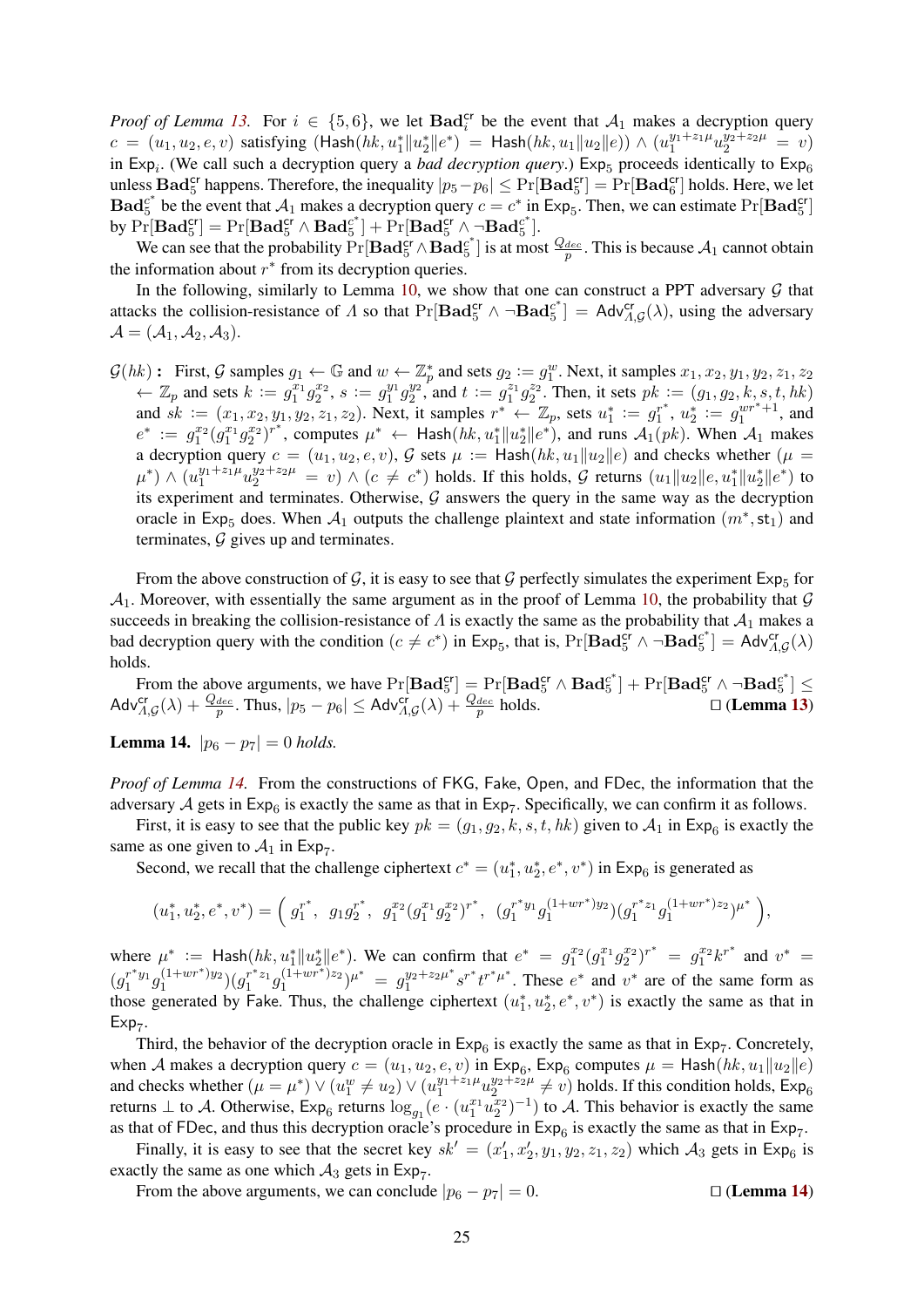*Proof of Lemma 13.* For $i \in \{5, 6\}$, we let $\mathbf{Bad}_i^{\mathsf{cr}}$ be the event that $\mathcal{A}_1$ makes a decryption query $c = (u_1, u_2, e, v)$ satisfying $(\mathsf{Hash}(hk, u_1^* \| u_2^* \| e^*) = \mathsf{Hash}(hk, u_1 \| u_2 \| e)) \wedge (u_1^{y_1 + z_1 \mu} u_2^{y_2 + z_2 \mu} = v)$ in $\mathsf{Exp}_i$. (We call such a decryption query a *bad decryption query*.) $\mathsf{Exp}_5$ proceeds identically to $\mathsf{Exp}_6$ unless $\mathbf{Bad}_5^{\mathsf{cr}}$ happens. Therefore, the inequality $|p_5 - p_6| \le \Pr[\mathbf{Bad}_5^{\mathsf{cr}}] = \Pr[\mathbf{Bad}_6^{\mathsf{cr}}]$ holds. Here, we let $\mathbf{Bad}_5^{c^*}$ be the event that $\mathcal{A}_1$ makes a decryption query $c = c^*$ in $\mathsf{Exp}_5$. Then, we can estimate $\Pr[\mathbf{Bad}_5^{\mathsf{cr}}]$ by $\Pr[\mathbf{Bad}_5^{\mathsf{cr}}] = \Pr[\mathbf{Bad}_5^{\mathsf{cr}} \wedge \mathbf{Bad}_5^{c^*}] + \Pr[\mathbf{Bad}_5^{\mathsf{cr}} \wedge \neg \mathbf{Bad}_5^{c^*}]$.

We can see that the probability $\Pr[\mathbf{Bad}_5^{\mathsf{cr}} \wedge \mathbf{Bad}_5^{c^*}]$ is at most $\frac{Q_{dec}}{p}$. This is because $\mathcal{A}_1$ cannot obtain the information about $r^*$ from its decryption queries.

In the following, similarly to Lemma 10, we show that one can construct a PPT adversary $\mathcal{G}$ that attacks the collision-resistance of $\Lambda$ so that $\Pr[\mathbf{Bad}_5^{\mathsf{cr}} \wedge \neg \mathbf{Bad}_5^{c^*}] = \mathsf{Adv}_{\Lambda, \mathcal{G}}^{\mathsf{cr}}(\lambda)$, using the adversary $\mathcal{A} = (\mathcal{A}_1, \mathcal{A}_2, \mathcal{A}_3)$.

$\mathcal{G}(hk)$ **:** First, $\mathcal{G}$ samples $g_1 \leftarrow \mathbb{G}$ and $w \leftarrow \mathbb{Z}_p^*$ and sets $g_2 := g_1^w$. Next, it samples $x_1, x_2, y_1, y_2, z_1, z_2 \leftarrow \mathbb{Z}_p$ and sets $k := g_1^{x_1} g_2^{x_2}$, $s := g_1^{y_1} g_2^{y_2}$, and $t := g_1^{z_1} g_2^{z_2}$. Then, it sets $pk := (g_1, g_2, k, s, t, hk)$ and $sk := (x_1, x_2, y_1, y_2, z_1, z_2)$. Next, it samples $r^* \leftarrow \mathbb{Z}_p$, sets $u_1^* := g_1^{r^*}$, $u_2^* := g_1^{wr^*+1}$, and $e^* := g_1^{x_2}(g_1^{x_1} g_2^{x_2})^{r^*}$, computes $\mu^* \leftarrow \mathsf{Hash}(hk, u_1^* \| u_2^* \| e^*)$, and runs $\mathcal{A}_1(pk)$. When $\mathcal{A}_1$ makes a decryption query $c = (u_1, u_2, e, v)$, $\mathcal{G}$ sets $\mu := \mathsf{Hash}(hk, u_1 \| u_2 \| e)$ and checks whether $(\mu = \mu^*) \wedge (u_1^{y_1 + z_1 \mu} u_2^{y_2 + z_2 \mu} = v) \wedge (c \ne c^*)$ holds. If this holds, $\mathcal{G}$ returns $(u_1 \| u_2 \| e, u_1^* \| u_2^* \| e^*)$ to its experiment and terminates. Otherwise, $\mathcal{G}$ answers the query in the same way as the decryption oracle in $\mathsf{Exp}_5$ does. When $\mathcal{A}_1$ outputs the challenge plaintext and state information $(m^*, \mathsf{st}_1)$ and terminates, $\mathcal{G}$ gives up and terminates.

From the above construction of $\mathcal{G}$, it is easy to see that $\mathcal{G}$ perfectly simulates the experiment $\mathsf{Exp}_5$ for $\mathcal{A}_1$. Moreover, with essentially the same argument as in the proof of Lemma 10, the probability that $\mathcal{G}$ succeeds in breaking the collision-resistance of $\Lambda$ is exactly the same as the probability that $\mathcal{A}_1$ makes a bad decryption query with the condition $(c \ne c^*)$ in $\mathsf{Exp}_5$, that is, $\Pr[\mathbf{Bad}_5^{\mathsf{cr}} \wedge \neg \mathbf{Bad}_5^{c^*}] = \mathsf{Adv}_{\Lambda, \mathcal{G}}^{\mathsf{cr}}(\lambda)$ holds.

From the above arguments, we have $\Pr[\mathbf{Bad}_5^{\mathsf{cr}}] = \Pr[\mathbf{Bad}_5^{\mathsf{cr}} \wedge \mathbf{Bad}_5^{c^*}] + \Pr[\mathbf{Bad}_5^{\mathsf{cr}} \wedge \neg \mathbf{Bad}_5^{c^*}] \le \mathsf{Adv}_{\Lambda, \mathcal{G}}^{\mathsf{cr}}(\lambda) + \frac{Q_{dec}}{p}$. Thus, $|p_5 - p_6| \le \mathsf{Adv}_{\Lambda, \mathcal{G}}^{\mathsf{cr}}(\lambda) + \frac{Q_{dec}}{p}$ holds. □ (**Lemma 13**)

**Lemma 14.** *$|p_6 - p_7| = 0$ holds.*

*Proof of Lemma 14.* From the constructions of $\mathsf{FKG}$, $\mathsf{Fake}$, $\mathsf{Open}$, and $\mathsf{FDec}$, the information that the adversary $\mathcal{A}$ gets in $\mathsf{Exp}_6$ is exactly the same as that in $\mathsf{Exp}_7$. Specifically, we can confirm it as follows.

First, it is easy to see that the public key $pk = (g_1, g_2, k, s, t, hk)$ given to $\mathcal{A}_1$ in $\mathsf{Exp}_6$ is exactly the same as one given to $\mathcal{A}_1$ in $\mathsf{Exp}_7$.

Second, we recall that the challenge ciphertext $c^* = (u_1^*, u_2^*, e^*, v^*)$ in $\mathsf{Exp}_6$ is generated as

$$(u_1^*, u_2^*, e^*, v^*) = \left( g_1^{r^*},\ g_1 g_2^{r^*},\ g_1^{x_2}(g_1^{x_1} g_2^{x_2})^{r^*},\ (g_1^{r^* y_1} g_1^{(1+wr^*)y_2})(g_1^{r^* z_1} g_1^{(1+wr^*)z_2})^{\mu^*} \right),$$

where $\mu^* := \mathsf{Hash}(hk, u_1^* \| u_2^* \| e^*)$. We can confirm that $e^* = g_1^{x_2}(g_1^{x_1} g_2^{x_2})^{r^*} = g_1^{x_2} k^{r^*}$ and $v^* = (g_1^{r^* y_1} g_1^{(1+wr^*)y_2})(g_1^{r^* z_1} g_1^{(1+wr^*)z_2})^{\mu^*} = g_1^{y_2 + z_2 \mu^*} s^{r^*} t^{r^* \mu^*}$. These $e^*$ and $v^*$ are of the same form as those generated by $\mathsf{Fake}$. Thus, the challenge ciphertext $(u_1^*, u_2^*, e^*, v^*)$ is exactly the same as that in $\mathsf{Exp}_7$.

Third, the behavior of the decryption oracle in $\mathsf{Exp}_6$ is exactly the same as that in $\mathsf{Exp}_7$. Concretely, when $\mathcal{A}$ makes a decryption query $c = (u_1, u_2, e, v)$ in $\mathsf{Exp}_6$, $\mathsf{Exp}_6$ computes $\mu = \mathsf{Hash}(hk, u_1 \| u_2 \| e)$ and checks whether $(\mu = \mu^*) \vee (u_1^w \ne u_2) \vee (u_1^{y_1 + z_1 \mu} u_2^{y_2 + z_2 \mu} \ne v)$ holds. If this condition holds, $\mathsf{Exp}_6$ returns $\perp$ to $\mathcal{A}$. Otherwise, $\mathsf{Exp}_6$ returns $\log_{g_1}(e \cdot (u_1^{x_1} u_2^{x_2})^{-1})$ to $\mathcal{A}$. This behavior is exactly the same as that of $\mathsf{FDec}$, and thus this decryption oracle's procedure in $\mathsf{Exp}_6$ is exactly the same as that in $\mathsf{Exp}_7$.

Finally, it is easy to see that the secret key $sk' = (x_1', x_2', y_1, y_2, z_1, z_2)$ which $\mathcal{A}_3$ gets in $\mathsf{Exp}_6$ is exactly the same as one which $\mathcal{A}_3$ gets in $\mathsf{Exp}_7$.

From the above arguments, we can conclude $|p_6 - p_7| = 0$. □ (**Lemma 14**)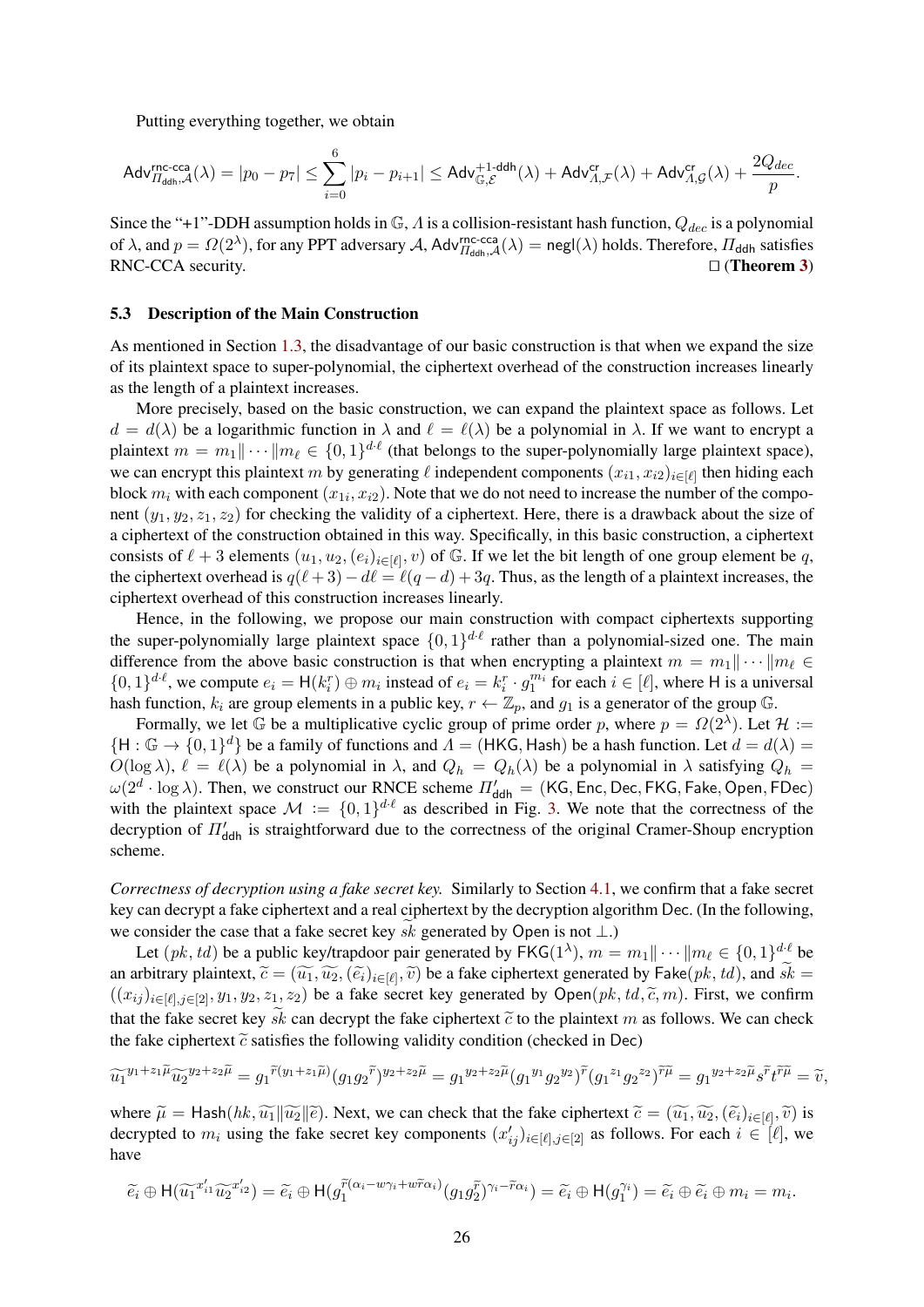Putting everything together, we obtain

$$\mathsf{Adv}^{\mathsf{rnc\text{-}cca}}_{\Pi_{\mathsf{ddh}},\mathcal{A}}(\lambda) = |p_0 - p_7| \leq \sum_{i=0}^{6} |p_i - p_{i+1}| \leq \mathsf{Adv}^{+1\text{-}\mathsf{ddh}}_{\mathbb{G},\mathcal{E}}(\lambda) + \mathsf{Adv}^{\mathsf{cr}}_{\Lambda,\mathcal{F}}(\lambda) + \mathsf{Adv}^{\mathsf{cr}}_{\Lambda,\mathcal{G}}(\lambda) + \frac{2Q_{dec}}{p}.$$

Since the "+1"-DDH assumption holds in $\mathbb{G}$, $\Lambda$ is a collision-resistant hash function, $Q_{dec}$ is a polynomial of $\lambda$, and $p = \Omega(2^{\lambda})$, for any PPT adversary $\mathcal{A}$, $\mathsf{Adv}^{\mathsf{rnc\text{-}cca}}_{\Pi_{\mathsf{ddh}},\mathcal{A}}(\lambda) = \mathsf{negl}(\lambda)$ holds. Therefore, $\Pi_{\mathsf{ddh}}$ satisfies RNC-CCA security. □ (**Theorem 3**)

### 5.3 Description of the Main Construction

As mentioned in Section 1.3, the disadvantage of our basic construction is that when we expand the size of its plaintext space to super-polynomial, the ciphertext overhead of the construction increases linearly as the length of a plaintext increases.

More precisely, based on the basic construction, we can expand the plaintext space as follows. Let $d = d(\lambda)$ be a logarithmic function in $\lambda$ and $\ell = \ell(\lambda)$ be a polynomial in $\lambda$. If we want to encrypt a plaintext $m = m_1 \| \cdots \| m_\ell \in \{0,1\}^{d \cdot \ell}$ (that belongs to the super-polynomially large plaintext space), we can encrypt this plaintext $m$ by generating $\ell$ independent components $(x_{i1}, x_{i2})_{i \in [\ell]}$ then hiding each block $m_i$ with each component $(x_{1i}, x_{i2})$. Note that we do not need to increase the number of the component $(y_1, y_2, z_1, z_2)$ for checking the validity of a ciphertext. Here, there is a drawback about the size of a ciphertext of the construction obtained in this way. Specifically, in this basic construction, a ciphertext consists of $\ell + 3$ elements $(u_1, u_2, (e_i)_{i \in [\ell]}, v)$ of $\mathbb{G}$. If we let the bit length of one group element be $q$, the ciphertext overhead is $q(\ell + 3) - d\ell = \ell(q - d) + 3q$. Thus, as the length of a plaintext increases, the ciphertext overhead of this construction increases linearly.

Hence, in the following, we propose our main construction with compact ciphertexts supporting the super-polynomially large plaintext space $\{0,1\}^{d \cdot \ell}$ rather than a polynomial-sized one. The main difference from the above basic construction is that when encrypting a plaintext $m = m_1 \| \cdots \| m_\ell \in \{0,1\}^{d \cdot \ell}$, we compute $e_i = \mathsf{H}(k_i^r) \oplus m_i$ instead of $e_i = k_i^r \cdot g_1^{m_i}$ for each $i \in [\ell]$, where $\mathsf{H}$ is a universal hash function, $k_i$ are group elements in a public key, $r \leftarrow \mathbb{Z}_p$, and $g_1$ is a generator of the group $\mathbb{G}$.

Formally, we let $\mathbb{G}$ be a multiplicative cyclic group of prime order $p$, where $p = \Omega(2^{\lambda})$. Let $\mathcal{H} := \{\mathsf{H} : \mathbb{G} \to \{0,1\}^d\}$ be a family of functions and $\Lambda = (\mathsf{HKG}, \mathsf{Hash})$ be a hash function. Let $d = d(\lambda) = O(\log \lambda)$, $\ell = \ell(\lambda)$ be a polynomial in $\lambda$, and $Q_h = Q_h(\lambda)$ be a polynomial in $\lambda$ satisfying $Q_h = \omega(2^d \cdot \log \lambda)$. Then, we construct our RNCE scheme $\Pi'_{\mathsf{ddh}} = (\mathsf{KG}, \mathsf{Enc}, \mathsf{Dec}, \mathsf{FKG}, \mathsf{Fake}, \mathsf{Open}, \mathsf{FDec})$ with the plaintext space $\mathcal{M} := \{0,1\}^{d \cdot \ell}$ as described in Fig. 3. We note that the correctness of the decryption of $\Pi'_{\mathsf{ddh}}$ is straightforward due to the correctness of the original Cramer-Shoup encryption scheme.

*Correctness of decryption using a fake secret key.* Similarly to Section 4.1, we confirm that a fake secret key can decrypt a fake ciphertext and a real ciphertext by the decryption algorithm $\mathsf{Dec}$. (In the following, we consider the case that a fake secret key $\widetilde{sk}$ generated by $\mathsf{Open}$ is not $\perp$.)

Let $(pk, td)$ be a public key/trapdoor pair generated by $\mathsf{FKG}(1^{\lambda})$, $m = m_1 \| \cdots \| m_\ell \in \{0,1\}^{d \cdot \ell}$ be an arbitrary plaintext, $\widetilde{c} = (\widetilde{u_1}, \widetilde{u_2}, (\widetilde{e_i})_{i \in [\ell]}, \widetilde{v})$ be a fake ciphertext generated by $\mathsf{Fake}(pk, td)$, and $\widetilde{sk} = ((x_{ij})_{i \in [\ell], j \in [2]}, y_1, y_2, z_1, z_2)$ be a fake secret key generated by $\mathsf{Open}(pk, td, \widetilde{c}, m)$. First, we confirm that the fake secret key $\widetilde{sk}$ can decrypt the fake ciphertext $\widetilde{c}$ to the plaintext $m$ as follows. We can check the fake ciphertext $\widetilde{c}$ satisfies the following validity condition (checked in $\mathsf{Dec}$)

$$\widetilde{u_1}^{y_1 + z_1 \widetilde{\mu}} \widetilde{u_2}^{y_2 + z_2 \widetilde{\mu}} = g_1^{\widetilde{r}(y_1 + z_1 \widetilde{\mu})} (g_1 g_2^{\widetilde{r}})^{y_2 + z_2 \widetilde{\mu}} = g_1^{y_2 + z_2 \widetilde{\mu}} (g_1^{y_1} g_2^{y_2})^{\widetilde{r}} (g_1^{z_1} g_2^{z_2})^{\widetilde{r}\widetilde{\mu}} = g_1^{y_2 + z_2 \widetilde{\mu}} s^{\widetilde{r}} t^{\widetilde{r}\widetilde{\mu}} = \widetilde{v},$$

where $\widetilde{\mu} = \mathsf{Hash}(hk, \widetilde{u_1} \| \widetilde{u_2} \| \widetilde{e})$. Next, we can check that the fake ciphertext $\widetilde{c} = (\widetilde{u_1}, \widetilde{u_2}, (\widetilde{e_i})_{i \in [\ell]}, \widetilde{v})$ is decrypted to $m_i$ using the fake secret key components $(x'_{ij})_{i \in [\ell], j \in [2]}$ as follows. For each $i \in [\ell]$, we have

$$\widetilde{e_i} \oplus \mathsf{H}(\widetilde{u_1}^{x'_{i1}} \widetilde{u_2}^{x'_{i2}}) = \widetilde{e_i} \oplus \mathsf{H}(g_1^{\widetilde{r}(\alpha_i - w\gamma_i + w\widetilde{r}\alpha_i)} (g_1 g_2^{\widetilde{r}})^{\gamma_i - \widetilde{r}\alpha_i}) = \widetilde{e_i} \oplus \mathsf{H}(g_1^{\gamma_i}) = \widetilde{e_i} \oplus \widetilde{e_i} \oplus m_i = m_i.$$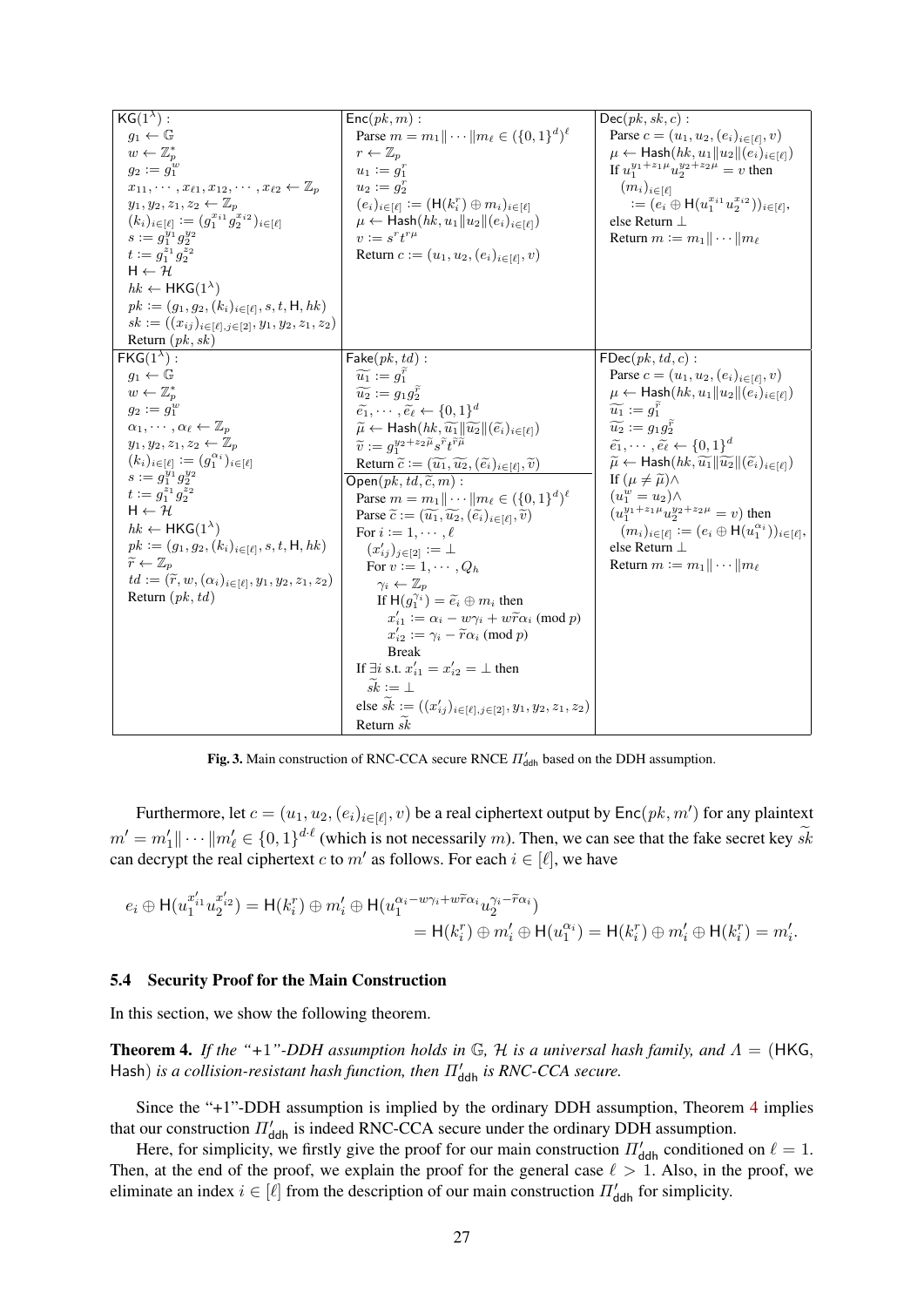| $\mathsf{KG}(1^\lambda)$ : | $\mathsf{Enc}(pk, m)$ : | $\mathsf{Dec}(pk, sk, c)$ : |
|---|---|---|
| $g_1 \leftarrow \mathbb{G}$ <br> $w \leftarrow \mathbb{Z}_p^*$ <br> $g_2 := g_1^w$ <br> $x_{11}, \cdots, x_{\ell 1}, x_{12}, \cdots, x_{\ell 2} \leftarrow \mathbb{Z}_p$ <br> $y_1, y_2, z_1, z_2 \leftarrow \mathbb{Z}_p$ <br> $(k_i)_{i \in [\ell]} := (g_1^{x_{i1}} g_2^{x_{i2}})_{i \in [\ell]}$ <br> $s := g_1^{y_1} g_2^{y_2}$ <br> $t := g_1^{z_1} g_2^{z_2}$ <br> $\mathsf{H} \leftarrow \mathcal{H}$ <br> $hk \leftarrow \mathsf{HKG}(1^\lambda)$ <br> $pk := (g_1, g_2, (k_i)_{i \in [\ell]}, s, t, \mathsf{H}, hk)$ <br> $sk := ((x_{ij})_{i \in [\ell], j \in [2]}, y_1, y_2, z_1, z_2)$ <br> Return $(pk, sk)$ | Parse $m = m_1 \| \cdots \| m_\ell \in (\{0,1\}^d)^\ell$ <br> $r \leftarrow \mathbb{Z}_p$ <br> $u_1 := g_1^r$ <br> $u_2 := g_2^r$ <br> $(e_i)_{i \in [\ell]} := (\mathsf{H}(k_i^r) \oplus m_i)_{i \in [\ell]}$ <br> $\mu \leftarrow \mathsf{Hash}(hk, u_1 \| u_2 \| (e_i)_{i \in [\ell]})$ <br> $v := s^r t^{r\mu}$ <br> Return $c := (u_1, u_2, (e_i)_{i \in [\ell]}, v)$ | Parse $c = (u_1, u_2, (e_i)_{i \in [\ell]}, v)$ <br> $\mu \leftarrow \mathsf{Hash}(hk, u_1 \| u_2 \| (e_i)_{i \in [\ell]})$ <br> If $u_1^{y_1 + z_1 \mu} u_2^{y_2 + z_2 \mu} = v$ then <br> $(m_i)_{i \in [\ell]} := (e_i \oplus \mathsf{H}(u_1^{x_{i1}} u_2^{x_{i2}}))_{i \in [\ell]}$, <br> else Return $\bot$ <br> Return $m := m_1 \| \cdots \| m_\ell$ |
| $\mathsf{FKG}(1^\lambda)$ : | $\mathsf{Fake}(pk, td)$ : | $\mathsf{FDec}(pk, td, c)$ : |
| $g_1 \leftarrow \mathbb{G}$ <br> $w \leftarrow \mathbb{Z}_p^*$ <br> $g_2 := g_1^w$ <br> $\alpha_1, \cdots, \alpha_\ell \leftarrow \mathbb{Z}_p$ <br> $y_1, y_2, z_1, z_2 \leftarrow \mathbb{Z}_p$ <br> $(k_i)_{i \in [\ell]} := (g_1^{\alpha_i})_{i \in [\ell]}$ <br> $s := g_1^{y_1} g_2^{y_2}$ <br> $t := g_1^{z_1} g_2^{z_2}$ <br> $\mathsf{H} \leftarrow \mathcal{H}$ <br> $hk \leftarrow \mathsf{HKG}(1^\lambda)$ <br> $pk := (g_1, g_2, (k_i)_{i \in [\ell]}, s, t, \mathsf{H}, hk)$ <br> $\widetilde{r} \leftarrow \mathbb{Z}_p$ <br> $td := (\widetilde{r}, w, (\alpha_i)_{i \in [\ell]}, y_1, y_2, z_1, z_2)$ <br> Return $(pk, td)$ | $\widetilde{u_1} := g_1^{\widetilde{r}}$ <br> $\widetilde{u_2} := g_1 g_2^{\widetilde{r}}$ <br> $\widetilde{e_1}, \cdots, \widetilde{e_\ell} \leftarrow \{0,1\}^d$ <br> $\widetilde{\mu} \leftarrow \mathsf{Hash}(hk, \widetilde{u_1} \| \widetilde{u_2} \| (\widetilde{e_i})_{i \in [\ell]})$ <br> $\widetilde{v} := g_1^{y_2 + z_2 \widetilde{\mu}} s^{\widetilde{r}} t^{\widetilde{r}\widetilde{\mu}}$ <br> Return $\widetilde{c} := (\widetilde{u_1}, \widetilde{u_2}, (\widetilde{e_i})_{i \in [\ell]}, \widetilde{v})$ <br> $\mathsf{Open}(pk, td, \widetilde{c}, m)$ : <br> Parse $m = m_1 \| \cdots \| m_\ell \in (\{0,1\}^d)^\ell$ <br> Parse $\widetilde{c} := (\widetilde{u_1}, \widetilde{u_2}, (\widetilde{e_i})_{i \in [\ell]}, \widetilde{v})$ <br> For $i := 1, \cdots, \ell$ <br> $(x'_{ij})_{j \in [2]} := \bot$ <br> For $v := 1, \cdots, Q_h$ <br> $\gamma_i \leftarrow \mathbb{Z}_p$ <br> If $\mathsf{H}(g_1^{\gamma_i}) = \widetilde{e_i} \oplus m_i$ then <br> $x'_{i1} := \alpha_i - w\gamma_i + w\widetilde{r}\alpha_i \pmod p$ <br> $x'_{i2} := \gamma_i - \widetilde{r}\alpha_i \pmod p$ <br> Break <br> If $\exists i$ s.t. $x'_{i1} = x'_{i2} = \bot$ then <br> $\widetilde{sk} := \bot$ <br> else $\widetilde{sk} := ((x'_{ij})_{i \in [\ell], j \in [2]}, y_1, y_2, z_1, z_2)$ <br> Return $\widetilde{sk}$ | Parse $c = (u_1, u_2, (e_i)_{i \in [\ell]}, v)$ <br> $\mu \leftarrow \mathsf{Hash}(hk, u_1 \| u_2 \| (e_i)_{i \in [\ell]})$ <br> $\widetilde{u_1} := g_1^{\widetilde{r}}$ <br> $\widetilde{u_2} := g_1 g_2^{\widetilde{r}}$ <br> $\widetilde{e_1}, \cdots, \widetilde{e_\ell} \leftarrow \{0,1\}^d$ <br> $\widetilde{\mu} \leftarrow \mathsf{Hash}(hk, \widetilde{u_1} \| \widetilde{u_2} \| (\widetilde{e_i})_{i \in [\ell]})$ <br> If $(\mu \neq \widetilde{\mu}) \wedge$ <br> $(u_1^w = u_2) \wedge$ <br> $(u_1^{y_1 + z_1 \mu} u_2^{y_2 + z_2 \mu} = v)$ then <br> $(m_i)_{i \in [\ell]} := (e_i \oplus \mathsf{H}(u_1^{\alpha_i}))_{i \in [\ell]}$, <br> else Return $\bot$ <br> Return $m := m_1 \| \cdots \| m_\ell$ |

**Fig. 3.** Main construction of RNC-CCA secure RNCE $\Pi'_{\mathsf{ddh}}$ based on the DDH assumption.

Furthermore, let $c = (u_1, u_2, (e_i)_{i \in [\ell]}, v)$ be a real ciphertext output by $\mathsf{Enc}(pk, m')$ for any plaintext $m' = m'_1 \| \cdots \| m'_\ell \in \{0,1\}^{d \cdot \ell}$ (which is not necessarily $m$). Then, we can see that the fake secret key $\widetilde{sk}$ can decrypt the real ciphertext $c$ to $m'$ as follows. For each $i \in [\ell]$, we have

$$e_i \oplus \mathsf{H}(u_1^{x'_{i1}} u_2^{x'_{i2}}) = \mathsf{H}(k_i^r) \oplus m'_i \oplus \mathsf{H}(u_1^{\alpha_i - w\gamma_i + w\widetilde{r}\alpha_i} u_2^{\gamma_i - \widetilde{r}\alpha_i})$$
$$= \mathsf{H}(k_i^r) \oplus m'_i \oplus \mathsf{H}(u_1^{\alpha_i}) = \mathsf{H}(k_i^r) \oplus m'_i \oplus \mathsf{H}(k_i^r) = m'_i.$$

### 5.4 Security Proof for the Main Construction

In this section, we show the following theorem.

**Theorem 4.** *If the "+1"-DDH assumption holds in $\mathbb{G}$, $\mathcal{H}$ is a universal hash family, and $\Lambda = (\mathsf{HKG}, \mathsf{Hash})$ is a collision-resistant hash function, then $\Pi'_{\mathsf{ddh}}$ is RNC-CCA secure.*

Since the "+1"-DDH assumption is implied by the ordinary DDH assumption, Theorem 4 implies that our construction $\Pi'_{\mathsf{ddh}}$ is indeed RNC-CCA secure under the ordinary DDH assumption.

Here, for simplicity, we firstly give the proof for our main construction $\Pi'_{\mathsf{ddh}}$ conditioned on $\ell = 1$. Then, at the end of the proof, we explain the proof for the general case $\ell > 1$. Also, in the proof, we eliminate an index $i \in [\ell]$ from the description of our main construction $\Pi'_{\mathsf{ddh}}$ for simplicity.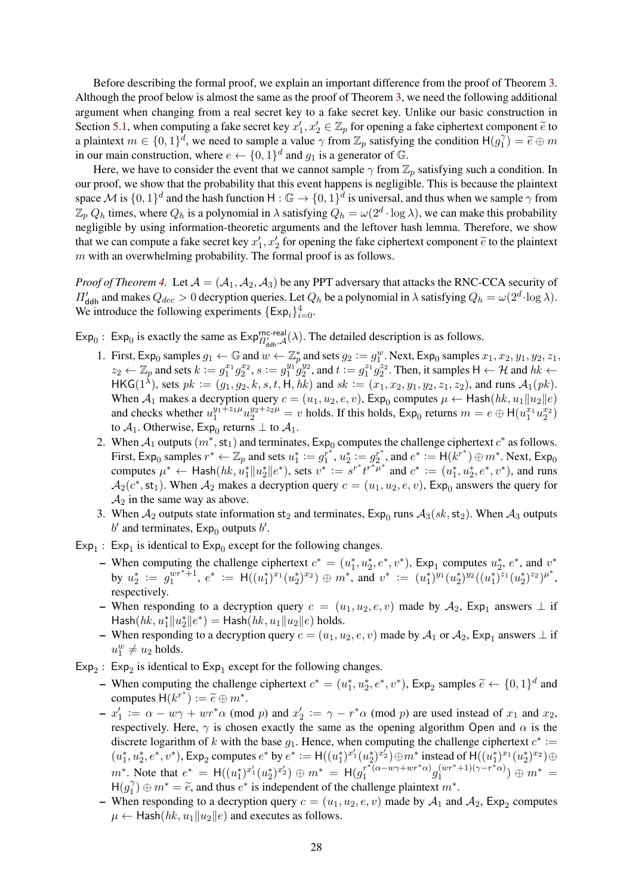Before describing the formal proof, we explain an important difference from the proof of Theorem 3. Although the proof below is almost the same as the proof of Theorem 3, we need the following additional argument when changing from a real secret key to a fake secret key. Unlike our basic construction in Section 5.1, when computing a fake secret key $x_1', x_2' \in \mathbb{Z}_p$ for opening a fake ciphertext component $\widetilde{e}$ to a plaintext $m \in \{0,1\}^d$, we need to sample a value $\gamma$ from $\mathbb{Z}_p$ satisfying the condition $\mathsf{H}(g_1^\gamma) = \widetilde{e} \oplus m$ in our main construction, where $e \leftarrow \{0,1\}^d$ and $g_1$ is a generator of $\mathbb{G}$.

Here, we have to consider the event that we cannot sample $\gamma$ from $\mathbb{Z}_p$ satisfying such a condition. In our proof, we show that the probability that this event happens is negligible. This is because the plaintext space $\mathcal{M}$ is $\{0,1\}^d$ and the hash function $\mathsf{H} : \mathbb{G} \to \{0,1\}^d$ is universal, and thus when we sample $\gamma$ from $\mathbb{Z}_p$ $Q_h$ times, where $Q_h$ is a polynomial in $\lambda$ satisfying $Q_h = \omega(2^d \cdot \log \lambda)$, we can make this probability negligible by using information-theoretic arguments and the leftover hash lemma. Therefore, we show that we can compute a fake secret key $x_1', x_2'$ for opening the fake ciphertext component $\widetilde{e}$ to the plaintext $m$ with an overwhelming probability. The formal proof is as follows.

*Proof of Theorem 4.* Let $\mathcal{A} = (\mathcal{A}_1, \mathcal{A}_2, \mathcal{A}_3)$ be any PPT adversary that attacks the RNC-CCA security of $\Pi'_{\mathsf{ddh}}$ and makes $Q_{dec} > 0$ decryption queries. Let $Q_h$ be a polynomial in $\lambda$ satisfying $Q_h = \omega(2^d \cdot \log \lambda)$. We introduce the following experiments $\{\mathsf{Exp}_i\}_{i=0}^4$.

$\mathsf{Exp}_0$ : $\mathsf{Exp}_0$ is exactly the same as $\mathsf{Exp}^{\mathsf{rnc\text{-}real}}_{\Pi'_{\mathsf{ddh}},\mathcal{A}}(\lambda)$. The detailed description is as follows.

1. First, $\mathsf{Exp}_0$ samples $g_1 \leftarrow \mathbb{G}$ and $w \leftarrow \mathbb{Z}_p^*$ and sets $g_2 := g_1^w$. Next, $\mathsf{Exp}_0$ samples $x_1, x_2, y_1, y_2, z_1, z_2 \leftarrow \mathbb{Z}_p$ and sets $k := g_1^{x_1} g_2^{x_2}$, $s := g_1^{y_1} g_2^{y_2}$, and $t := g_1^{z_1} g_2^{z_2}$. Then, it samples $\mathsf{H} \leftarrow \mathcal{H}$ and $hk \leftarrow \mathsf{HKG}(1^\lambda)$, sets $pk := (g_1, g_2, k, s, t, \mathsf{H}, hk)$ and $sk := (x_1, x_2, y_1, y_2, z_1, z_2)$, and runs $\mathcal{A}_1(pk)$. When $\mathcal{A}_1$ makes a decryption query $c = (u_1, u_2, e, v)$, $\mathsf{Exp}_0$ computes $\mu \leftarrow \mathsf{Hash}(hk, u_1 \| u_2 \| e)$ and checks whether $u_1^{y_1+z_1\mu} u_2^{y_2+z_2\mu} = v$ holds. If this holds, $\mathsf{Exp}_0$ returns $m = e \oplus \mathsf{H}(u_1^{x_1} u_2^{x_2})$ to $\mathcal{A}_1$. Otherwise, $\mathsf{Exp}_0$ returns $\bot$ to $\mathcal{A}_1$.
2. When $\mathcal{A}_1$ outputs $(m^*, \mathsf{st}_1)$ and terminates, $\mathsf{Exp}_0$ computes the challenge ciphertext $c^*$ as follows. First, $\mathsf{Exp}_0$ samples $r^* \leftarrow \mathbb{Z}_p$ and sets $u_1^* := g_1^{r^*}$, $u_2^* := g_2^{r^*}$, and $e^* := \mathsf{H}(k^{r^*}) \oplus m^*$. Next, $\mathsf{Exp}_0$ computes $\mu^* \leftarrow \mathsf{Hash}(hk, u_1^* \| u_2^* \| e^*)$, sets $v^* := s^{r^*} t^{r^* \mu^*}$ and $c^* := (u_1^*, u_2^*, e^*, v^*)$, and runs $\mathcal{A}_2(c^*, \mathsf{st}_1)$. When $\mathcal{A}_2$ makes a decryption query $c = (u_1, u_2, e, v)$, $\mathsf{Exp}_0$ answers the query for $\mathcal{A}_2$ in the same way as above.
3. When $\mathcal{A}_2$ outputs state information $\mathsf{st}_2$ and terminates, $\mathsf{Exp}_0$ runs $\mathcal{A}_3(sk, \mathsf{st}_2)$. When $\mathcal{A}_3$ outputs $b'$ and terminates, $\mathsf{Exp}_0$ outputs $b'$.

$\mathsf{Exp}_1$ : $\mathsf{Exp}_1$ is identical to $\mathsf{Exp}_0$ except for the following changes.

- When computing the challenge ciphertext $c^* = (u_1^*, u_2^*, e^*, v^*)$, $\mathsf{Exp}_1$ computes $u_2^*$, $e^*$, and $v^*$ by $u_2^* := g_1^{wr^*+1}$, $e^* := \mathsf{H}((u_1^*)^{x_1}(u_2^*)^{x_2}) \oplus m^*$, and $v^* := (u_1^*)^{y_1}(u_2^*)^{y_2}((u_1^*)^{z_1}(u_2^*)^{z_2})^{\mu^*}$, respectively.
- When responding to a decryption query $c = (u_1, u_2, e, v)$ made by $\mathcal{A}_2$, $\mathsf{Exp}_1$ answers $\bot$ if $\mathsf{Hash}(hk, u_1^* \| u_2^* \| e^*) = \mathsf{Hash}(hk, u_1 \| u_2 \| e)$ holds.
- When responding to a decryption query $c = (u_1, u_2, e, v)$ made by $\mathcal{A}_1$ or $\mathcal{A}_2$, $\mathsf{Exp}_1$ answers $\bot$ if $u_1^w \neq u_2$ holds.

$\mathsf{Exp}_2$ : $\mathsf{Exp}_2$ is identical to $\mathsf{Exp}_1$ except for the following changes.

- When computing the challenge ciphertext $c^* = (u_1^*, u_2^*, e^*, v^*)$, $\mathsf{Exp}_2$ samples $\widetilde{e} \leftarrow \{0,1\}^d$ and computes $\mathsf{H}(k^{r^*}) := \widetilde{e} \oplus m^*$.
- $x_1' := \alpha - w\gamma + wr^*\alpha \pmod p$ and $x_2' := \gamma - r^*\alpha \pmod p$ are used instead of $x_1$ and $x_2$, respectively. Here, $\gamma$ is chosen exactly the same as the opening algorithm $\mathsf{Open}$ and $\alpha$ is the discrete logarithm of $k$ with the base $g_1$. Hence, when computing the challenge ciphertext $c^* := (u_1^*, u_2^*, e^*, v^*)$, $\mathsf{Exp}_2$ computes $e^*$ by $e^* := \mathsf{H}((u_1^*)^{x_1'}(u_2^*)^{x_2'}) \oplus m^*$ instead of $\mathsf{H}((u_1^*)^{x_1}(u_2^*)^{x_2}) \oplus m^*$. Note that $e^* = \mathsf{H}((u_1^*)^{x_1'}(u_2^*)^{x_2'}) \oplus m^* = \mathsf{H}(g_1^{r^*(\alpha - w\gamma + wr^*\alpha)} g_1^{(wr^*+1)(\gamma - r^*\alpha)}) \oplus m^* = \mathsf{H}(g_1^\gamma) \oplus m^* = \widetilde{e}$, and thus $e^*$ is independent of the challenge plaintext $m^*$.
- When responding to a decryption query $c = (u_1, u_2, e, v)$ made by $\mathcal{A}_1$ and $\mathcal{A}_2$, $\mathsf{Exp}_2$ computes $\mu \leftarrow \mathsf{Hash}(hk, u_1 \| u_2 \| e)$ and executes as follows.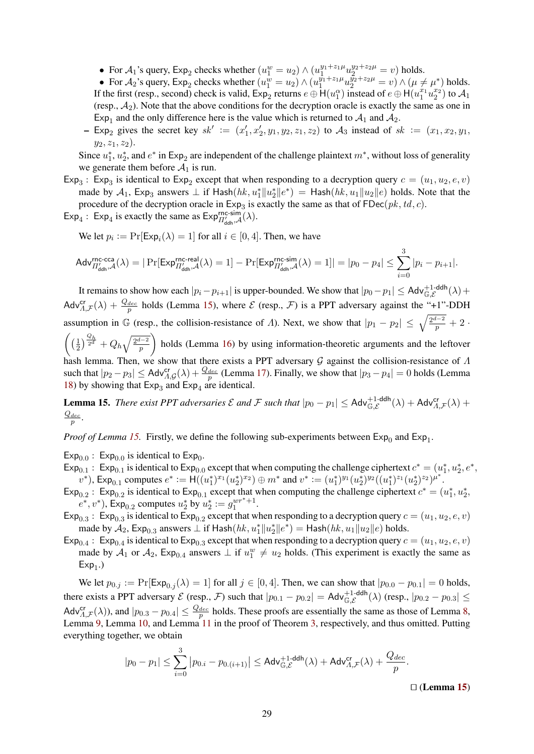- For $\mathcal{A}_1$'s query, $\mathsf{Exp}_2$ checks whether $(u_1^w = u_2) \wedge (u_1^{y_1+z_1\mu} u_2^{y_2+z_2\mu} = v)$ holds.
- For $\mathcal{A}_2$'s query, $\mathsf{Exp}_2$ checks whether $(u_1^w = u_2) \wedge (u_1^{y_1+z_1\mu} u_2^{y_2+z_2\mu} = v) \wedge (\mu \neq \mu^*)$ holds.

If the first (resp., second) check is valid, $\mathsf{Exp}_2$ returns $e \oplus \mathsf{H}(u_1^\alpha)$ instead of $e \oplus \mathsf{H}(u_1^{x_1} u_2^{x_2})$ to $\mathcal{A}_1$ (resp., $\mathcal{A}_2$). Note that the above conditions for the decryption oracle is exactly the same as one in $\mathsf{Exp}_1$ and the only difference here is the value which is returned to $\mathcal{A}_1$ and $\mathcal{A}_2$.

– $\mathsf{Exp}_2$ gives the secret key $sk' := (x_1', x_2', y_1, y_2, z_1, z_2)$ to $\mathcal{A}_3$ instead of $sk := (x_1, x_2, y_1, y_2, z_1, z_2)$.

Since $u_1^*$, $u_2^*$, and $e^*$ in $\mathsf{Exp}_2$ are independent of the challenge plaintext $m^*$, without loss of generality we generate them before $\mathcal{A}_1$ is run.

$\mathsf{Exp}_3$ : $\mathsf{Exp}_3$ is identical to $\mathsf{Exp}_2$ except that when responding to a decryption query $c = (u_1, u_2, e, v)$ made by $\mathcal{A}_1$, $\mathsf{Exp}_3$ answers $\perp$ if $\mathsf{Hash}(hk, u_1^* \| u_2^* \| e^*) = \mathsf{Hash}(hk, u_1 \| u_2 \| e)$ holds. Note that the procedure of the decryption oracle in $\mathsf{Exp}_3$ is exactly the same as that of $\mathsf{FDec}(pk, td, c)$.

$\mathsf{Exp}_4$ : $\mathsf{Exp}_4$ is exactly the same as $\mathsf{Exp}^{\mathsf{rnc\text{-}sim}}_{\Pi'_{\mathsf{ddh}},\mathcal{A}}(\lambda)$.

We let $p_i := \Pr[\mathsf{Exp}_i(\lambda) = 1]$ for all $i \in [0, 4]$. Then, we have

$$\mathsf{Adv}^{\mathsf{rnc\text{-}cca}}_{\Pi'_{\mathsf{ddh}},\mathcal{A}}(\lambda) = |\Pr[\mathsf{Exp}^{\mathsf{rnc\text{-}real}}_{\Pi'_{\mathsf{ddh}},\mathcal{A}}(\lambda) = 1] - \Pr[\mathsf{Exp}^{\mathsf{rnc\text{-}sim}}_{\Pi'_{\mathsf{ddh}},\mathcal{A}}(\lambda) = 1]| = |p_0 - p_4| \leq \sum_{i=0}^{3} |p_i - p_{i+1}|.$$

It remains to show how each $|p_i - p_{i+1}|$ is upper-bounded. We show that $|p_0 - p_1| \leq \mathsf{Adv}^{+1\text{-}\mathsf{ddh}}_{\mathbb{G},\mathcal{E}}(\lambda) + \mathsf{Adv}^{\mathsf{cr}}_{\Lambda,\mathcal{F}}(\lambda) + \frac{Q_{dec}}{p}$ holds (Lemma 15), where $\mathcal{E}$ (resp., $\mathcal{F}$) is a PPT adversary against the "+1"-DDH assumption in $\mathbb{G}$ (resp., the collision-resistance of $\Lambda$). Next, we show that $|p_1 - p_2| \leq \sqrt{\frac{2^{d-2}}{p}} + 2 \cdot \left( \left(\frac{1}{2}\right)^{\frac{Q_h}{2^d}} + Q_h \sqrt{\frac{2^{d-2}}{p}} \right)$ holds (Lemma 16) by using information-theoretic arguments and the leftover hash lemma. Then, we show that there exists a PPT adversary $\mathcal{G}$ against the collision-resistance of $\Lambda$ such that $|p_2 - p_3| \leq \mathsf{Adv}^{\mathsf{cr}}_{\Lambda,\mathcal{G}}(\lambda) + \frac{Q_{dec}}{p}$ (Lemma 17). Finally, we show that $|p_3 - p_4| = 0$ holds (Lemma 18) by showing that $\mathsf{Exp}_3$ and $\mathsf{Exp}_4$ are identical.

**Lemma 15.** *There exist PPT adversaries $\mathcal{E}$ and $\mathcal{F}$ such that* $|p_0 - p_1| \leq \mathsf{Adv}^{+1\text{-}\mathsf{ddh}}_{\mathbb{G},\mathcal{E}}(\lambda) + \mathsf{Adv}^{\mathsf{cr}}_{\Lambda,\mathcal{F}}(\lambda) + \frac{Q_{dec}}{p}$.

*Proof of Lemma 15.* Firstly, we define the following sub-experiments between $\mathsf{Exp}_0$ and $\mathsf{Exp}_1$.

$\mathsf{Exp}_{0.0}$ : $\mathsf{Exp}_{0.0}$ is identical to $\mathsf{Exp}_0$.

$\mathsf{Exp}_{0.1}$ : $\mathsf{Exp}_{0.1}$ is identical to $\mathsf{Exp}_{0.0}$ except that when computing the challenge ciphertext $c^* = (u_1^*, u_2^*, e^*, v^*)$, $\mathsf{Exp}_{0.1}$ computes $e^* := \mathsf{H}((u_1^*)^{x_1}(u_2^*)^{x_2}) \oplus m^*$ and $v^* := (u_1^*)^{y_1}(u_2^*)^{y_2}((u_1^*)^{z_1}(u_2^*)^{z_2})^{\mu^*}$.

$\mathsf{Exp}_{0.2}$ : $\mathsf{Exp}_{0.2}$ is identical to $\mathsf{Exp}_{0.1}$ except that when computing the challenge ciphertext $c^* = (u_1^*, u_2^*, e^*, v^*)$, $\mathsf{Exp}_{0.2}$ computes $u_2^*$ by $u_2^* := g_1^{wr^*+1}$.

$\mathsf{Exp}_{0.3}$ : $\mathsf{Exp}_{0.3}$ is identical to $\mathsf{Exp}_{0.2}$ except that when responding to a decryption query $c = (u_1, u_2, e, v)$ made by $\mathcal{A}_2$, $\mathsf{Exp}_{0.3}$ answers $\perp$ if $\mathsf{Hash}(hk, u_1^* \| u_2^* \| e^*) = \mathsf{Hash}(hk, u_1 \| u_2 \| e)$ holds.

$\mathsf{Exp}_{0.4}$ : $\mathsf{Exp}_{0.4}$ is identical to $\mathsf{Exp}_{0.3}$ except that when responding to a decryption query $c = (u_1, u_2, e, v)$ made by $\mathcal{A}_1$ or $\mathcal{A}_2$, $\mathsf{Exp}_{0.4}$ answers $\perp$ if $u_1^w \neq u_2$ holds. (This experiment is exactly the same as $\mathsf{Exp}_1$.)

We let $p_{0.j} := \Pr[\mathsf{Exp}_{0.j}(\lambda) = 1]$ for all $j \in [0, 4]$. Then, we can show that $|p_{0.0} - p_{0.1}| = 0$ holds, there exists a PPT adversary $\mathcal{E}$ (resp., $\mathcal{F}$) such that $|p_{0.1} - p_{0.2}| = \mathsf{Adv}^{+1\text{-}\mathsf{ddh}}_{\mathbb{G},\mathcal{E}}(\lambda)$ (resp., $|p_{0.2} - p_{0.3}| \leq \mathsf{Adv}^{\mathsf{cr}}_{\Lambda,\mathcal{F}}(\lambda)$), and $|p_{0.3} - p_{0.4}| \leq \frac{Q_{dec}}{p}$ holds. These proofs are essentially the same as those of Lemma 8, Lemma 9, Lemma 10, and Lemma 11 in the proof of Theorem 3, respectively, and thus omitted. Putting everything together, we obtain

$$|p_0 - p_1| \leq \sum_{i=0}^{3} |p_{0.i} - p_{0.(i+1)}| \leq \mathsf{Adv}^{+1\text{-}\mathsf{ddh}}_{\mathbb{G},\mathcal{E}}(\lambda) + \mathsf{Adv}^{\mathsf{cr}}_{\Lambda,\mathcal{F}}(\lambda) + \frac{Q_{dec}}{p}.$$

□ (**Lemma 15**)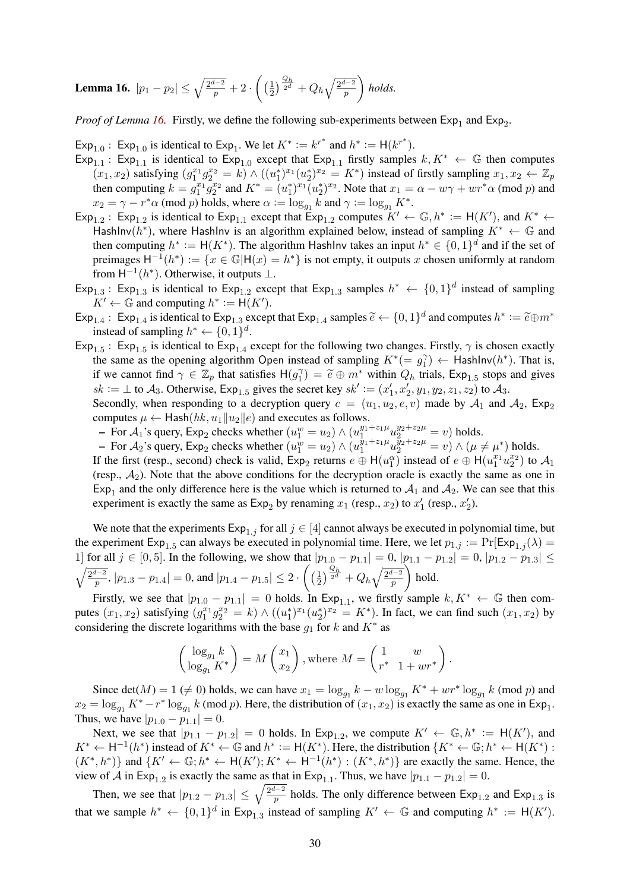**Lemma 16.** $|p_1 - p_2| \leq \sqrt{\frac{2^{d-2}}{p}} + 2 \cdot \left( \left(\frac{1}{2}\right)^{\frac{Q_h}{2^d}} + Q_h \sqrt{\frac{2^{d-2}}{p}} \right)$ *holds.*

*Proof of Lemma 16.* Firstly, we define the following sub-experiments between $\mathsf{Exp}_1$ and $\mathsf{Exp}_2$.

$\mathsf{Exp}_{1.0}$ : $\mathsf{Exp}_{1.0}$ is identical to $\mathsf{Exp}_1$. We let $K^* := k^{r^*}$ and $h^* := \mathsf{H}(k^{r^*})$.

$\mathsf{Exp}_{1.1}$ : $\mathsf{Exp}_{1.1}$ is identical to $\mathsf{Exp}_{1.0}$ except that $\mathsf{Exp}_{1.1}$ firstly samples $k, K^* \leftarrow \mathbb{G}$ then computes $(x_1, x_2)$ satisfying $(g_1^{x_1} g_2^{x_2} = k) \wedge ((u_1^*)^{x_1}(u_2^*)^{x_2} = K^*)$ instead of firstly sampling $x_1, x_2 \leftarrow \mathbb{Z}_p$ then computing $k = g_1^{x_1} g_2^{x_2}$ and $K^* = (u_1^*)^{x_1}(u_2^*)^{x_2}$. Note that $x_1 = \alpha - w\gamma + wr^*\alpha \pmod p$ and $x_2 = \gamma - r^*\alpha \pmod p$ holds, where $\alpha := \log_{g_1} k$ and $\gamma := \log_{g_1} K^*$.

$\mathsf{Exp}_{1.2}$ : $\mathsf{Exp}_{1.2}$ is identical to $\mathsf{Exp}_{1.1}$ except that $\mathsf{Exp}_{1.2}$ computes $K' \leftarrow \mathbb{G}, h^* := \mathsf{H}(K')$, and $K^* \leftarrow \mathsf{HashInv}(h^*)$, where $\mathsf{HashInv}$ is an algorithm explained below, instead of sampling $K^* \leftarrow \mathbb{G}$ and then computing $h^* := \mathsf{H}(K^*)$. The algorithm $\mathsf{HashInv}$ takes an input $h^* \in \{0,1\}^d$ and if the set of preimages $\mathsf{H}^{-1}(h^*) := \{x \in \mathbb{G} | \mathsf{H}(x) = h^*\}$ is not empty, it outputs $x$ chosen uniformly at random from $\mathsf{H}^{-1}(h^*)$. Otherwise, it outputs $\perp$.

$\mathsf{Exp}_{1.3}$ : $\mathsf{Exp}_{1.3}$ is identical to $\mathsf{Exp}_{1.2}$ except that $\mathsf{Exp}_{1.3}$ samples $h^* \leftarrow \{0,1\}^d$ instead of sampling $K' \leftarrow \mathbb{G}$ and computing $h^* := \mathsf{H}(K')$.

$\mathsf{Exp}_{1.4}$ : $\mathsf{Exp}_{1.4}$ is identical to $\mathsf{Exp}_{1.3}$ except that $\mathsf{Exp}_{1.4}$ samples $\widetilde{e} \leftarrow \{0,1\}^d$ and computes $h^* := \widetilde{e} \oplus m^*$ instead of sampling $h^* \leftarrow \{0,1\}^d$.

$\mathsf{Exp}_{1.5}$ : $\mathsf{Exp}_{1.5}$ is identical to $\mathsf{Exp}_{1.4}$ except for the following two changes. Firstly, $\gamma$ is chosen exactly the same as the opening algorithm $\mathsf{Open}$ instead of sampling $K^*(= g_1^\gamma) \leftarrow \mathsf{HashInv}(h^*)$. That is, if we cannot find $\gamma \in \mathbb{Z}_p$ that satisfies $\mathsf{H}(g_1^\gamma) = \widetilde{e} \oplus m^*$ within $Q_h$ trials, $\mathsf{Exp}_{1.5}$ stops and gives $sk := \perp$ to $\mathcal{A}_3$. Otherwise, $\mathsf{Exp}_{1.5}$ gives the secret key $sk' := (x_1', x_2', y_1, y_2, z_1, z_2)$ to $\mathcal{A}_3$.
Secondly, when responding to a decryption query $c = (u_1, u_2, e, v)$ made by $\mathcal{A}_1$ and $\mathcal{A}_2$, $\mathsf{Exp}_2$ computes $\mu \leftarrow \mathsf{Hash}(hk, u_1 \| u_2 \| e)$ and executes as follows.
  - For $\mathcal{A}_1$'s query, $\mathsf{Exp}_2$ checks whether $(u_1^w = u_2) \wedge (u_1^{y_1+z_1\mu} u_2^{y_2+z_2\mu} = v)$ holds.
  - For $\mathcal{A}_2$'s query, $\mathsf{Exp}_2$ checks whether $(u_1^w = u_2) \wedge (u_1^{y_1+z_1\mu} u_2^{y_2+z_2\mu} = v) \wedge (\mu \neq \mu^*)$ holds.

If the first (resp., second) check is valid, $\mathsf{Exp}_2$ returns $e \oplus \mathsf{H}(u_1^\alpha)$ instead of $e \oplus \mathsf{H}(u_1^{x_1} u_2^{x_2})$ to $\mathcal{A}_1$ (resp., $\mathcal{A}_2$). Note that the above conditions for the decryption oracle is exactly the same as one in $\mathsf{Exp}_1$ and the only difference here is the value which is returned to $\mathcal{A}_1$ and $\mathcal{A}_2$. We can see that this experiment is exactly the same as $\mathsf{Exp}_2$ by renaming $x_1$ (resp., $x_2$) to $x_1'$ (resp., $x_2'$).

We note that the experiments $\mathsf{Exp}_{1.j}$ for all $j \in [4]$ cannot always be executed in polynomial time, but the experiment $\mathsf{Exp}_{1.5}$ can always be executed in polynomial time. Here, we let $p_{1.j} := \Pr[\mathsf{Exp}_{1.j}(\lambda) = 1]$ for all $j \in [0,5]$. In the following, we show that $|p_{1.0} - p_{1.1}| = 0$, $|p_{1.1} - p_{1.2}| = 0$, $|p_{1.2} - p_{1.3}| \leq \sqrt{\frac{2^{d-2}}{p}}$, $|p_{1.3} - p_{1.4}| = 0$, and $|p_{1.4} - p_{1.5}| \leq 2 \cdot \left( \left(\frac{1}{2}\right)^{\frac{Q_h}{2^d}} + Q_h \sqrt{\frac{2^{d-2}}{p}} \right)$ hold.

Firstly, we see that $|p_{1.0} - p_{1.1}| = 0$ holds. In $\mathsf{Exp}_{1.1}$, we firstly sample $k, K^* \leftarrow \mathbb{G}$ then computes $(x_1, x_2)$ satisfying $(g_1^{x_1} g_2^{x_2} = k) \wedge ((u_1^*)^{x_1}(u_2^*)^{x_2} = K^*)$. In fact, we can find such $(x_1, x_2)$ by considering the discrete logarithms with the base $g_1$ for $k$ and $K^*$ as

$$\begin{pmatrix} \log_{g_1} k \\ \log_{g_1} K^* \end{pmatrix} = M \begin{pmatrix} x_1 \\ x_2 \end{pmatrix}, \text{where } M = \begin{pmatrix} 1 & w \\ r^* & 1 + wr^* \end{pmatrix}.$$

Since $\det(M) = 1 (\neq 0)$ holds, we can have $x_1 = \log_{g_1} k - w \log_{g_1} K^* + wr^* \log_{g_1} k \pmod p$ and $x_2 = \log_{g_1} K^* - r^* \log_{g_1} k \pmod p$. Here, the distribution of $(x_1, x_2)$ is exactly the same as one in $\mathsf{Exp}_1$. Thus, we have $|p_{1.0} - p_{1.1}| = 0$.

Next, we see that $|p_{1.1} - p_{1.2}| = 0$ holds. In $\mathsf{Exp}_{1.2}$, we compute $K' \leftarrow \mathbb{G}, h^* := \mathsf{H}(K')$, and $K^* \leftarrow \mathsf{H}^{-1}(h^*)$ instead of $K^* \leftarrow \mathbb{G}$ and $h^* := \mathsf{H}(K^*)$. Here, the distribution $\{K^* \leftarrow \mathbb{G}; h^* \leftarrow \mathsf{H}(K^*) : (K^*, h^*)\}$ and $\{K' \leftarrow \mathbb{G}; h^* \leftarrow \mathsf{H}(K'); K^* \leftarrow \mathsf{H}^{-1}(h^*) : (K^*, h^*)\}$ are exactly the same. Hence, the view of $\mathcal{A}$ in $\mathsf{Exp}_{1.2}$ is exactly the same as that in $\mathsf{Exp}_{1.1}$. Thus, we have $|p_{1.1} - p_{1.2}| = 0$.

Then, we see that $|p_{1.2} - p_{1.3}| \leq \sqrt{\frac{2^{d-2}}{p}}$ holds. The only difference between $\mathsf{Exp}_{1.2}$ and $\mathsf{Exp}_{1.3}$ is that we sample $h^* \leftarrow \{0,1\}^d$ in $\mathsf{Exp}_{1.3}$ instead of sampling $K' \leftarrow \mathbb{G}$ and computing $h^* := \mathsf{H}(K')$.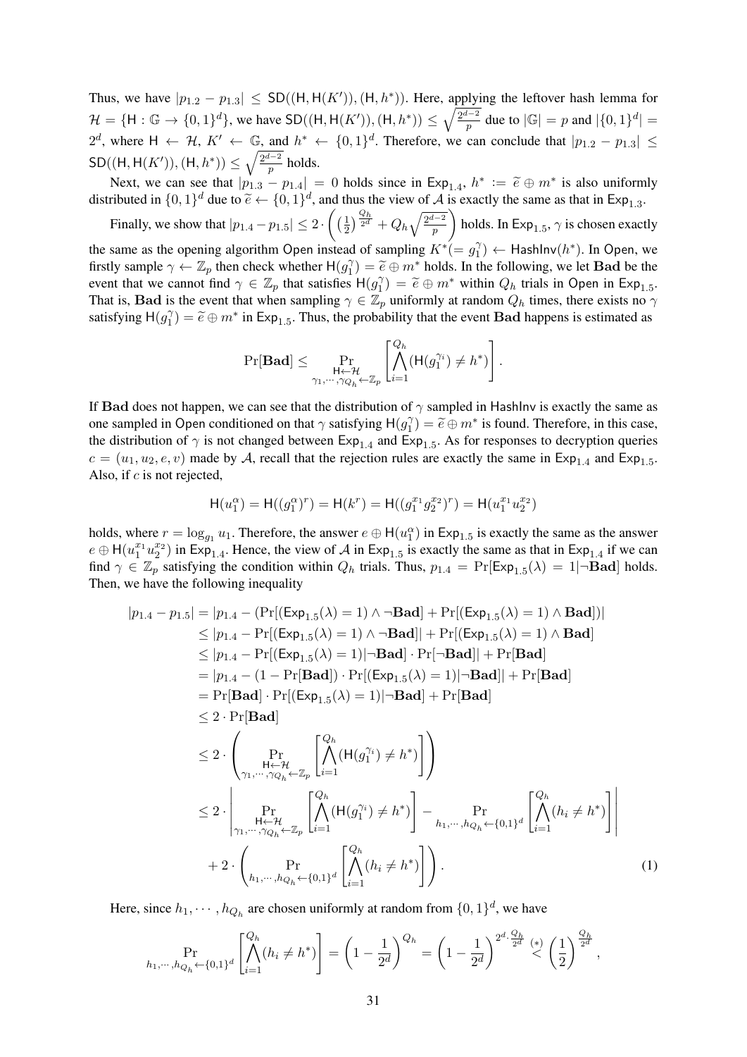Thus, we have $|p_{1.2} - p_{1.3}| \leq \mathsf{SD}((\mathsf{H}, \mathsf{H}(K')), (\mathsf{H}, h^*))$. Here, applying the leftover hash lemma for $\mathcal{H} = \{\mathsf{H} : \mathbb{G} \to \{0,1\}^d\}$, we have $\mathsf{SD}((\mathsf{H}, \mathsf{H}(K')), (\mathsf{H}, h^*)) \leq \sqrt{\frac{2^{d-2}}{p}}$ due to $|\mathbb{G}| = p$ and $|\{0,1\}^d| = 2^d$, where $\mathsf{H} \leftarrow \mathcal{H}$, $K' \leftarrow \mathbb{G}$, and $h^* \leftarrow \{0,1\}^d$. Therefore, we can conclude that $|p_{1.2} - p_{1.3}| \leq \mathsf{SD}((\mathsf{H}, \mathsf{H}(K')), (\mathsf{H}, h^*)) \leq \sqrt{\frac{2^{d-2}}{p}}$ holds.

Next, we can see that $|p_{1.3} - p_{1.4}| = 0$ holds since in $\mathsf{Exp}_{1.4}$, $h^* := \widetilde{e} \oplus m^*$ is also uniformly distributed in $\{0,1\}^d$ due to $\widetilde{e} \leftarrow \{0,1\}^d$, and thus the view of $\mathcal{A}$ is exactly the same as that in $\mathsf{Exp}_{1.3}$.

Finally, we show that $|p_{1.4} - p_{1.5}| \leq 2 \cdot \left( \left(\frac{1}{2}\right)^{\frac{Q_h}{2^d}} + Q_h \sqrt{\frac{2^{d-2}}{p}} \right)$ holds. In $\mathsf{Exp}_{1.5}$, $\gamma$ is chosen exactly the same as the opening algorithm $\mathsf{Open}$ instead of sampling $K^* (= g_1^\gamma) \leftarrow \mathsf{HashInv}(h^*)$. In $\mathsf{Open}$, we firstly sample $\gamma \leftarrow \mathbb{Z}_p$ then check whether $\mathsf{H}(g_1^\gamma) = \widetilde{e} \oplus m^*$ holds. In the following, we let $\mathbf{Bad}$ be the event that we cannot find $\gamma \in \mathbb{Z}_p$ that satisfies $\mathsf{H}(g_1^\gamma) = \widetilde{e} \oplus m^*$ within $Q_h$ trials in $\mathsf{Open}$ in $\mathsf{Exp}_{1.5}$. That is, $\mathbf{Bad}$ is the event that when sampling $\gamma \in \mathbb{Z}_p$ uniformly at random $Q_h$ times, there exists no $\gamma$ satisfying $\mathsf{H}(g_1^\gamma) = \widetilde{e} \oplus m^*$ in $\mathsf{Exp}_{1.5}$. Thus, the probability that the event $\mathbf{Bad}$ happens is estimated as

$$\Pr[\mathbf{Bad}] \leq \Pr_{\substack{\mathsf{H} \leftarrow \mathcal{H} \\ \gamma_1, \cdots, \gamma_{Q_h} \leftarrow \mathbb{Z}_p}} \left[ \bigwedge_{i=1}^{Q_h} (\mathsf{H}(g_1^{\gamma_i}) \neq h^*) \right].$$

If $\mathbf{Bad}$ does not happen, we can see that the distribution of $\gamma$ sampled in $\mathsf{HashInv}$ is exactly the same as one sampled in $\mathsf{Open}$ conditioned on that $\gamma$ satisfying $\mathsf{H}(g_1^\gamma) = \widetilde{e} \oplus m^*$ is found. Therefore, in this case, the distribution of $\gamma$ is not changed between $\mathsf{Exp}_{1.4}$ and $\mathsf{Exp}_{1.5}$. As for responses to decryption queries $c = (u_1, u_2, e, v)$ made by $\mathcal{A}$, recall that the rejection rules are exactly the same in $\mathsf{Exp}_{1.4}$ and $\mathsf{Exp}_{1.5}$. Also, if $c$ is not rejected,

$$\mathsf{H}(u_1^\alpha) = \mathsf{H}((g_1^\alpha)^r) = \mathsf{H}(k^r) = \mathsf{H}((g_1^{x_1} g_2^{x_2})^r) = \mathsf{H}(u_1^{x_1} u_2^{x_2})$$

holds, where $r = \log_{g_1} u_1$. Therefore, the answer $e \oplus \mathsf{H}(u_1^\alpha)$ in $\mathsf{Exp}_{1.5}$ is exactly the same as the answer $e \oplus \mathsf{H}(u_1^{x_1} u_2^{x_2})$ in $\mathsf{Exp}_{1.4}$. Hence, the view of $\mathcal{A}$ in $\mathsf{Exp}_{1.5}$ is exactly the same as that in $\mathsf{Exp}_{1.4}$ if we can find $\gamma \in \mathbb{Z}_p$ satisfying the condition within $Q_h$ trials. Thus, $p_{1.4} = \Pr[\mathsf{Exp}_{1.5}(\lambda) = 1 | \neg\mathbf{Bad}]$ holds. Then, we have the following inequality

$$\begin{aligned}
|p_{1.4} - p_{1.5}| &= |p_{1.4} - (\Pr[(\mathsf{Exp}_{1.5}(\lambda) = 1) \wedge \neg\mathbf{Bad}] + \Pr[(\mathsf{Exp}_{1.5}(\lambda) = 1) \wedge \mathbf{Bad}])| \\
&\leq |p_{1.4} - \Pr[(\mathsf{Exp}_{1.5}(\lambda) = 1) \wedge \neg\mathbf{Bad}]| + \Pr[(\mathsf{Exp}_{1.5}(\lambda) = 1) \wedge \mathbf{Bad}] \\
&\leq |p_{1.4} - \Pr[(\mathsf{Exp}_{1.5}(\lambda) = 1) | \neg\mathbf{Bad}] \cdot \Pr[\neg\mathbf{Bad}]| + \Pr[\mathbf{Bad}] \\
&= |p_{1.4} - (1 - \Pr[\mathbf{Bad}]) \cdot \Pr[(\mathsf{Exp}_{1.5}(\lambda) = 1) | \neg\mathbf{Bad}]| + \Pr[\mathbf{Bad}] \\
&= \Pr[\mathbf{Bad}] \cdot \Pr[(\mathsf{Exp}_{1.5}(\lambda) = 1) | \neg\mathbf{Bad}] + \Pr[\mathbf{Bad}] \\
&\leq 2 \cdot \Pr[\mathbf{Bad}] \\
&\leq 2 \cdot \left( \Pr_{\substack{\mathsf{H} \leftarrow \mathcal{H} \\ \gamma_1, \cdots, \gamma_{Q_h} \leftarrow \mathbb{Z}_p}} \left[ \bigwedge_{i=1}^{Q_h} (\mathsf{H}(g_1^{\gamma_i}) \neq h^*) \right] \right) \\
&\leq 2 \cdot \left| \Pr_{\substack{\mathsf{H} \leftarrow \mathcal{H} \\ \gamma_1, \cdots, \gamma_{Q_h} \leftarrow \mathbb{Z}_p}} \left[ \bigwedge_{i=1}^{Q_h} (\mathsf{H}(g_1^{\gamma_i}) \neq h^*) \right] - \Pr_{h_1, \cdots, h_{Q_h} \leftarrow \{0,1\}^d} \left[ \bigwedge_{i=1}^{Q_h} (h_i \neq h^*) \right] \right| \\
&\quad + 2 \cdot \left( \Pr_{h_1, \cdots, h_{Q_h} \leftarrow \{0,1\}^d} \left[ \bigwedge_{i=1}^{Q_h} (h_i \neq h^*) \right] \right).
\end{aligned} \tag{1}$$

Here, since $h_1, \cdots, h_{Q_h}$ are chosen uniformly at random from $\{0,1\}^d$, we have

$$\Pr_{h_1, \cdots, h_{Q_h} \leftarrow \{0,1\}^d} \left[ \bigwedge_{i=1}^{Q_h} (h_i \neq h^*) \right] = \left(1 - \frac{1}{2^d}\right)^{Q_h} = \left(1 - \frac{1}{2^d}\right)^{2^d \cdot \frac{Q_h}{2^d}} \overset{(*)}{<} \left(\frac{1}{2}\right)^{\frac{Q_h}{2^d}},$$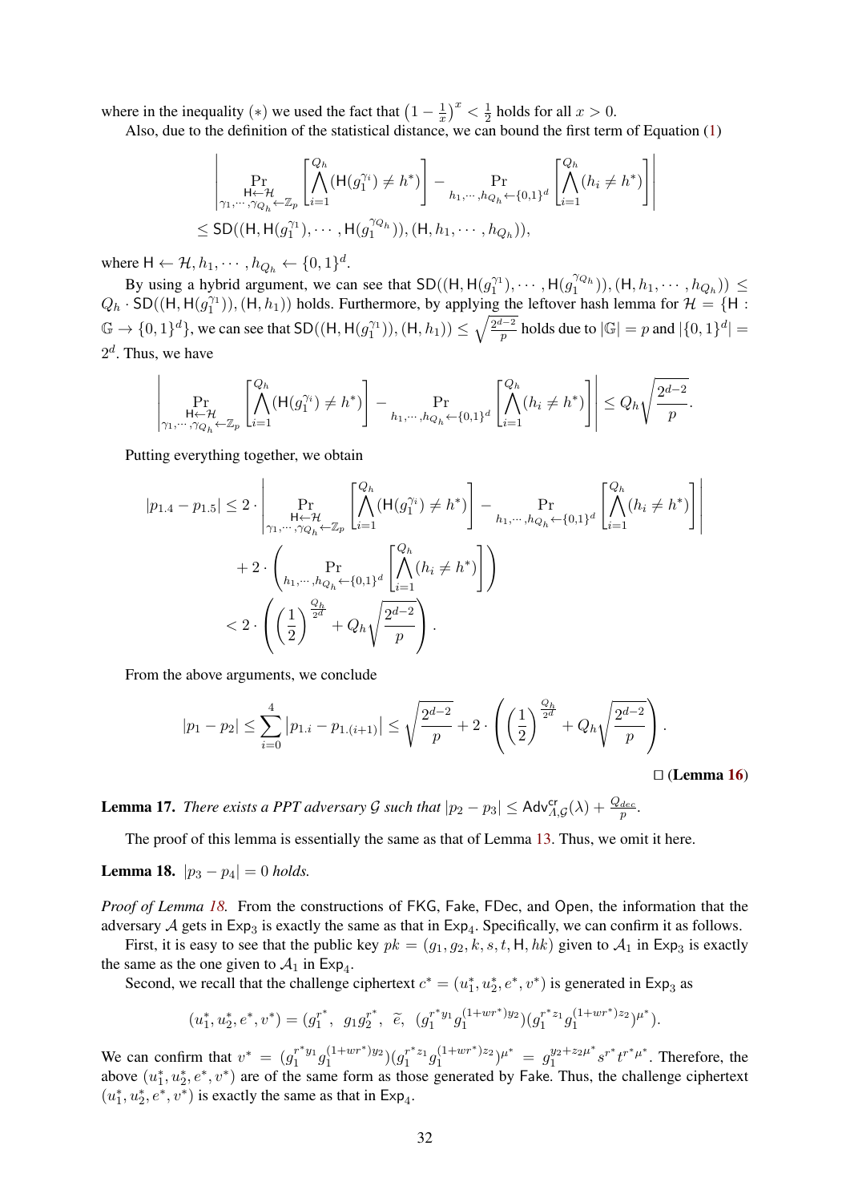where in the inequality $(*)$ we used the fact that $\left(1 - \frac{1}{x}\right)^x < \frac{1}{2}$ holds for all $x > 0$.

Also, due to the definition of the statistical distance, we can bound the first term of Equation (1)

$$\left| \Pr_{\substack{\mathsf{H} \leftarrow \mathcal{H} \\ \gamma_1, \cdots, \gamma_{Q_h} \leftarrow \mathbb{Z}_p}} \left[ \bigwedge_{i=1}^{Q_h} (\mathsf{H}(g_1^{\gamma_i}) \neq h^*) \right] - \Pr_{h_1, \cdots, h_{Q_h} \leftarrow \{0,1\}^d} \left[ \bigwedge_{i=1}^{Q_h} (h_i \neq h^*) \right] \right|$$
$$\leq \mathsf{SD}((\mathsf{H}, \mathsf{H}(g_1^{\gamma_1}), \cdots, \mathsf{H}(g_1^{\gamma_{Q_h}})), (\mathsf{H}, h_1, \cdots, h_{Q_h})),$$

where $\mathsf{H} \leftarrow \mathcal{H}, h_1, \cdots, h_{Q_h} \leftarrow \{0,1\}^d$.

By using a hybrid argument, we can see that $\mathsf{SD}((\mathsf{H}, \mathsf{H}(g_1^{\gamma_1}), \cdots, \mathsf{H}(g_1^{\gamma_{Q_h}})), (\mathsf{H}, h_1, \cdots, h_{Q_h})) \leq Q_h \cdot \mathsf{SD}((\mathsf{H}, \mathsf{H}(g_1^{\gamma_1})), (\mathsf{H}, h_1))$ holds. Furthermore, by applying the leftover hash lemma for $\mathcal{H} = \{\mathsf{H} : \mathbb{G} \to \{0,1\}^d\}$, we can see that $\mathsf{SD}((\mathsf{H}, \mathsf{H}(g_1^{\gamma_1})), (\mathsf{H}, h_1)) \leq \sqrt{\frac{2^{d-2}}{p}}$ holds due to $|\mathbb{G}| = p$ and $|\{0,1\}^d| = 2^d$. Thus, we have

$$\left| \Pr_{\substack{\mathsf{H} \leftarrow \mathcal{H} \\ \gamma_1, \cdots, \gamma_{Q_h} \leftarrow \mathbb{Z}_p}} \left[ \bigwedge_{i=1}^{Q_h} (\mathsf{H}(g_1^{\gamma_i}) \neq h^*) \right] - \Pr_{h_1, \cdots, h_{Q_h} \leftarrow \{0,1\}^d} \left[ \bigwedge_{i=1}^{Q_h} (h_i \neq h^*) \right] \right| \leq Q_h \sqrt{\frac{2^{d-2}}{p}}.$$

Putting everything together, we obtain

$$|p_{1.4} - p_{1.5}| \leq 2 \cdot \left| \Pr_{\substack{\mathsf{H} \leftarrow \mathcal{H} \\ \gamma_1, \cdots, \gamma_{Q_h} \leftarrow \mathbb{Z}_p}} \left[ \bigwedge_{i=1}^{Q_h} (\mathsf{H}(g_1^{\gamma_i}) \neq h^*) \right] - \Pr_{h_1, \cdots, h_{Q_h} \leftarrow \{0,1\}^d} \left[ \bigwedge_{i=1}^{Q_h} (h_i \neq h^*) \right] \right|$$
$$+ 2 \cdot \left( \Pr_{h_1, \cdots, h_{Q_h} \leftarrow \{0,1\}^d} \left[ \bigwedge_{i=1}^{Q_h} (h_i \neq h^*) \right] \right)$$
$$< 2 \cdot \left( \left(\frac{1}{2}\right)^{\frac{Q_h}{2^d}} + Q_h \sqrt{\frac{2^{d-2}}{p}} \right).$$

From the above arguments, we conclude

$$|p_1 - p_2| \leq \sum_{i=0}^{4} |p_{1.i} - p_{1.(i+1)}| \leq \sqrt{\frac{2^{d-2}}{p}} + 2 \cdot \left( \left(\frac{1}{2}\right)^{\frac{Q_h}{2^d}} + Q_h \sqrt{\frac{2^{d-2}}{p}} \right).$$

□ (Lemma 16)

**Lemma 17.** *There exists a PPT adversary $\mathcal{G}$ such that $|p_2 - p_3| \leq \mathsf{Adv}^{\mathsf{cr}}_{\Lambda,\mathcal{G}}(\lambda) + \frac{Q_{dec}}{p}$.*

The proof of this lemma is essentially the same as that of Lemma 13. Thus, we omit it here.

**Lemma 18.** *$|p_3 - p_4| = 0$ holds.*

*Proof of Lemma 18.* From the constructions of $\mathsf{FKG}$, $\mathsf{Fake}$, $\mathsf{FDec}$, and $\mathsf{Open}$, the information that the adversary $\mathcal{A}$ gets in $\mathsf{Exp}_3$ is exactly the same as that in $\mathsf{Exp}_4$. Specifically, we can confirm it as follows.

First, it is easy to see that the public key $pk = (g_1, g_2, k, s, t, \mathsf{H}, hk)$ given to $\mathcal{A}_1$ in $\mathsf{Exp}_3$ is exactly the same as the one given to $\mathcal{A}_1$ in $\mathsf{Exp}_4$.

Second, we recall that the challenge ciphertext $c^* = (u_1^*, u_2^*, e^*, v^*)$ is generated in $\mathsf{Exp}_3$ as

$$(u_1^*, u_2^*, e^*, v^*) = (g_1^{r^*},\ \ g_1 g_2^{r^*},\ \ \widetilde{e},\ \ (g_1^{r^* y_1} g_1^{(1+wr^*)y_2})(g_1^{r^* z_1} g_1^{(1+wr^*)z_2})^{\mu^*}).$$

We can confirm that $v^* = (g_1^{r^* y_1} g_1^{(1+wr^*)y_2})(g_1^{r^* z_1} g_1^{(1+wr^*)z_2})^{\mu^*} = g_1^{y_2 + z_2 \mu^*} s^{r^*} t^{r^* \mu^*}$. Therefore, the above $(u_1^*, u_2^*, e^*, v^*)$ are of the same form as those generated by $\mathsf{Fake}$. Thus, the challenge ciphertext $(u_1^*, u_2^*, e^*, v^*)$ is exactly the same as that in $\mathsf{Exp}_4$.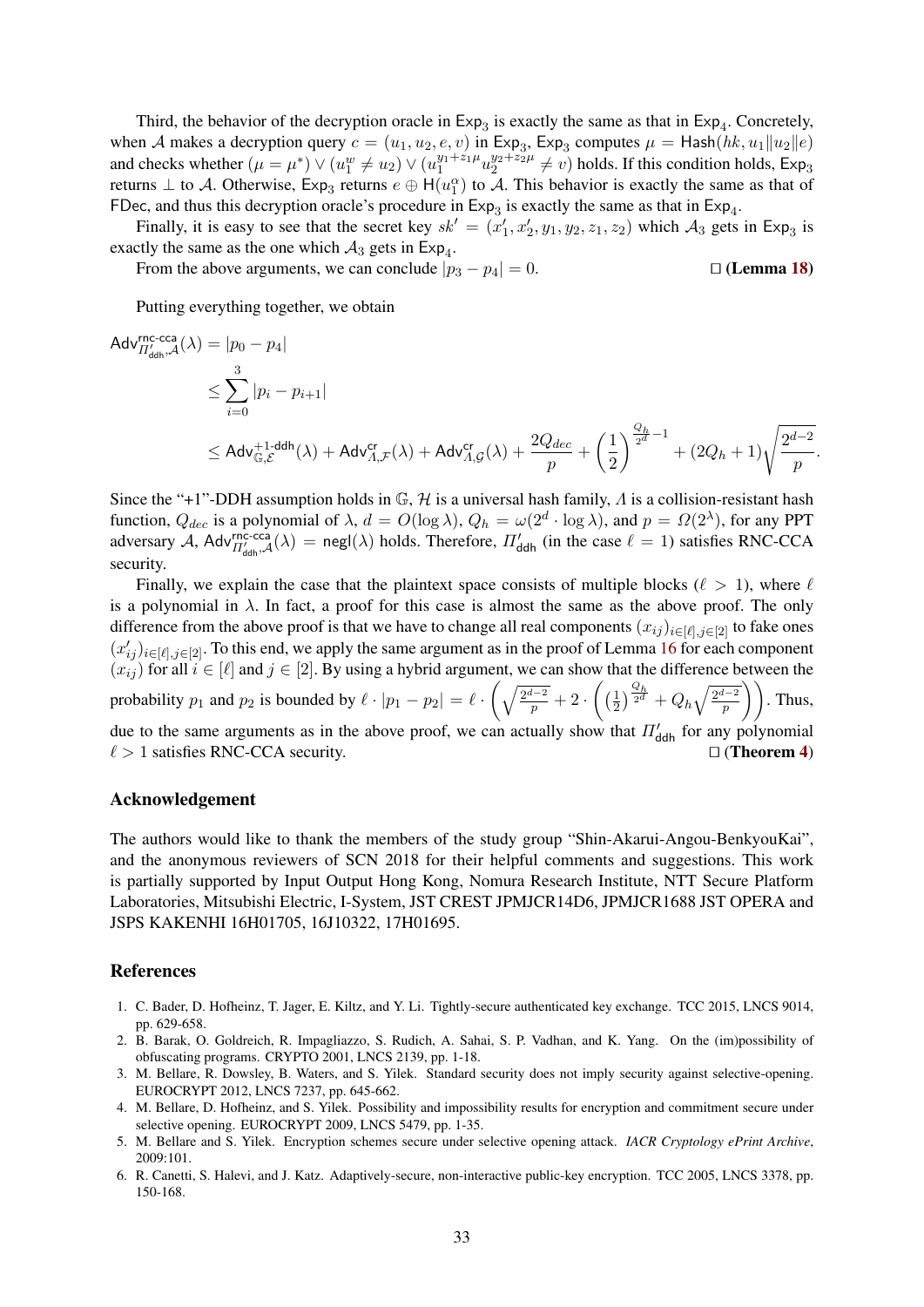Third, the behavior of the decryption oracle in $\mathsf{Exp}_3$ is exactly the same as that in $\mathsf{Exp}_4$. Concretely, when $\mathcal{A}$ makes a decryption query $c = (u_1, u_2, e, v)$ in $\mathsf{Exp}_3$, $\mathsf{Exp}_3$ computes $\mu = \mathsf{Hash}(hk, u_1 \| u_2 \| e)$ and checks whether $(\mu = \mu^*) \vee (u_1^w \neq u_2) \vee (u_1^{y_1 + z_1 \mu} u_2^{y_2 + z_2 \mu} \neq v)$ holds. If this condition holds, $\mathsf{Exp}_3$ returns $\perp$ to $\mathcal{A}$. Otherwise, $\mathsf{Exp}_3$ returns $e \oplus \mathsf{H}(u_1^{\alpha})$ to $\mathcal{A}$. This behavior is exactly the same as that of $\mathsf{FDec}$, and thus this decryption oracle's procedure in $\mathsf{Exp}_3$ is exactly the same as that in $\mathsf{Exp}_4$.

Finally, it is easy to see that the secret key $sk' = (x_1', x_2', y_1, y_2, z_1, z_2)$ which $\mathcal{A}_3$ gets in $\mathsf{Exp}_3$ is exactly the same as the one which $\mathcal{A}_3$ gets in $\mathsf{Exp}_4$.

From the above arguments, we can conclude $|p_3 - p_4| = 0$. □ **(Lemma 18)**

Putting everything together, we obtain

$$
\begin{aligned}
\mathsf{Adv}^{\mathsf{rnc\text{-}cca}}_{\Pi'_{\mathsf{ddh}}, \mathcal{A}}(\lambda) &= |p_0 - p_4| \\
&\leq \sum_{i=0}^{3} |p_i - p_{i+1}| \\
&\leq \mathsf{Adv}^{+1\text{-}\mathsf{ddh}}_{\mathbb{G}, \mathcal{E}}(\lambda) + \mathsf{Adv}^{\mathsf{cr}}_{\Lambda, \mathcal{F}}(\lambda) + \mathsf{Adv}^{\mathsf{cr}}_{\Lambda, \mathcal{G}}(\lambda) + \frac{2Q_{dec}}{p} + \left(\frac{1}{2}\right)^{\frac{Q_h}{2^d} - 1} + (2Q_h + 1)\sqrt{\frac{2^{d-2}}{p}}.
\end{aligned}
$$

Since the "+1"-DDH assumption holds in $\mathbb{G}$, $\mathcal{H}$ is a universal hash family, $\Lambda$ is a collision-resistant hash function, $Q_{dec}$ is a polynomial of $\lambda$, $d = O(\log \lambda)$, $Q_h = \omega(2^d \cdot \log \lambda)$, and $p = \Omega(2^{\lambda})$, for any PPT adversary $\mathcal{A}$, $\mathsf{Adv}^{\mathsf{rnc\text{-}cca}}_{\Pi'_{\mathsf{ddh}}, \mathcal{A}}(\lambda) = \mathsf{negl}(\lambda)$ holds. Therefore, $\Pi'_{\mathsf{ddh}}$ (in the case $\ell = 1$) satisfies RNC-CCA security.

Finally, we explain the case that the plaintext space consists of multiple blocks ($\ell > 1$), where $\ell$ is a polynomial in $\lambda$. In fact, a proof for this case is almost the same as the above proof. The only difference from the above proof is that we have to change all real components $(x_{ij})_{i \in [\ell], j \in [2]}$ to fake ones $(x'_{ij})_{i \in [\ell], j \in [2]}$. To this end, we apply the same argument as in the proof of Lemma 16 for each component $(x_{ij})$ for all $i \in [\ell]$ and $j \in [2]$. By using a hybrid argument, we can show that the difference between the probability $p_1$ and $p_2$ is bounded by $\ell \cdot |p_1 - p_2| = \ell \cdot \left( \sqrt{\frac{2^{d-2}}{p}} + 2 \cdot \left( \left(\frac{1}{2}\right)^{\frac{Q_h}{2^d}} + Q_h \sqrt{\frac{2^{d-2}}{p}} \right) \right)$. Thus, due to the same arguments as in the above proof, we can actually show that $\Pi'_{\mathsf{ddh}}$ for any polynomial $\ell > 1$ satisfies RNC-CCA security. □ **(Theorem 4)**

## Acknowledgement

The authors would like to thank the members of the study group "Shin-Akarui-Angou-BenkyouKai", and the anonymous reviewers of SCN 2018 for their helpful comments and suggestions. This work is partially supported by Input Output Hong Kong, Nomura Research Institute, NTT Secure Platform Laboratories, Mitsubishi Electric, I-System, JST CREST JPMJCR14D6, JPMJCR1688 JST OPERA and JSPS KAKENHI 16H01705, 16J10322, 17H01695.

## References

1. C. Bader, D. Hofheinz, T. Jager, E. Kiltz, and Y. Li. Tightly-secure authenticated key exchange. TCC 2015, LNCS 9014, pp. 629-658.
2. B. Barak, O. Goldreich, R. Impagliazzo, S. Rudich, A. Sahai, S. P. Vadhan, and K. Yang. On the (im)possibility of obfuscating programs. CRYPTO 2001, LNCS 2139, pp. 1-18.
3. M. Bellare, R. Dowsley, B. Waters, and S. Yilek. Standard security does not imply security against selective-opening. EUROCRYPT 2012, LNCS 7237, pp. 645-662.
4. M. Bellare, D. Hofheinz, and S. Yilek. Possibility and impossibility results for encryption and commitment secure under selective opening. EUROCRYPT 2009, LNCS 5479, pp. 1-35.
5. M. Bellare and S. Yilek. Encryption schemes secure under selective opening attack. *IACR Cryptology ePrint Archive*, 2009:101.
6. R. Canetti, S. Halevi, and J. Katz. Adaptively-secure, non-interactive public-key encryption. TCC 2005, LNCS 3378, pp. 150-168.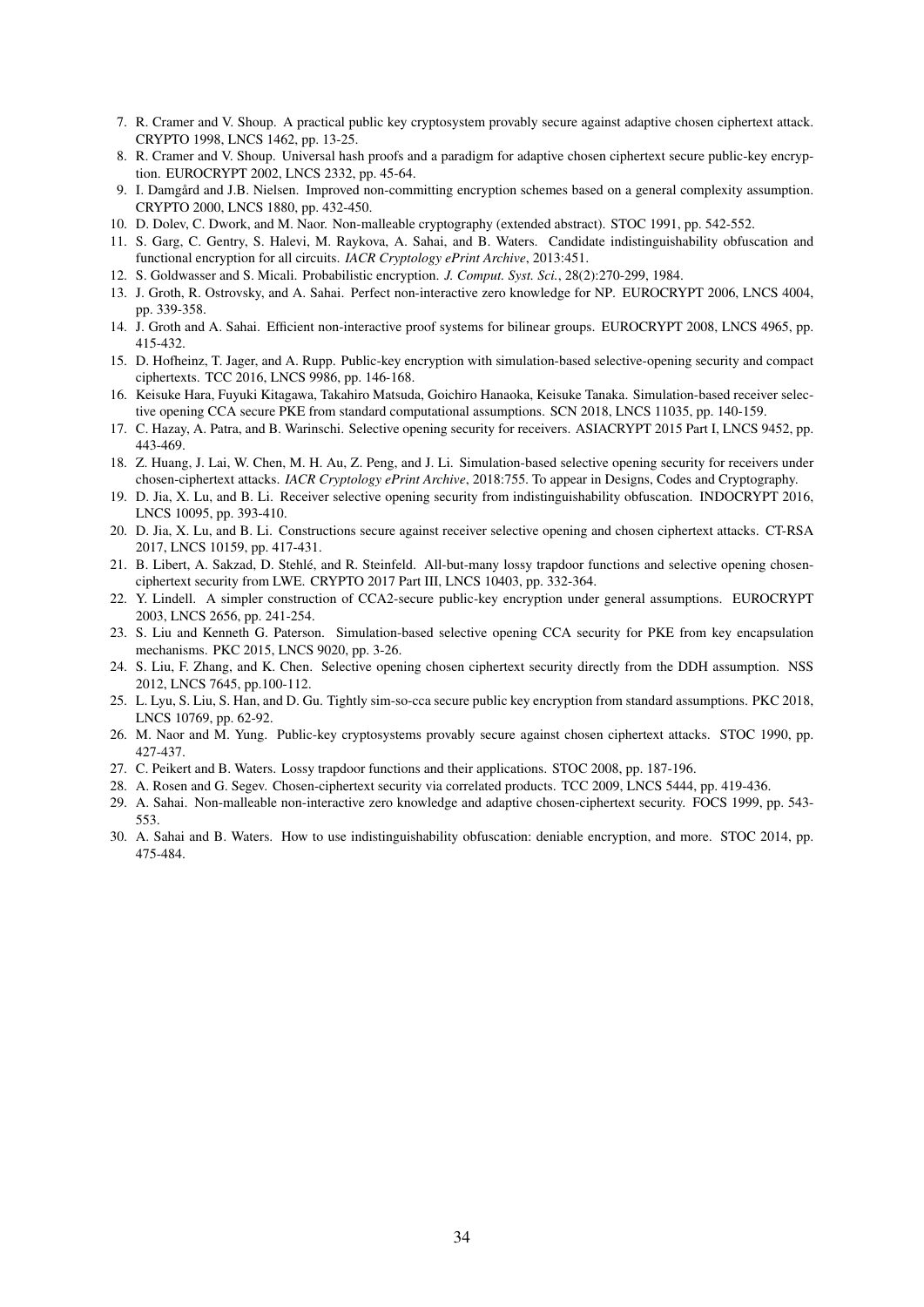7. R. Cramer and V. Shoup. A practical public key cryptosystem provably secure against adaptive chosen ciphertext attack. CRYPTO 1998, LNCS 1462, pp. 13-25.
8. R. Cramer and V. Shoup. Universal hash proofs and a paradigm for adaptive chosen ciphertext secure public-key encryption. EUROCRYPT 2002, LNCS 2332, pp. 45-64.
9. I. Damgård and J.B. Nielsen. Improved non-committing encryption schemes based on a general complexity assumption. CRYPTO 2000, LNCS 1880, pp. 432-450.
10. D. Dolev, C. Dwork, and M. Naor. Non-malleable cryptography (extended abstract). STOC 1991, pp. 542-552.
11. S. Garg, C. Gentry, S. Halevi, M. Raykova, A. Sahai, and B. Waters. Candidate indistinguishability obfuscation and functional encryption for all circuits. *IACR Cryptology ePrint Archive*, 2013:451.
12. S. Goldwasser and S. Micali. Probabilistic encryption. *J. Comput. Syst. Sci.*, 28(2):270-299, 1984.
13. J. Groth, R. Ostrovsky, and A. Sahai. Perfect non-interactive zero knowledge for NP. EUROCRYPT 2006, LNCS 4004, pp. 339-358.
14. J. Groth and A. Sahai. Efficient non-interactive proof systems for bilinear groups. EUROCRYPT 2008, LNCS 4965, pp. 415-432.
15. D. Hofheinz, T. Jager, and A. Rupp. Public-key encryption with simulation-based selective-opening security and compact ciphertexts. TCC 2016, LNCS 9986, pp. 146-168.
16. Keisuke Hara, Fuyuki Kitagawa, Takahiro Matsuda, Goichiro Hanaoka, Keisuke Tanaka. Simulation-based receiver selective opening CCA secure PKE from standard computational assumptions. SCN 2018, LNCS 11035, pp. 140-159.
17. C. Hazay, A. Patra, and B. Warinschi. Selective opening security for receivers. ASIACRYPT 2015 Part I, LNCS 9452, pp. 443-469.
18. Z. Huang, J. Lai, W. Chen, M. H. Au, Z. Peng, and J. Li. Simulation-based selective opening security for receivers under chosen-ciphertext attacks. *IACR Cryptology ePrint Archive*, 2018:755. To appear in Designs, Codes and Cryptography.
19. D. Jia, X. Lu, and B. Li. Receiver selective opening security from indistinguishability obfuscation. INDOCRYPT 2016, LNCS 10095, pp. 393-410.
20. D. Jia, X. Lu, and B. Li. Constructions secure against receiver selective opening and chosen ciphertext attacks. CT-RSA 2017, LNCS 10159, pp. 417-431.
21. B. Libert, A. Sakzad, D. Stehlé, and R. Steinfeld. All-but-many lossy trapdoor functions and selective opening chosen-ciphertext security from LWE. CRYPTO 2017 Part III, LNCS 10403, pp. 332-364.
22. Y. Lindell. A simpler construction of CCA2-secure public-key encryption under general assumptions. EUROCRYPT 2003, LNCS 2656, pp. 241-254.
23. S. Liu and Kenneth G. Paterson. Simulation-based selective opening CCA security for PKE from key encapsulation mechanisms. PKC 2015, LNCS 9020, pp. 3-26.
24. S. Liu, F. Zhang, and K. Chen. Selective opening chosen ciphertext security directly from the DDH assumption. NSS 2012, LNCS 7645, pp.100-112.
25. L. Lyu, S. Liu, S. Han, and D. Gu. Tightly sim-so-cca secure public key encryption from standard assumptions. PKC 2018, LNCS 10769, pp. 62-92.
26. M. Naor and M. Yung. Public-key cryptosystems provably secure against chosen ciphertext attacks. STOC 1990, pp. 427-437.
27. C. Peikert and B. Waters. Lossy trapdoor functions and their applications. STOC 2008, pp. 187-196.
28. A. Rosen and G. Segev. Chosen-ciphertext security via correlated products. TCC 2009, LNCS 5444, pp. 419-436.
29. A. Sahai. Non-malleable non-interactive zero knowledge and adaptive chosen-ciphertext security. FOCS 1999, pp. 543-553.
30. A. Sahai and B. Waters. How to use indistinguishability obfuscation: deniable encryption, and more. STOC 2014, pp. 475-484.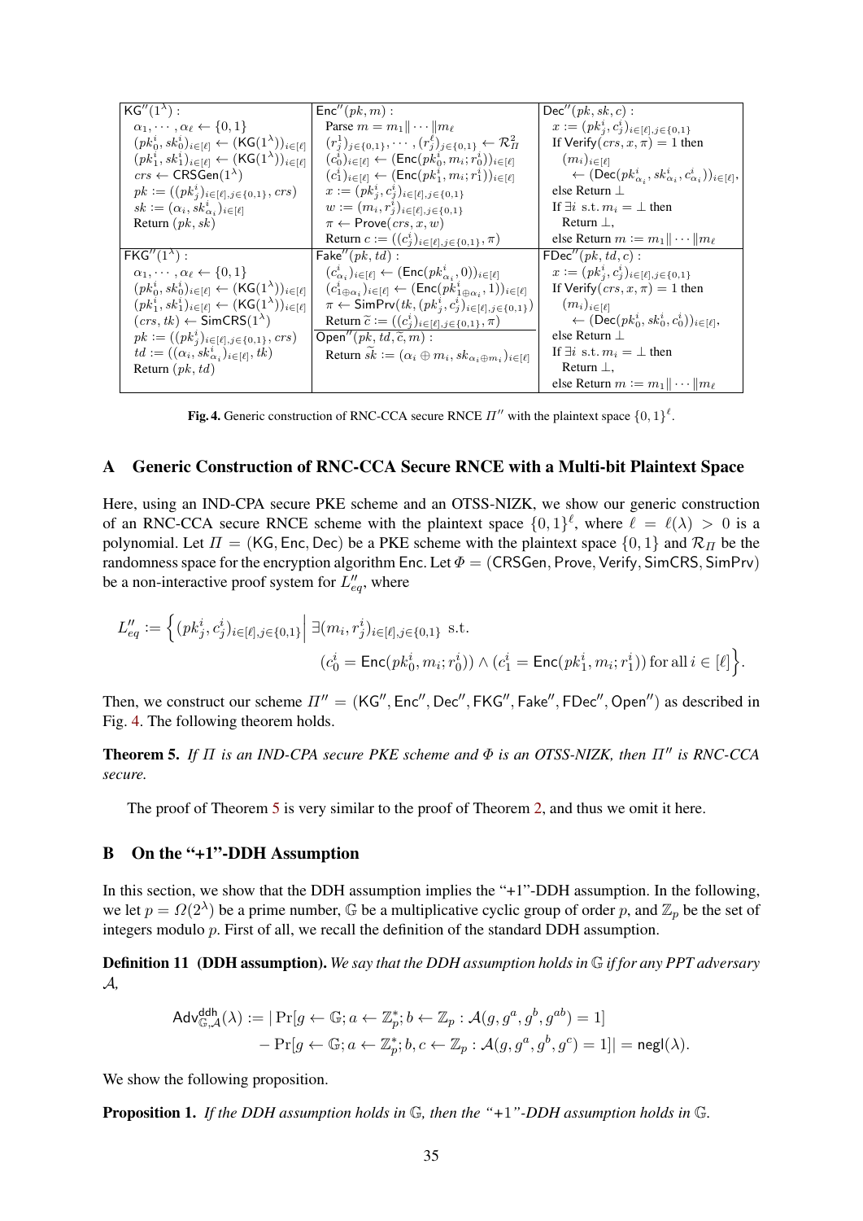| $\mathsf{KG}''(1^\lambda)$ : | $\mathsf{Enc}''(pk, m)$ : | $\mathsf{Dec}''(pk, sk, c)$ : |
|---|---|---|
| $\alpha_1, \cdots, \alpha_\ell \leftarrow \{0,1\}$ <br> $(pk_0^i, sk_0^i)_{i\in[\ell]} \leftarrow (\mathsf{KG}(1^\lambda))_{i\in[\ell]}$ <br> $(pk_1^i, sk_1^i)_{i\in[\ell]} \leftarrow (\mathsf{KG}(1^\lambda))_{i\in[\ell]}$ <br> $crs \leftarrow \mathsf{CRSGen}(1^\lambda)$ <br> $pk := ((pk_j^i)_{i\in[\ell], j\in\{0,1\}}, crs)$ <br> $sk := (\alpha_i, sk_{\alpha_i}^i)_{i\in[\ell]}$ <br> Return $(pk, sk)$ | Parse $m = m_1 \| \cdots \| m_\ell$ <br> $(r_j^1)_{j\in\{0,1\}}, \cdots, (r_j^\ell)_{j\in\{0,1\}} \leftarrow \mathcal{R}_\Pi^2$ <br> $(c_0^i)_{i\in[\ell]} \leftarrow (\mathsf{Enc}(pk_0^i, m_i; r_0^i))_{i\in[\ell]}$ <br> $(c_1^i)_{i\in[\ell]} \leftarrow (\mathsf{Enc}(pk_1^i, m_i; r_1^i))_{i\in[\ell]}$ <br> $x := (pk_j^i, c_j^i)_{i\in[\ell], j\in\{0,1\}}$ <br> $w := (m_i, r_j^i)_{i\in[\ell], j\in\{0,1\}}$ <br> $\pi \leftarrow \mathsf{Prove}(crs, x, w)$ <br> Return $c := ((c_j^i)_{i\in[\ell], j\in\{0,1\}}, \pi)$ | $x := (pk_j^i, c_j^i)_{i\in[\ell], j\in\{0,1\}}$ <br> If $\mathsf{Verify}(crs, x, \pi) = 1$ then <br> $(m_i)_{i\in[\ell]}$ <br> $\leftarrow (\mathsf{Dec}(pk_{\alpha_i}^i, sk_{\alpha_i}^i, c_{\alpha_i}^i))_{i\in[\ell]}$, <br> else Return $\bot$ <br> If $\exists i$ s.t. $m_i = \bot$ then <br> Return $\bot$, <br> else Return $m := m_1 \| \cdots \| m_\ell$ |
| $\mathsf{FKG}''(1^\lambda)$ : | $\mathsf{Fake}''(pk, td)$ : | $\mathsf{FDec}''(pk, td, c)$ : |
| $\alpha_1, \cdots, \alpha_\ell \leftarrow \{0,1\}$ <br> $(pk_0^i, sk_0^i)_{i\in[\ell]} \leftarrow (\mathsf{KG}(1^\lambda))_{i\in[\ell]}$ <br> $(pk_1^i, sk_1^i)_{i\in[\ell]} \leftarrow (\mathsf{KG}(1^\lambda))_{i\in[\ell]}$ <br> $(crs, tk) \leftarrow \mathsf{SimCRS}(1^\lambda)$ <br> $pk := ((pk_j^i)_{i\in[\ell], j\in\{0,1\}}, crs)$ <br> $td := ((\alpha_i, sk_{\alpha_i}^i)_{i\in[\ell]}, tk)$ <br> Return $(pk, td)$ | $(c_{\alpha_i}^i)_{i\in[\ell]} \leftarrow (\mathsf{Enc}(pk_{\alpha_i}^i, 0))_{i\in[\ell]}$ <br> $(c_{1\oplus\alpha_i}^i)_{i\in[\ell]} \leftarrow (\mathsf{Enc}(pk_{1\oplus\alpha_i}^i, 1))_{i\in[\ell]}$ <br> $\pi \leftarrow \mathsf{SimPrv}(tk, (pk_j^i, c_j^i)_{i\in[\ell], j\in\{0,1\}})$ <br> Return $\widetilde{c} := ((c_j^i)_{i\in[\ell], j\in\{0,1\}}, \pi)$ <br> $\mathsf{Open}''(pk, td, \widetilde{c}, m)$ : <br> Return $\widetilde{sk} := (\alpha_i \oplus m_i, sk_{\alpha_i\oplus m_i})_{i\in[\ell]}$ | $x := (pk_j^i, c_j^i)_{i\in[\ell], j\in\{0,1\}}$ <br> If $\mathsf{Verify}(crs, x, \pi) = 1$ then <br> $(m_i)_{i\in[\ell]}$ <br> $\leftarrow (\mathsf{Dec}(pk_0^i, sk_0^i, c_0^i))_{i\in[\ell]}$, <br> else Return $\bot$ <br> If $\exists i$ s.t. $m_i = \bot$ then <br> Return $\bot$, <br> else Return $m := m_1 \| \cdots \| m_\ell$ |

**Fig. 4.** Generic construction of RNC-CCA secure RNCE $\Pi''$ with the plaintext space $\{0,1\}^\ell$.

## A Generic Construction of RNC-CCA Secure RNCE with a Multi-bit Plaintext Space

Here, using an IND-CPA secure PKE scheme and an OTSS-NIZK, we show our generic construction of an RNC-CCA secure RNCE scheme with the plaintext space $\{0,1\}^\ell$, where $\ell = \ell(\lambda) > 0$ is a polynomial. Let $\Pi = (\mathsf{KG}, \mathsf{Enc}, \mathsf{Dec})$ be a PKE scheme with the plaintext space $\{0,1\}$ and $\mathcal{R}_\Pi$ be the randomness space for the encryption algorithm $\mathsf{Enc}$. Let $\Phi = (\mathsf{CRSGen}, \mathsf{Prove}, \mathsf{Verify}, \mathsf{SimCRS}, \mathsf{SimPrv})$ be a non-interactive proof system for $L''_{eq}$, where

$$L''_{eq} := \Big\{ (pk_j^i, c_j^i)_{i\in[\ell], j\in\{0,1\}} \Big| \; \exists (m_i, r_j^i)_{i\in[\ell], j\in\{0,1\}} \text{ s.t.} \\ (c_0^i = \mathsf{Enc}(pk_0^i, m_i; r_0^i)) \wedge (c_1^i = \mathsf{Enc}(pk_1^i, m_i; r_1^i)) \text{ for all } i \in [\ell] \Big\}.$$

Then, we construct our scheme $\Pi'' = (\mathsf{KG}'', \mathsf{Enc}'', \mathsf{Dec}'', \mathsf{FKG}'', \mathsf{Fake}'', \mathsf{FDec}'', \mathsf{Open}'')$ as described in Fig. 4. The following theorem holds.

**Theorem 5.** *If $\Pi$ is an IND-CPA secure PKE scheme and $\Phi$ is an OTSS-NIZK, then $\Pi''$ is RNC-CCA secure.*

The proof of Theorem 5 is very similar to the proof of Theorem 2, and thus we omit it here.

## B On the "+1"-DDH Assumption

In this section, we show that the DDH assumption implies the "+1"-DDH assumption. In the following, we let $p = \Omega(2^\lambda)$ be a prime number, $\mathbb{G}$ be a multiplicative cyclic group of order $p$, and $\mathbb{Z}_p$ be the set of integers modulo $p$. First of all, we recall the definition of the standard DDH assumption.

**Definition 11 (DDH assumption).** *We say that the DDH assumption holds in $\mathbb{G}$ if for any PPT adversary $\mathcal{A}$,*

$$\mathsf{Adv}^{\mathsf{ddh}}_{\mathbb{G},\mathcal{A}}(\lambda) := |\Pr[g \leftarrow \mathbb{G}; a \leftarrow \mathbb{Z}_p^*; b \leftarrow \mathbb{Z}_p : \mathcal{A}(g, g^a, g^b, g^{ab}) = 1] \\ - \Pr[g \leftarrow \mathbb{G}; a \leftarrow \mathbb{Z}_p^*; b, c \leftarrow \mathbb{Z}_p : \mathcal{A}(g, g^a, g^b, g^c) = 1]| = \mathsf{negl}(\lambda).$$

We show the following proposition.

**Proposition 1.** *If the DDH assumption holds in $\mathbb{G}$, then the "+1"-DDH assumption holds in $\mathbb{G}$.*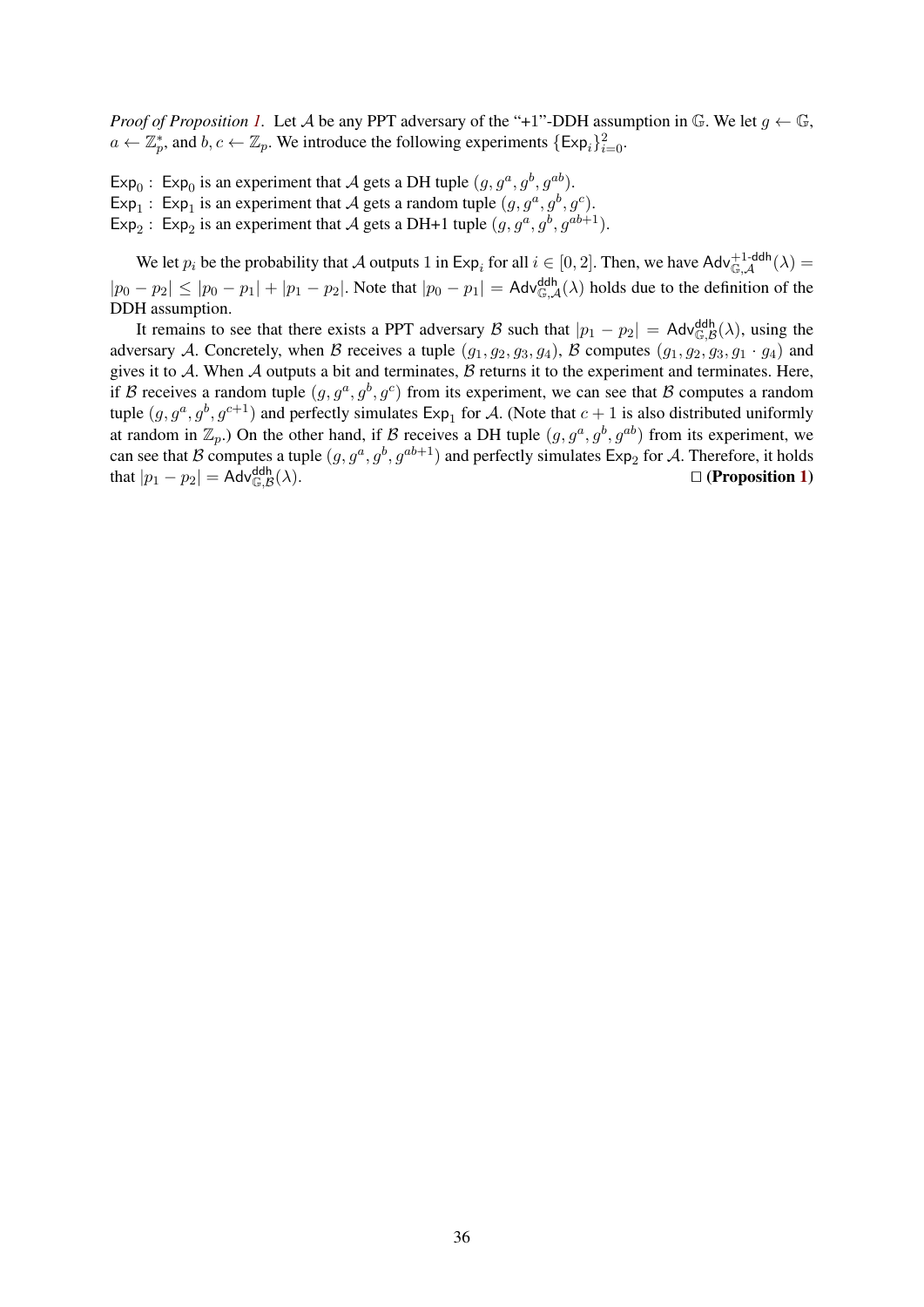*Proof of Proposition 1.* Let $\mathcal{A}$ be any PPT adversary of the "+1"-DDH assumption in $\mathbb{G}$. We let $g \leftarrow \mathbb{G}$, $a \leftarrow \mathbb{Z}_p^*$, and $b, c \leftarrow \mathbb{Z}_p$. We introduce the following experiments $\{\mathsf{Exp}_i\}_{i=0}^2$.

$\mathsf{Exp}_0$ : $\mathsf{Exp}_0$ is an experiment that $\mathcal{A}$ gets a DH tuple $(g, g^a, g^b, g^{ab})$.
$\mathsf{Exp}_1$ : $\mathsf{Exp}_1$ is an experiment that $\mathcal{A}$ gets a random tuple $(g, g^a, g^b, g^c)$.
$\mathsf{Exp}_2$ : $\mathsf{Exp}_2$ is an experiment that $\mathcal{A}$ gets a DH+1 tuple $(g, g^a, g^b, g^{ab+1})$.

We let $p_i$ be the probability that $\mathcal{A}$ outputs 1 in $\mathsf{Exp}_i$ for all $i \in [0, 2]$. Then, we have $\mathsf{Adv}_{\mathbb{G},\mathcal{A}}^{+1\text{-}\mathsf{ddh}}(\lambda) = |p_0 - p_2| \leq |p_0 - p_1| + |p_1 - p_2|$. Note that $|p_0 - p_1| = \mathsf{Adv}_{\mathbb{G},\mathcal{A}}^{\mathsf{ddh}}(\lambda)$ holds due to the definition of the DDH assumption.

It remains to see that there exists a PPT adversary $\mathcal{B}$ such that $|p_1 - p_2| = \mathsf{Adv}_{\mathbb{G},\mathcal{B}}^{\mathsf{ddh}}(\lambda)$, using the adversary $\mathcal{A}$. Concretely, when $\mathcal{B}$ receives a tuple $(g_1, g_2, g_3, g_4)$, $\mathcal{B}$ computes $(g_1, g_2, g_3, g_1 \cdot g_4)$ and gives it to $\mathcal{A}$. When $\mathcal{A}$ outputs a bit and terminates, $\mathcal{B}$ returns it to the experiment and terminates. Here, if $\mathcal{B}$ receives a random tuple $(g, g^a, g^b, g^c)$ from its experiment, we can see that $\mathcal{B}$ computes a random tuple $(g, g^a, g^b, g^{c+1})$ and perfectly simulates $\mathsf{Exp}_1$ for $\mathcal{A}$. (Note that $c + 1$ is also distributed uniformly at random in $\mathbb{Z}_p$.) On the other hand, if $\mathcal{B}$ receives a DH tuple $(g, g^a, g^b, g^{ab})$ from its experiment, we can see that $\mathcal{B}$ computes a tuple $(g, g^a, g^b, g^{ab+1})$ and perfectly simulates $\mathsf{Exp}_2$ for $\mathcal{A}$. Therefore, it holds that $|p_1 - p_2| = \mathsf{Adv}_{\mathbb{G},\mathcal{B}}^{\mathsf{ddh}}(\lambda)$. □ **(Proposition 1)**